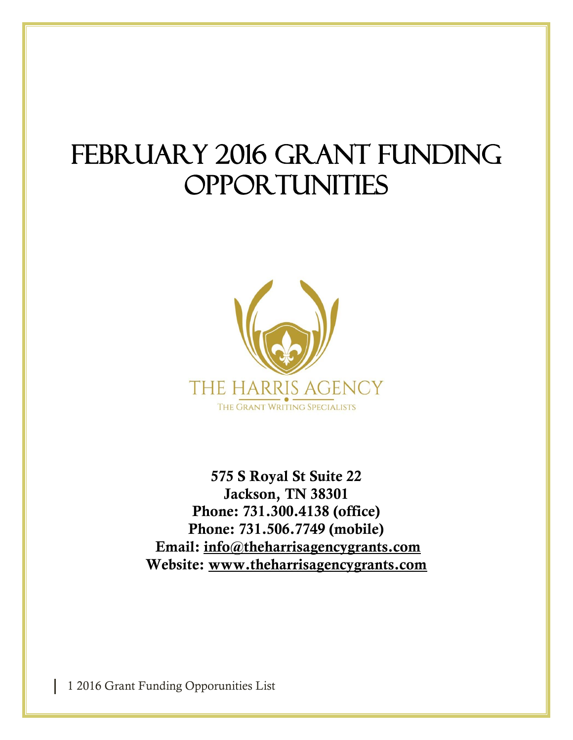# FEBRUARY 2016 GRANT FUNDING OPPORTUNITIES

THE HARRIS AGENCY

THE GRANT WRITING SPECIALISTS

**575 S Royal St Suite 22**
**Jackson, TN 38301**
**Phone: 731.300.4138 (office)**
**Phone: 731.506.7749 (mobile)**
**Email: info@theharrisagencygrants.com**
**Website: www.theharrisagencygrants.com**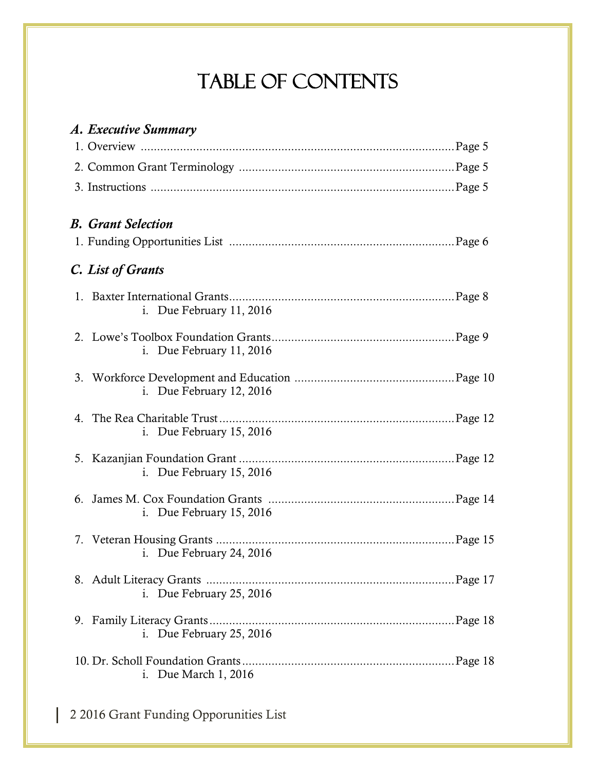# TABLE OF CONTENTS

### *A. Executive Summary*

1. Overview ........................................................................................ Page 5
2. Common Grant Terminology ........................................................ Page 5
3. Instructions ...................................................................................... Page 5

### *B. Grant Selection*

1. Funding Opportunities List ............................................................ Page 6

### *C. List of Grants*

1. Baxter International Grants............................................................ Page 8
   i. Due February 11, 2016
2. Lowe's Toolbox Foundation Grants................................................ Page 9
   i. Due February 11, 2016
3. Workforce Development and Education ........................................ Page 10
   i. Due February 12, 2016
4. The Rea Charitable Trust................................................................ Page 12
   i. Due February 15, 2016
5. Kazanjian Foundation Grant .......................................................... Page 12
   i. Due February 15, 2016
6. James M. Cox Foundation Grants ................................................. Page 14
   i. Due February 15, 2016
7. Veteran Housing Grants ................................................................. Page 15
   i. Due February 24, 2016
8. Adult Literacy Grants ..................................................................... Page 17
   i. Due February 25, 2016
9. Family Literacy Grants.................................................................... Page 18
   i. Due February 25, 2016
10. Dr. Scholl Foundation Grants......................................................... Page 18
    i. Due March 1, 2016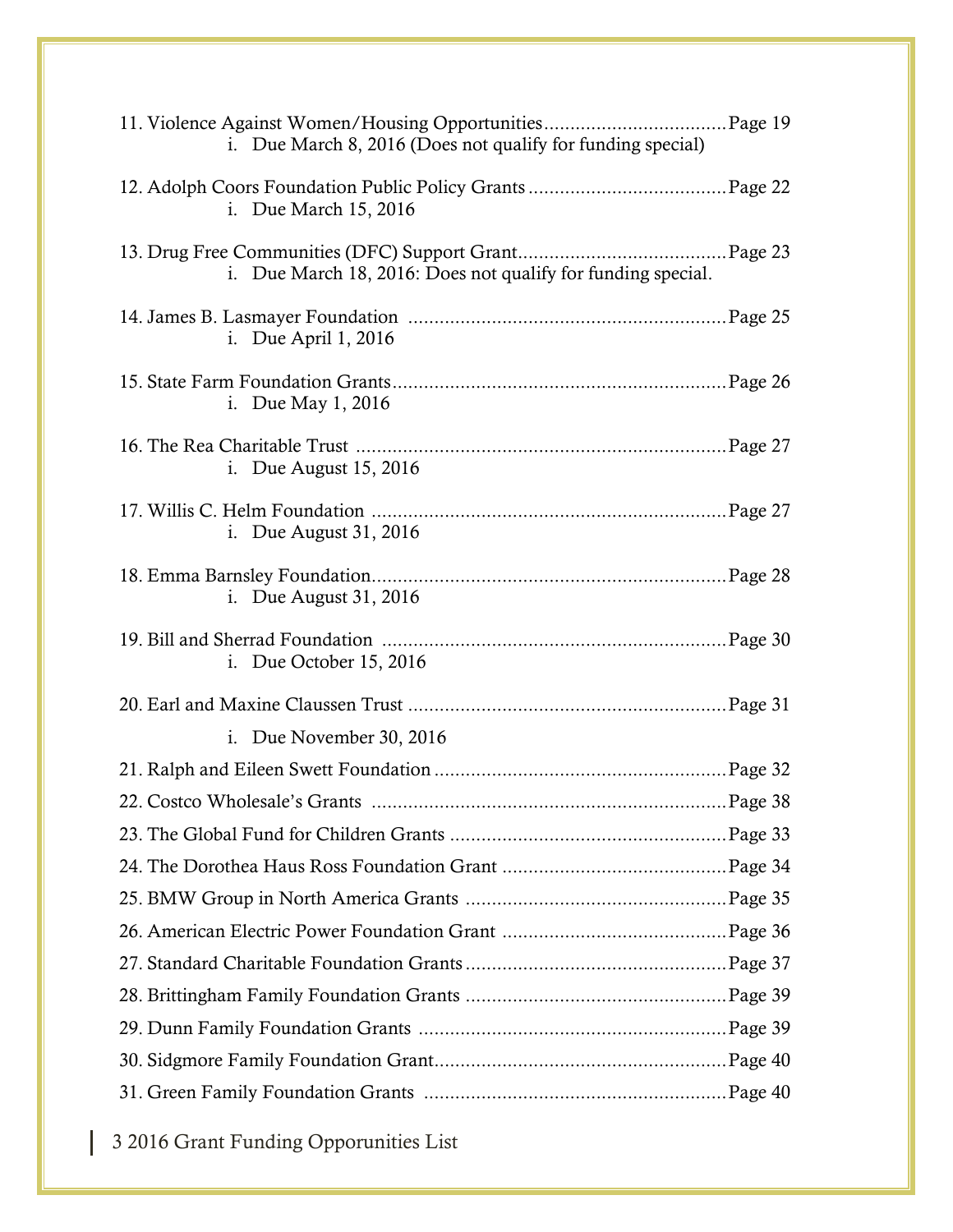11. Violence Against Women/Housing Opportunities .................................. Page 19
    i. Due March 8, 2016 (Does not qualify for funding special)

12. Adolph Coors Foundation Public Policy Grants ..................................... Page 22
    i. Due March 15, 2016

13. Drug Free Communities (DFC) Support Grant ....................................... Page 23
    i. Due March 18, 2016: Does not qualify for funding special.

14. James B. Lasmayer Foundation ............................................................ Page 25
    i. Due April 1, 2016

15. State Farm Foundation Grants ............................................................... Page 26
    i. Due May 1, 2016

16. The Rea Charitable Trust ...................................................................... Page 27
    i. Due August 15, 2016

17. Willis C. Helm Foundation ................................................................... Page 27
    i. Due August 31, 2016

18. Emma Barnsley Foundation ................................................................... Page 28
    i. Due August 31, 2016

19. Bill and Sherrad Foundation ................................................................. Page 30
    i. Due October 15, 2016

20. Earl and Maxine Claussen Trust ............................................................ Page 31
    i. Due November 30, 2016

21. Ralph and Eileen Swett Foundation ....................................................... Page 32
22. Costco Wholesale's Grants .................................................................... Page 38
23. The Global Fund for Children Grants .................................................... Page 33
24. The Dorothea Haus Ross Foundation Grant .......................................... Page 34
25. BMW Group in North America Grants ................................................. Page 35
26. American Electric Power Foundation Grant .......................................... Page 36
27. Standard Charitable Foundation Grants ................................................. Page 37
28. Brittingham Family Foundation Grants ................................................. Page 39
29. Dunn Family Foundation Grants ........................................................... Page 39
30. Sidgmore Family Foundation Grant ....................................................... Page 40
31. Green Family Foundation Grants ........................................................... Page 40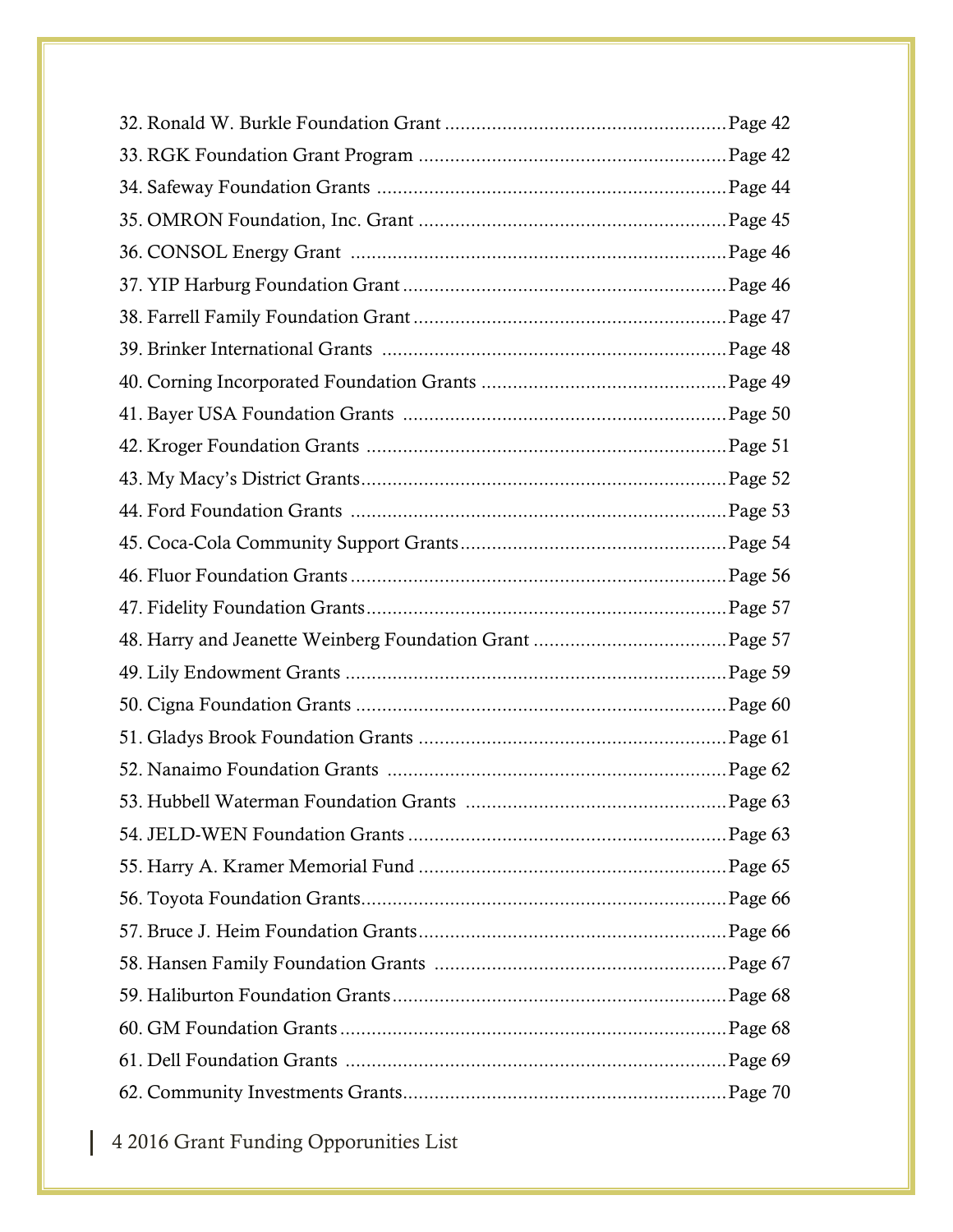32. Ronald W. Burkle Foundation Grant ....................................................Page 42
33. RGK Foundation Grant Program ..........................................................Page 42
34. Safeway Foundation Grants ..................................................................Page 44
35. OMRON Foundation, Inc. Grant ..........................................................Page 45
36. CONSOL Energy Grant ......................................................................Page 46
37. YIP Harburg Foundation Grant .............................................................Page 46
38. Farrell Family Foundation Grant ...........................................................Page 47
39. Brinker International Grants ..................................................................Page 48
40. Corning Incorporated Foundation Grants ...............................................Page 49
41. Bayer USA Foundation Grants .............................................................Page 50
42. Kroger Foundation Grants ....................................................................Page 51
43. My Macy's District Grants.....................................................................Page 52
44. Ford Foundation Grants .......................................................................Page 53
45. Coca-Cola Community Support Grants...................................................Page 54
46. Fluor Foundation Grants .......................................................................Page 56
47. Fidelity Foundation Grants....................................................................Page 57
48. Harry and Jeanette Weinberg Foundation Grant ....................................Page 57
49. Lily Endowment Grants ........................................................................Page 59
50. Cigna Foundation Grants ......................................................................Page 60
51. Gladys Brook Foundation Grants ..........................................................Page 61
52. Nanaimo Foundation Grants ................................................................Page 62
53. Hubbell Waterman Foundation Grants .................................................Page 63
54. JELD-WEN Foundation Grants .............................................................Page 63
55. Harry A. Kramer Memorial Fund ..........................................................Page 65
56. Toyota Foundation Grants.....................................................................Page 66
57. Bruce J. Heim Foundation Grants..........................................................Page 66
58. Hansen Family Foundation Grants .......................................................Page 67
59. Haliburton Foundation Grants...............................................................Page 68
60. GM Foundation Grants .........................................................................Page 68
61. Dell Foundation Grants ........................................................................Page 69
62. Community Investments Grants............................................................Page 70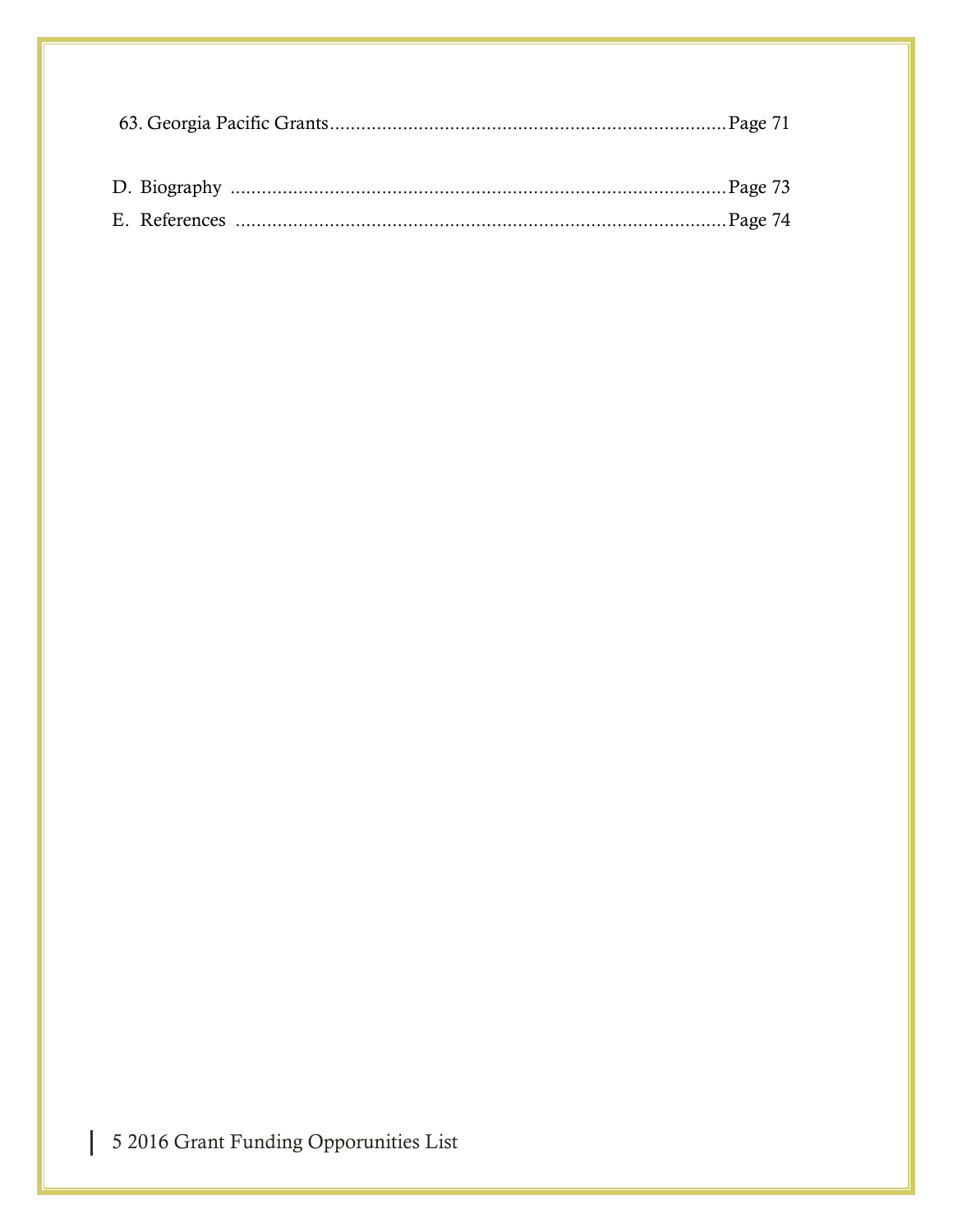63. Georgia Pacific Grants............................................................................Page 71

D. Biography ....................................................................................Page 73

E. References ....................................................................................Page 74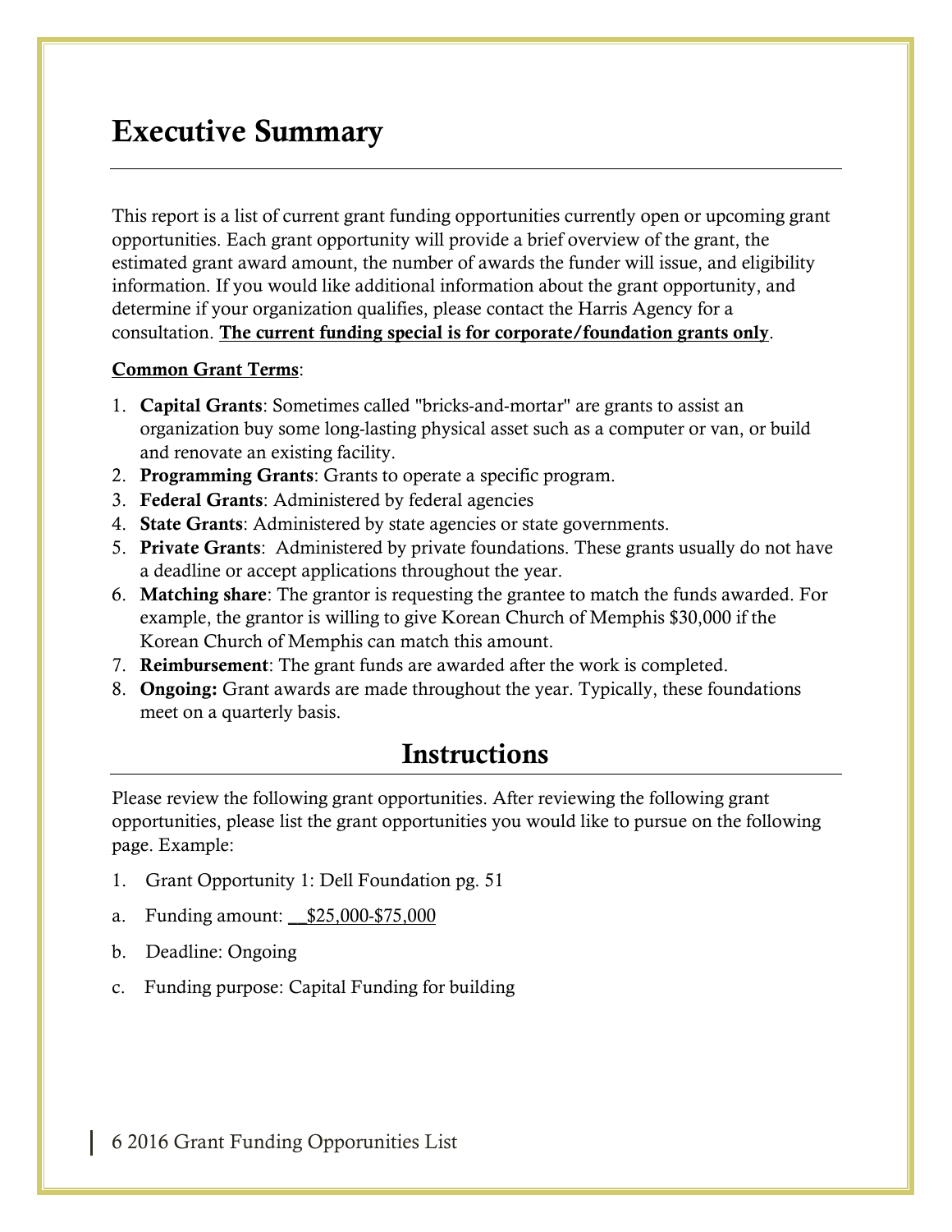# Executive Summary

This report is a list of current grant funding opportunities currently open or upcoming grant opportunities. Each grant opportunity will provide a brief overview of the grant, the estimated grant award amount, the number of awards the funder will issue, and eligibility information. If you would like additional information about the grant opportunity, and determine if your organization qualifies, please contact the Harris Agency for a consultation. **<u>The current funding special is for corporate/foundation grants only</u>**.

<u>Common Grant Terms</u>:

1. **Capital Grants**: Sometimes called "bricks-and-mortar" are grants to assist an organization buy some long-lasting physical asset such as a computer or van, or build and renovate an existing facility.
2. **Programming Grants**: Grants to operate a specific program.
3. **Federal Grants**: Administered by federal agencies
4. **State Grants**: Administered by state agencies or state governments.
5. **Private Grants**: Administered by private foundations. These grants usually do not have a deadline or accept applications throughout the year.
6. **Matching share**: The grantor is requesting the grantee to match the funds awarded. For example, the grantor is willing to give Korean Church of Memphis $30,000 if the Korean Church of Memphis can match this amount.
7. **Reimbursement**: The grant funds are awarded after the work is completed.
8. **Ongoing:** Grant awards are made throughout the year. Typically, these foundations meet on a quarterly basis.

## Instructions

Please review the following grant opportunities. After reviewing the following grant opportunities, please list the grant opportunities you would like to pursue on the following page. Example:

1. Grant Opportunity 1: Dell Foundation pg. 51

a. Funding amount: <u>__$25,000-$75,000</u>

b. Deadline: Ongoing

c. Funding purpose: Capital Funding for building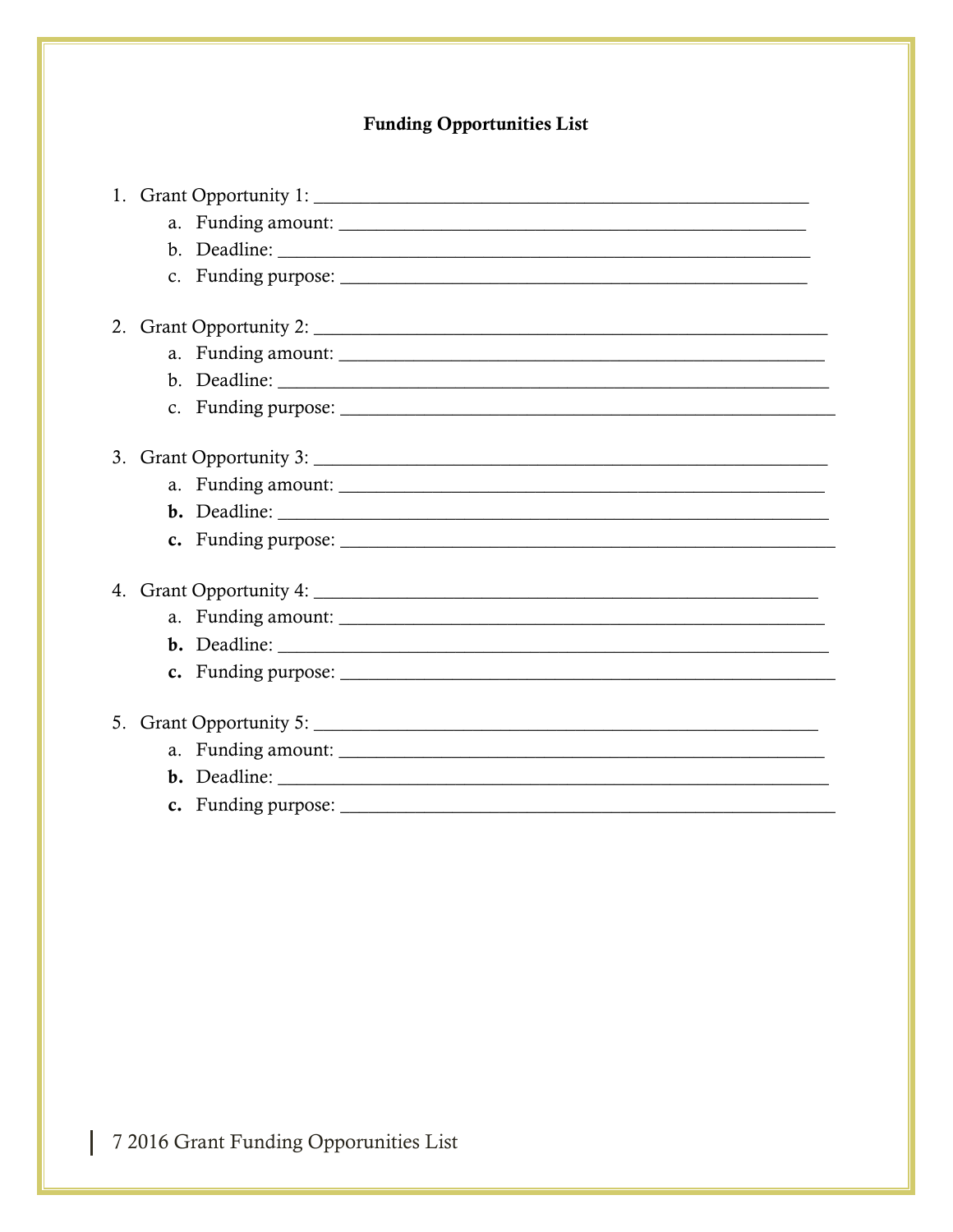**Funding Opportunities List**

1. Grant Opportunity 1: ______________________________________________________
    a. Funding amount: _________________________________________________
    b. Deadline: ______________________________________________________
    c. Funding purpose: _________________________________________________

2. Grant Opportunity 2: ______________________________________________________
    a. Funding amount: _________________________________________________
    b. Deadline: ______________________________________________________
    c. Funding purpose: _________________________________________________

3. Grant Opportunity 3: ______________________________________________________
    a. Funding amount: _________________________________________________
    b. Deadline: ______________________________________________________
    c. Funding purpose: _________________________________________________

4. Grant Opportunity 4: ______________________________________________________
    a. Funding amount: _________________________________________________
    b. Deadline: ______________________________________________________
    c. Funding purpose: _________________________________________________

5. Grant Opportunity 5: ______________________________________________________
    a. Funding amount: _________________________________________________
    b. Deadline: ______________________________________________________
    c. Funding purpose: _________________________________________________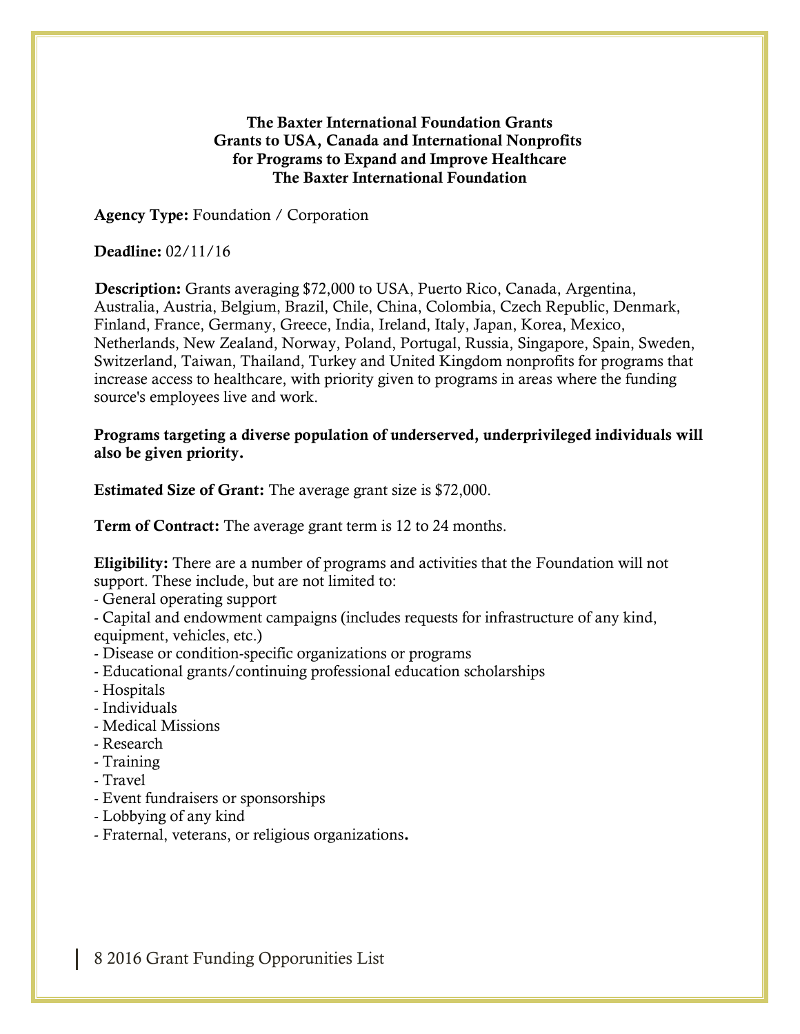**The Baxter International Foundation Grants**
**Grants to USA, Canada and International Nonprofits**
**for Programs to Expand and Improve Healthcare**
**The Baxter International Foundation**

**Agency Type:** Foundation / Corporation

**Deadline:** 02/11/16

**Description:** Grants averaging $72,000 to USA, Puerto Rico, Canada, Argentina, Australia, Austria, Belgium, Brazil, Chile, China, Colombia, Czech Republic, Denmark, Finland, France, Germany, Greece, India, Ireland, Italy, Japan, Korea, Mexico, Netherlands, New Zealand, Norway, Poland, Portugal, Russia, Singapore, Spain, Sweden, Switzerland, Taiwan, Thailand, Turkey and United Kingdom nonprofits for programs that increase access to healthcare, with priority given to programs in areas where the funding source's employees live and work.

**Programs targeting a diverse population of underserved, underprivileged individuals will also be given priority.**

**Estimated Size of Grant:** The average grant size is $72,000.

**Term of Contract:** The average grant term is 12 to 24 months.

**Eligibility:** There are a number of programs and activities that the Foundation will not support. These include, but are not limited to:
- General operating support
- Capital and endowment campaigns (includes requests for infrastructure of any kind, equipment, vehicles, etc.)
- Disease or condition-specific organizations or programs
- Educational grants/continuing professional education scholarships
- Hospitals
- Individuals
- Medical Missions
- Research
- Training
- Travel
- Event fundraisers or sponsorships
- Lobbying of any kind
- Fraternal, veterans, or religious organizations**.**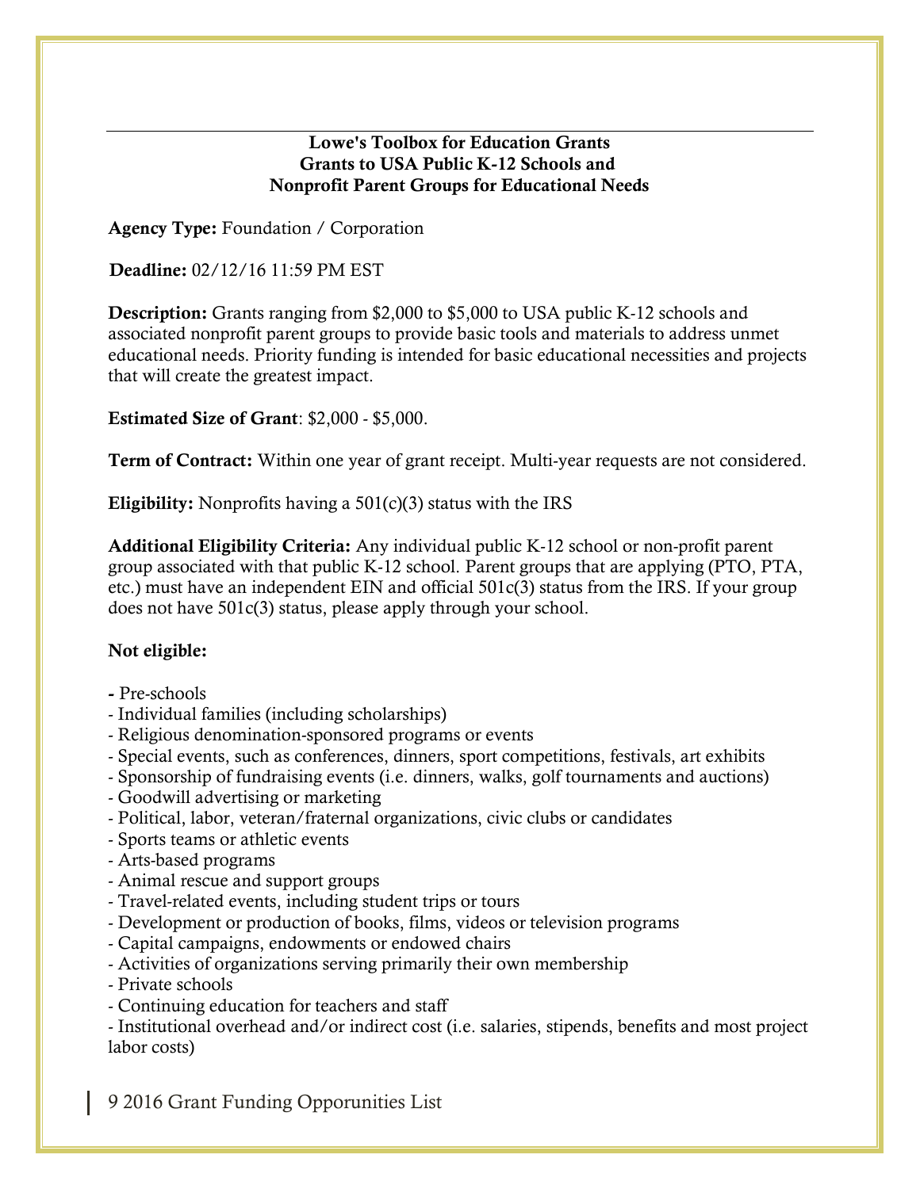**Lowe's Toolbox for Education Grants**
**Grants to USA Public K-12 Schools and**
**Nonprofit Parent Groups for Educational Needs**

**Agency Type:** Foundation / Corporation

**Deadline:** 02/12/16 11:59 PM EST

**Description:** Grants ranging from $2,000 to $5,000 to USA public K-12 schools and associated nonprofit parent groups to provide basic tools and materials to address unmet educational needs. Priority funding is intended for basic educational necessities and projects that will create the greatest impact.

**Estimated Size of Grant**: $2,000 - $5,000.

**Term of Contract:** Within one year of grant receipt. Multi-year requests are not considered.

**Eligibility:** Nonprofits having a 501(c)(3) status with the IRS

**Additional Eligibility Criteria:** Any individual public K-12 school or non-profit parent group associated with that public K-12 school. Parent groups that are applying (PTO, PTA, etc.) must have an independent EIN and official 501c(3) status from the IRS. If your group does not have 501c(3) status, please apply through your school.

**Not eligible:**

- Pre-schools
- Individual families (including scholarships)
- Religious denomination-sponsored programs or events
- Special events, such as conferences, dinners, sport competitions, festivals, art exhibits
- Sponsorship of fundraising events (i.e. dinners, walks, golf tournaments and auctions)
- Goodwill advertising or marketing
- Political, labor, veteran/fraternal organizations, civic clubs or candidates
- Sports teams or athletic events
- Arts-based programs
- Animal rescue and support groups
- Travel-related events, including student trips or tours
- Development or production of books, films, videos or television programs
- Capital campaigns, endowments or endowed chairs
- Activities of organizations serving primarily their own membership
- Private schools
- Continuing education for teachers and staff
- Institutional overhead and/or indirect cost (i.e. salaries, stipends, benefits and most project labor costs)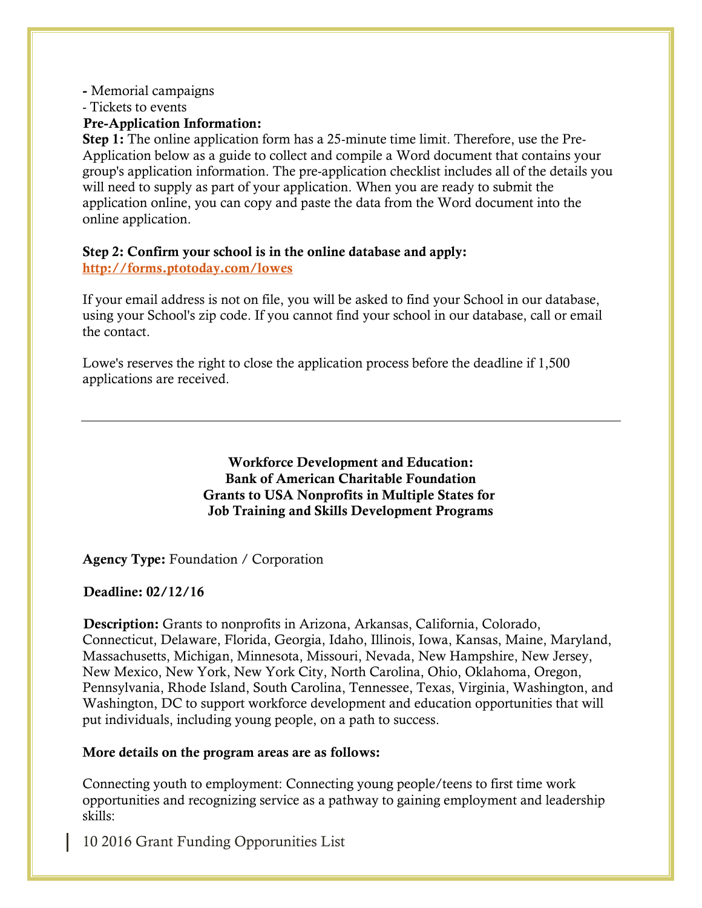- Memorial campaigns
- Tickets to events

**Pre-Application Information:**

**Step 1:** The online application form has a 25-minute time limit. Therefore, use the Pre-Application below as a guide to collect and compile a Word document that contains your group's application information. The pre-application checklist includes all of the details you will need to supply as part of your application. When you are ready to submit the application online, you can copy and paste the data from the Word document into the online application.

**Step 2: Confirm your school is in the online database and apply:**
**http://forms.ptotoday.com/lowes**

If your email address is not on file, you will be asked to find your School in our database, using your School's zip code. If you cannot find your school in our database, call or email the contact.

Lowe's reserves the right to close the application process before the deadline if 1,500 applications are received.

---

**Workforce Development and Education:**
**Bank of American Charitable Foundation**
**Grants to USA Nonprofits in Multiple States for**
**Job Training and Skills Development Programs**

**Agency Type:** Foundation / Corporation

**Deadline: 02/12/16**

**Description:** Grants to nonprofits in Arizona, Arkansas, California, Colorado, Connecticut, Delaware, Florida, Georgia, Idaho, Illinois, Iowa, Kansas, Maine, Maryland, Massachusetts, Michigan, Minnesota, Missouri, Nevada, New Hampshire, New Jersey, New Mexico, New York, New York City, North Carolina, Ohio, Oklahoma, Oregon, Pennsylvania, Rhode Island, South Carolina, Tennessee, Texas, Virginia, Washington, and Washington, DC to support workforce development and education opportunities that will put individuals, including young people, on a path to success.

**More details on the program areas are as follows:**

Connecting youth to employment: Connecting young people/teens to first time work opportunities and recognizing service as a pathway to gaining employment and leadership skills: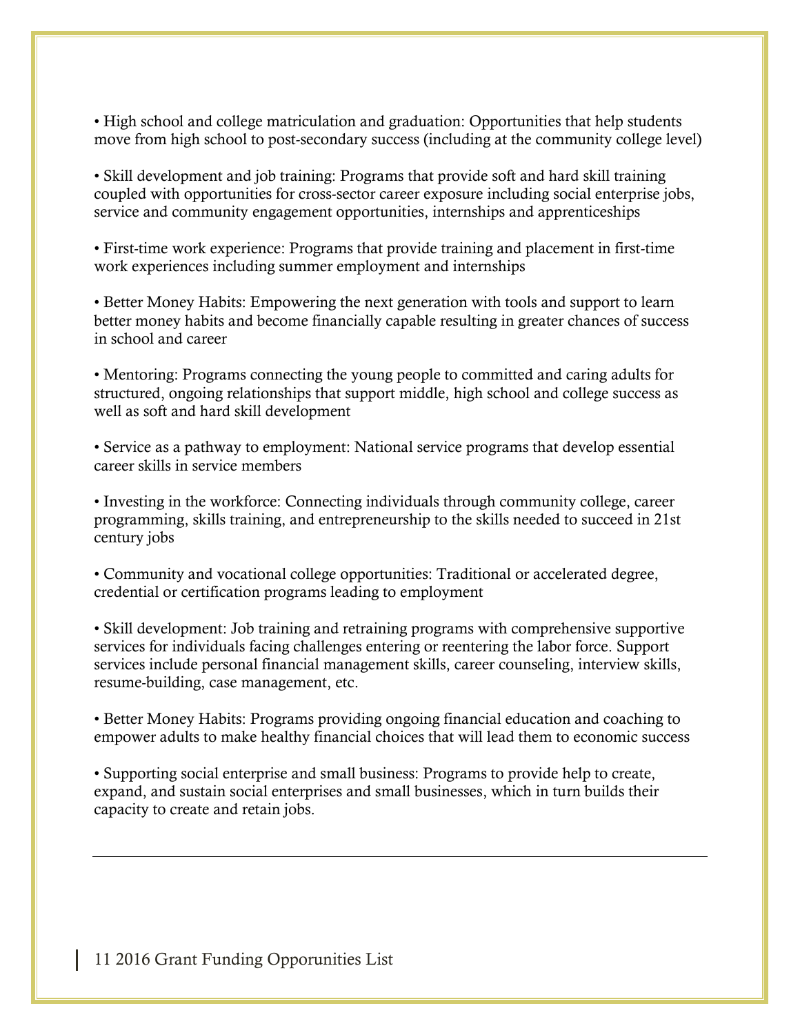- High school and college matriculation and graduation: Opportunities that help students move from high school to post-secondary success (including at the community college level)

- Skill development and job training: Programs that provide soft and hard skill training coupled with opportunities for cross-sector career exposure including social enterprise jobs, service and community engagement opportunities, internships and apprenticeships

- First-time work experience: Programs that provide training and placement in first-time work experiences including summer employment and internships

- Better Money Habits: Empowering the next generation with tools and support to learn better money habits and become financially capable resulting in greater chances of success in school and career

- Mentoring: Programs connecting the young people to committed and caring adults for structured, ongoing relationships that support middle, high school and college success as well as soft and hard skill development

- Service as a pathway to employment: National service programs that develop essential career skills in service members

- Investing in the workforce: Connecting individuals through community college, career programming, skills training, and entrepreneurship to the skills needed to succeed in 21st century jobs

- Community and vocational college opportunities: Traditional or accelerated degree, credential or certification programs leading to employment

- Skill development: Job training and retraining programs with comprehensive supportive services for individuals facing challenges entering or reentering the labor force. Support services include personal financial management skills, career counseling, interview skills, resume-building, case management, etc.

- Better Money Habits: Programs providing ongoing financial education and coaching to empower adults to make healthy financial choices that will lead them to economic success

- Supporting social enterprise and small business: Programs to provide help to create, expand, and sustain social enterprises and small businesses, which in turn builds their capacity to create and retain jobs.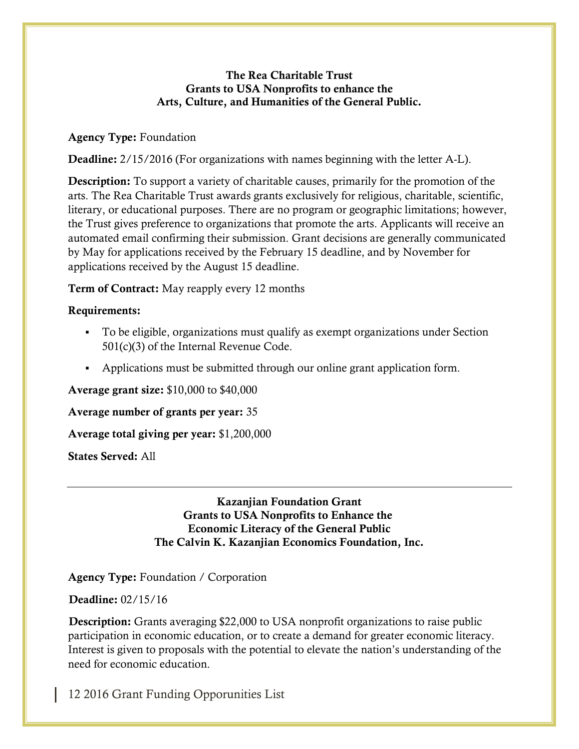### The Rea Charitable Trust
### Grants to USA Nonprofits to enhance the Arts, Culture, and Humanities of the General Public.

**Agency Type:** Foundation

**Deadline:** 2/15/2016 (For organizations with names beginning with the letter A-L).

**Description:** To support a variety of charitable causes, primarily for the promotion of the arts. The Rea Charitable Trust awards grants exclusively for religious, charitable, scientific, literary, or educational purposes. There are no program or geographic limitations; however, the Trust gives preference to organizations that promote the arts. Applicants will receive an automated email confirming their submission. Grant decisions are generally communicated by May for applications received by the February 15 deadline, and by November for applications received by the August 15 deadline.

**Term of Contract:** May reapply every 12 months

**Requirements:**

- To be eligible, organizations must qualify as exempt organizations under Section 501(c)(3) of the Internal Revenue Code.
- Applications must be submitted through our online grant application form.

**Average grant size:** $10,000 to $40,000

**Average number of grants per year:** 35

**Average total giving per year:** $1,200,000

**States Served:** All

---

### Kazanjian Foundation Grant
### Grants to USA Nonprofits to Enhance the Economic Literacy of the General Public
### The Calvin K. Kazanjian Economics Foundation, Inc.

**Agency Type:** Foundation / Corporation

**Deadline:** 02/15/16

**Description:** Grants averaging $22,000 to USA nonprofit organizations to raise public participation in economic education, or to create a demand for greater economic literacy. Interest is given to proposals with the potential to elevate the nation's understanding of the need for economic education.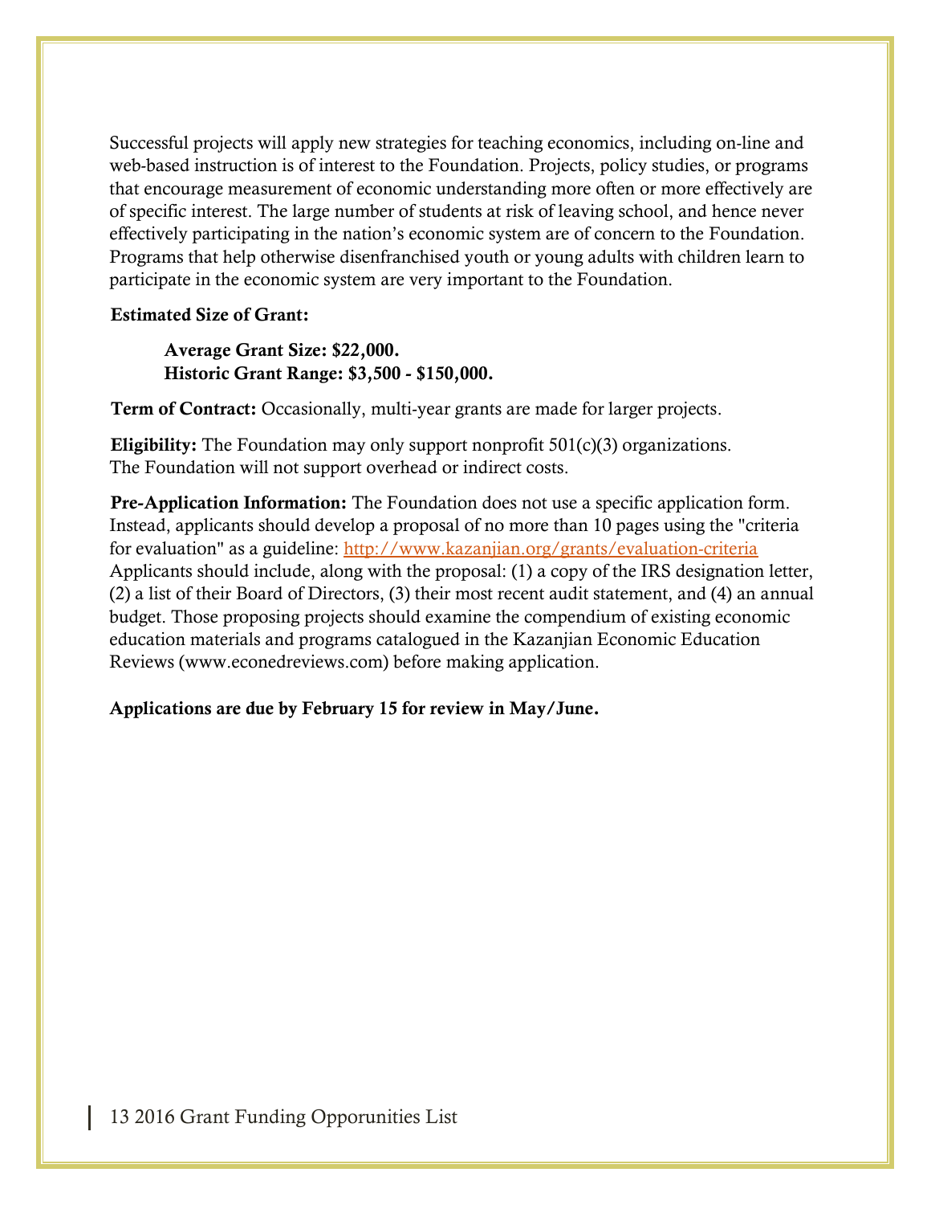Successful projects will apply new strategies for teaching economics, including on-line and web-based instruction is of interest to the Foundation. Projects, policy studies, or programs that encourage measurement of economic understanding more often or more effectively are of specific interest. The large number of students at risk of leaving school, and hence never effectively participating in the nation's economic system are of concern to the Foundation. Programs that help otherwise disenfranchised youth or young adults with children learn to participate in the economic system are very important to the Foundation.

**Estimated Size of Grant:**

**Average Grant Size: $22,000.**
**Historic Grant Range: $3,500 - $150,000.**

**Term of Contract:** Occasionally, multi-year grants are made for larger projects.

**Eligibility:** The Foundation may only support nonprofit 501(c)(3) organizations. The Foundation will not support overhead or indirect costs.

**Pre-Application Information:** The Foundation does not use a specific application form. Instead, applicants should develop a proposal of no more than 10 pages using the "criteria for evaluation" as a guideline: http://www.kazanjian.org/grants/evaluation-criteria Applicants should include, along with the proposal: (1) a copy of the IRS designation letter, (2) a list of their Board of Directors, (3) their most recent audit statement, and (4) an annual budget. Those proposing projects should examine the compendium of existing economic education materials and programs catalogued in the Kazanjian Economic Education Reviews (www.econedreviews.com) before making application.

**Applications are due by February 15 for review in May/June.**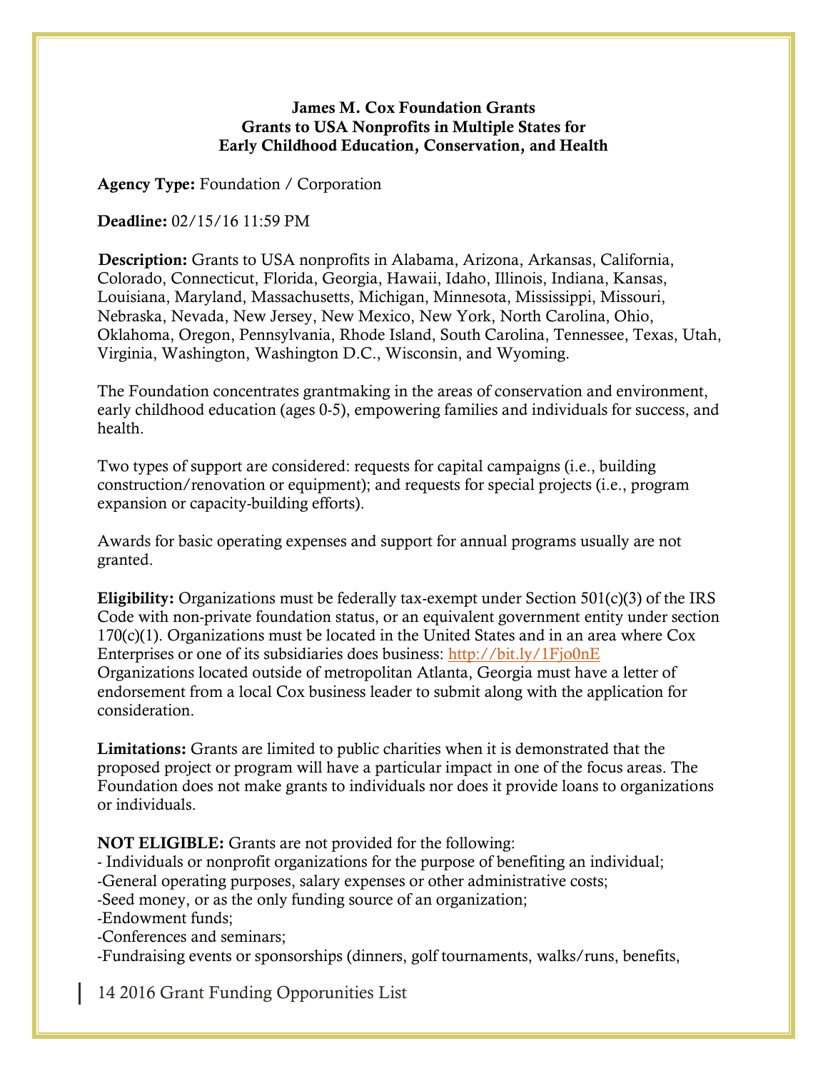### James M. Cox Foundation Grants
### Grants to USA Nonprofits in Multiple States for Early Childhood Education, Conservation, and Health

**Agency Type:** Foundation / Corporation

**Deadline:** 02/15/16 11:59 PM

**Description:** Grants to USA nonprofits in Alabama, Arizona, Arkansas, California, Colorado, Connecticut, Florida, Georgia, Hawaii, Idaho, Illinois, Indiana, Kansas, Louisiana, Maryland, Massachusetts, Michigan, Minnesota, Mississippi, Missouri, Nebraska, Nevada, New Jersey, New Mexico, New York, North Carolina, Ohio, Oklahoma, Oregon, Pennsylvania, Rhode Island, South Carolina, Tennessee, Texas, Utah, Virginia, Washington, Washington D.C., Wisconsin, and Wyoming.

The Foundation concentrates grantmaking in the areas of conservation and environment, early childhood education (ages 0-5), empowering families and individuals for success, and health.

Two types of support are considered: requests for capital campaigns (i.e., building construction/renovation or equipment); and requests for special projects (i.e., program expansion or capacity-building efforts).

Awards for basic operating expenses and support for annual programs usually are not granted.

**Eligibility:** Organizations must be federally tax-exempt under Section 501(c)(3) of the IRS Code with non-private foundation status, or an equivalent government entity under section 170(c)(1). Organizations must be located in the United States and in an area where Cox Enterprises or one of its subsidiaries does business: http://bit.ly/1Fjo0nE
Organizations located outside of metropolitan Atlanta, Georgia must have a letter of endorsement from a local Cox business leader to submit along with the application for consideration.

**Limitations:** Grants are limited to public charities when it is demonstrated that the proposed project or program will have a particular impact in one of the focus areas. The Foundation does not make grants to individuals nor does it provide loans to organizations or individuals.

**NOT ELIGIBLE:** Grants are not provided for the following:
- Individuals or nonprofit organizations for the purpose of benefiting an individual;
- General operating purposes, salary expenses or other administrative costs;
- Seed money, or as the only funding source of an organization;
- Endowment funds;
- Conferences and seminars;
- Fundraising events or sponsorships (dinners, golf tournaments, walks/runs, benefits,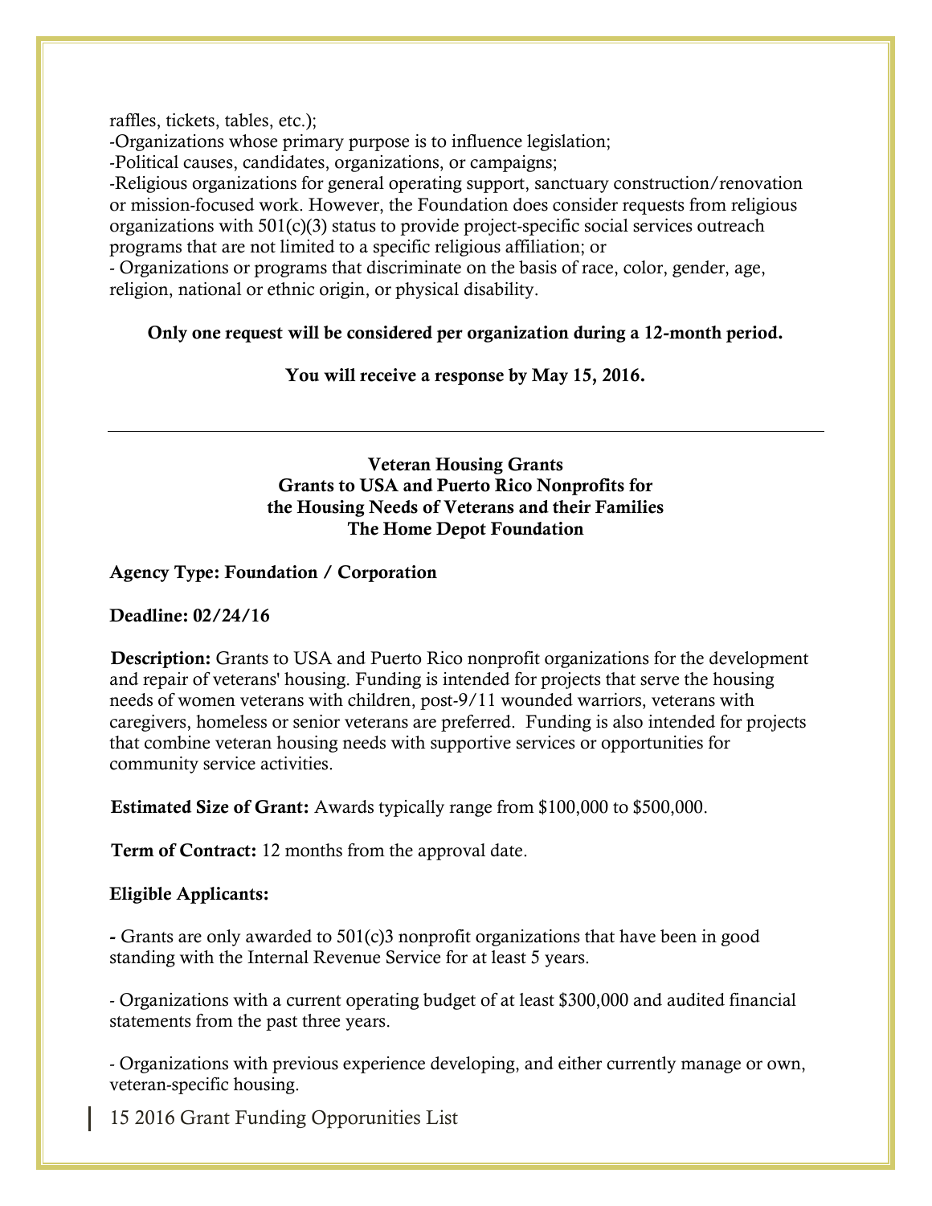raffles, tickets, tables, etc.);
-Organizations whose primary purpose is to influence legislation;
-Political causes, candidates, organizations, or campaigns;
-Religious organizations for general operating support, sanctuary construction/renovation or mission-focused work. However, the Foundation does consider requests from religious organizations with 501(c)(3) status to provide project-specific social services outreach programs that are not limited to a specific religious affiliation; or
- Organizations or programs that discriminate on the basis of race, color, gender, age, religion, national or ethnic origin, or physical disability.

**Only one request will be considered per organization during a 12-month period.**

**You will receive a response by May 15, 2016.**

---

## Veteran Housing Grants
## Grants to USA and Puerto Rico Nonprofits for the Housing Needs of Veterans and their Families
## The Home Depot Foundation

**Agency Type: Foundation / Corporation**

**Deadline: 02/24/16**

**Description:** Grants to USA and Puerto Rico nonprofit organizations for the development and repair of veterans' housing. Funding is intended for projects that serve the housing needs of women veterans with children, post-9/11 wounded warriors, veterans with caregivers, homeless or senior veterans are preferred. Funding is also intended for projects that combine veteran housing needs with supportive services or opportunities for community service activities.

**Estimated Size of Grant:** Awards typically range from $100,000 to $500,000.

**Term of Contract:** 12 months from the approval date.

**Eligible Applicants:**

**-** Grants are only awarded to 501(c)3 nonprofit organizations that have been in good standing with the Internal Revenue Service for at least 5 years.

- Organizations with a current operating budget of at least $300,000 and audited financial statements from the past three years.

- Organizations with previous experience developing, and either currently manage or own, veteran-specific housing.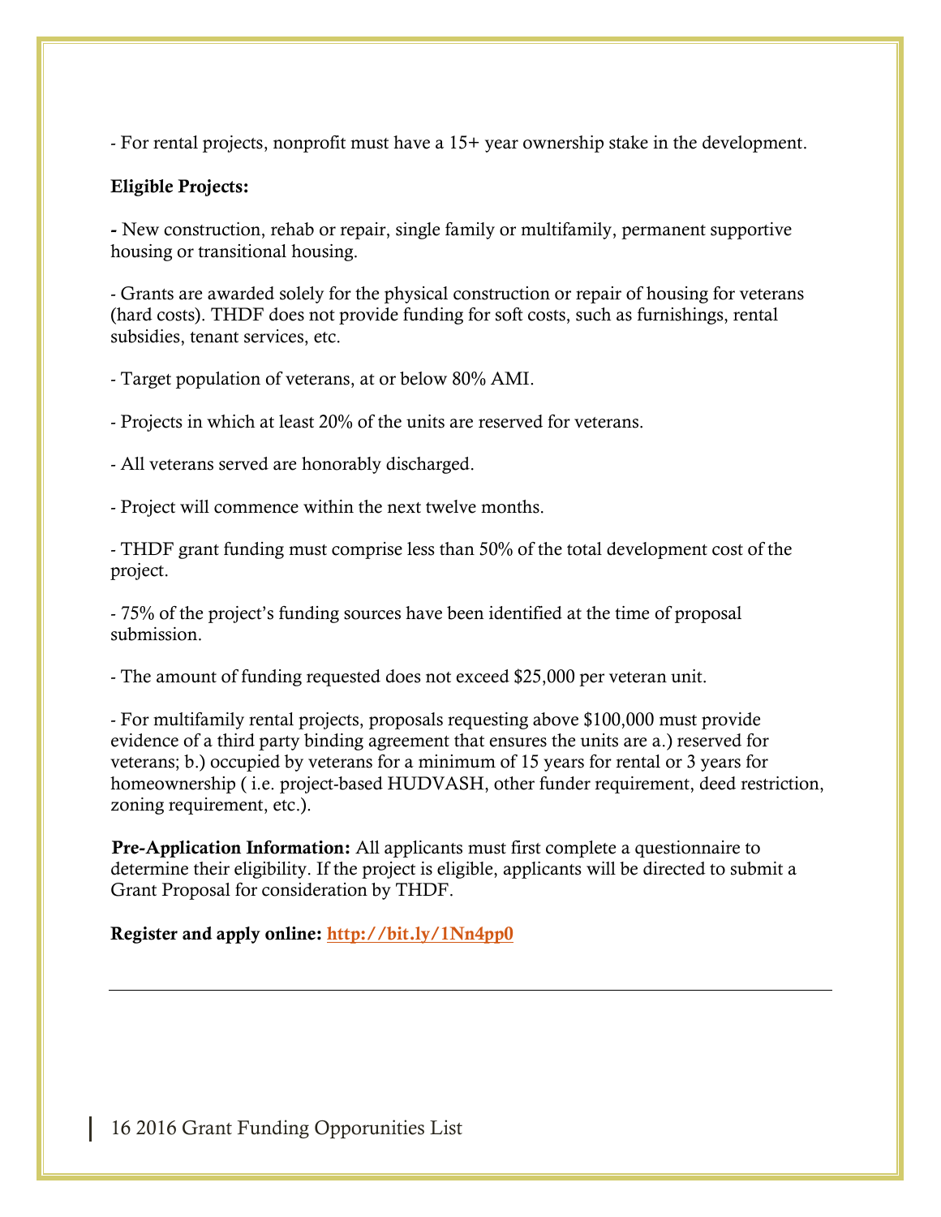- For rental projects, nonprofit must have a 15+ year ownership stake in the development.

**Eligible Projects:**

- New construction, rehab or repair, single family or multifamily, permanent supportive housing or transitional housing.

- Grants are awarded solely for the physical construction or repair of housing for veterans (hard costs). THDF does not provide funding for soft costs, such as furnishings, rental subsidies, tenant services, etc.

- Target population of veterans, at or below 80% AMI.

- Projects in which at least 20% of the units are reserved for veterans.

- All veterans served are honorably discharged.

- Project will commence within the next twelve months.

- THDF grant funding must comprise less than 50% of the total development cost of the project.

- 75% of the project's funding sources have been identified at the time of proposal submission.

- The amount of funding requested does not exceed $25,000 per veteran unit.

- For multifamily rental projects, proposals requesting above $100,000 must provide evidence of a third party binding agreement that ensures the units are a.) reserved for veterans; b.) occupied by veterans for a minimum of 15 years for rental or 3 years for homeownership ( i.e. project-based HUDVASH, other funder requirement, deed restriction, zoning requirement, etc.).

**Pre-Application Information:** All applicants must first complete a questionnaire to determine their eligibility. If the project is eligible, applicants will be directed to submit a Grant Proposal for consideration by THDF.

**Register and apply online: http://bit.ly/1Nn4pp0**

---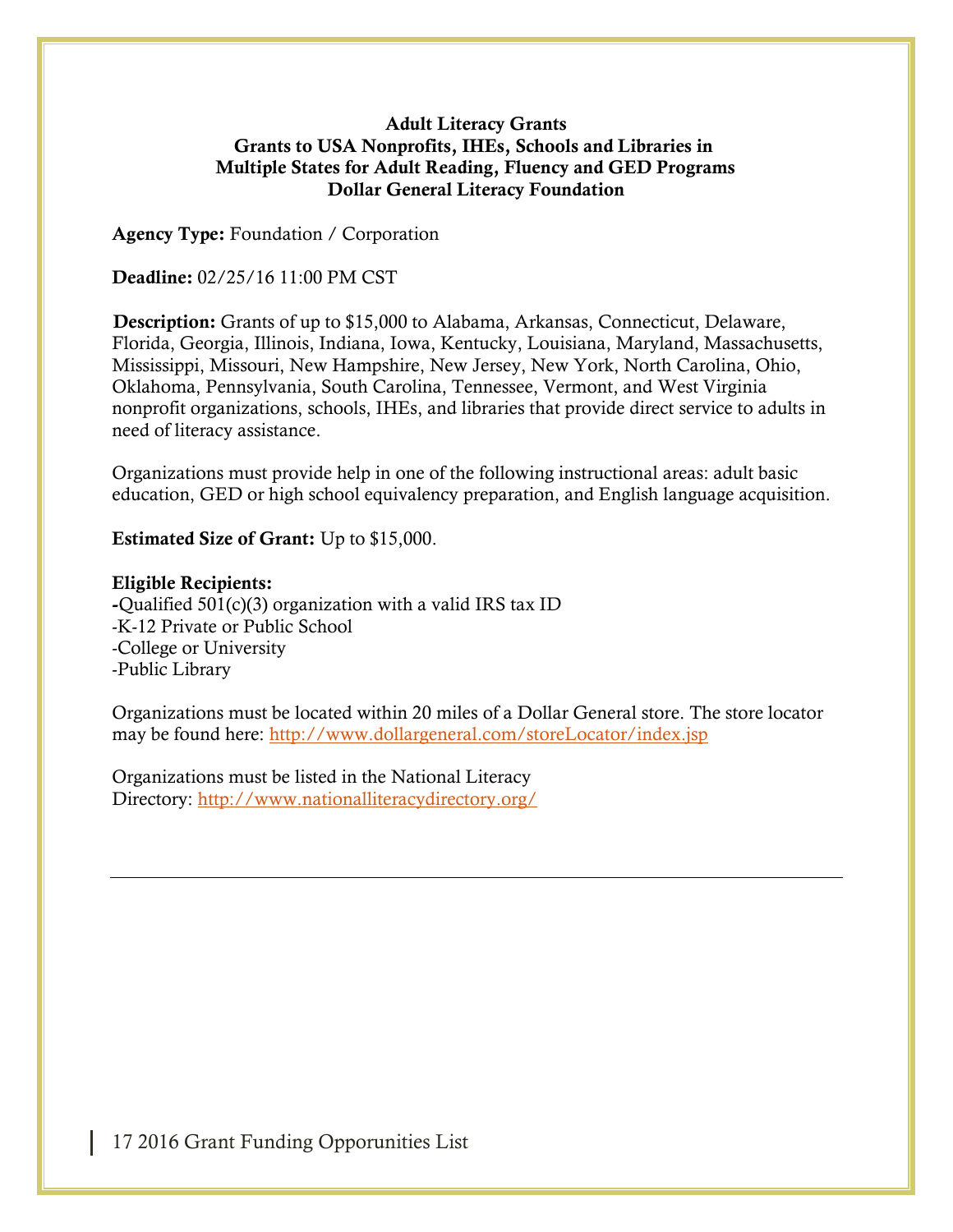**Adult Literacy Grants**
**Grants to USA Nonprofits, IHEs, Schools and Libraries in Multiple States for Adult Reading, Fluency and GED Programs**
**Dollar General Literacy Foundation**

**Agency Type:** Foundation / Corporation

**Deadline:** 02/25/16 11:00 PM CST

**Description:** Grants of up to $15,000 to Alabama, Arkansas, Connecticut, Delaware, Florida, Georgia, Illinois, Indiana, Iowa, Kentucky, Louisiana, Maryland, Massachusetts, Mississippi, Missouri, New Hampshire, New Jersey, New York, North Carolina, Ohio, Oklahoma, Pennsylvania, South Carolina, Tennessee, Vermont, and West Virginia nonprofit organizations, schools, IHEs, and libraries that provide direct service to adults in need of literacy assistance.

Organizations must provide help in one of the following instructional areas: adult basic education, GED or high school equivalency preparation, and English language acquisition.

**Estimated Size of Grant:** Up to $15,000.

**Eligible Recipients:**
-Qualified 501(c)(3) organization with a valid IRS tax ID
-K-12 Private or Public School
-College or University
-Public Library

Organizations must be located within 20 miles of a Dollar General store. The store locator may be found here: http://www.dollargeneral.com/storeLocator/index.jsp

Organizations must be listed in the National Literacy Directory: http://www.nationalliteracydirectory.org/

---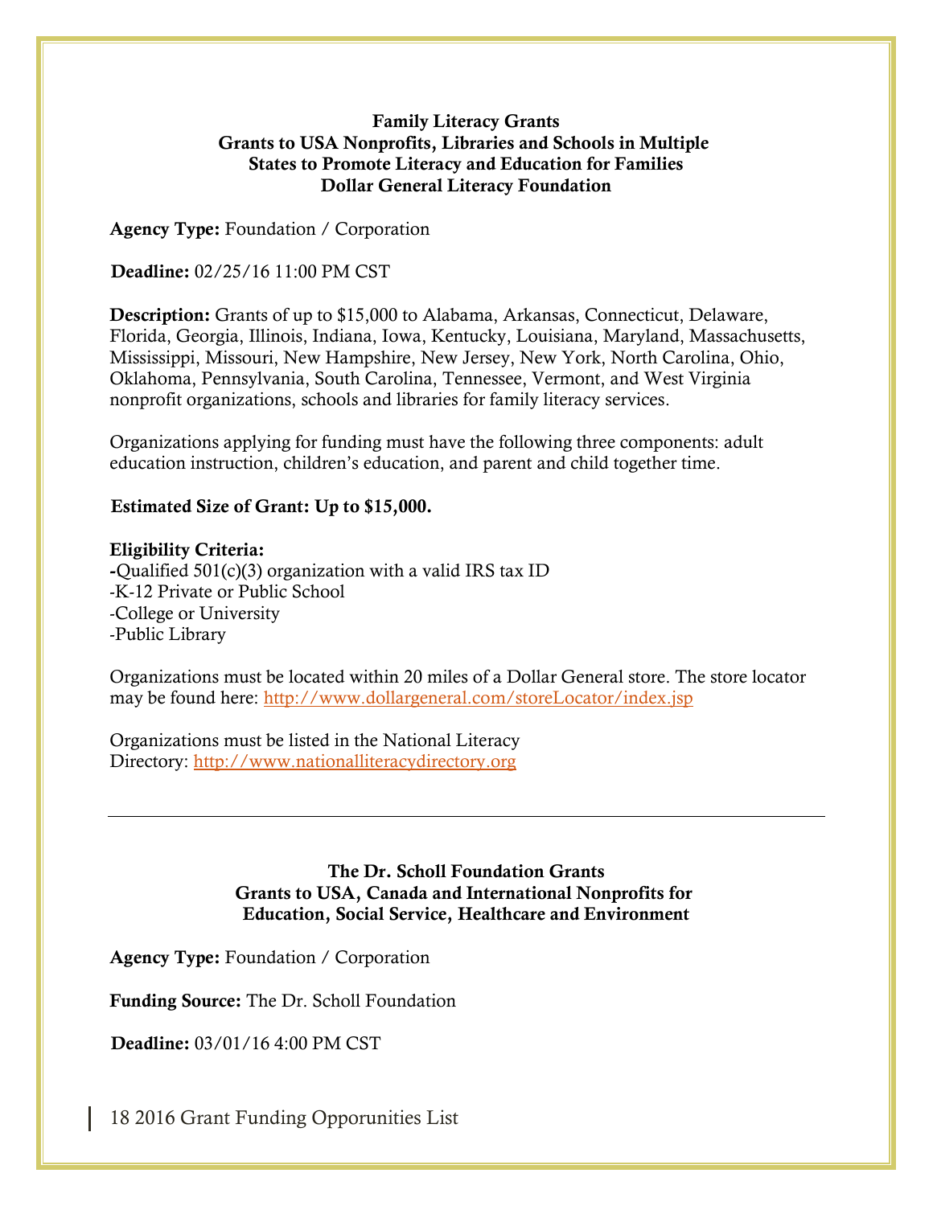**Family Literacy Grants**
**Grants to USA Nonprofits, Libraries and Schools in Multiple States to Promote Literacy and Education for Families**
**Dollar General Literacy Foundation**

**Agency Type:** Foundation / Corporation

**Deadline:** 02/25/16 11:00 PM CST

**Description:** Grants of up to $15,000 to Alabama, Arkansas, Connecticut, Delaware, Florida, Georgia, Illinois, Indiana, Iowa, Kentucky, Louisiana, Maryland, Massachusetts, Mississippi, Missouri, New Hampshire, New Jersey, New York, North Carolina, Ohio, Oklahoma, Pennsylvania, South Carolina, Tennessee, Vermont, and West Virginia nonprofit organizations, schools and libraries for family literacy services.

Organizations applying for funding must have the following three components: adult education instruction, children's education, and parent and child together time.

**Estimated Size of Grant: Up to $15,000.**

**Eligibility Criteria:**
-Qualified 501(c)(3) organization with a valid IRS tax ID
-K-12 Private or Public School
-College or University
-Public Library

Organizations must be located within 20 miles of a Dollar General store. The store locator may be found here: http://www.dollargeneral.com/storeLocator/index.jsp

Organizations must be listed in the National Literacy Directory: http://www.nationalliteracydirectory.org

---

**The Dr. Scholl Foundation Grants**
**Grants to USA, Canada and International Nonprofits for Education, Social Service, Healthcare and Environment**

**Agency Type:** Foundation / Corporation

**Funding Source:** The Dr. Scholl Foundation

**Deadline:** 03/01/16 4:00 PM CST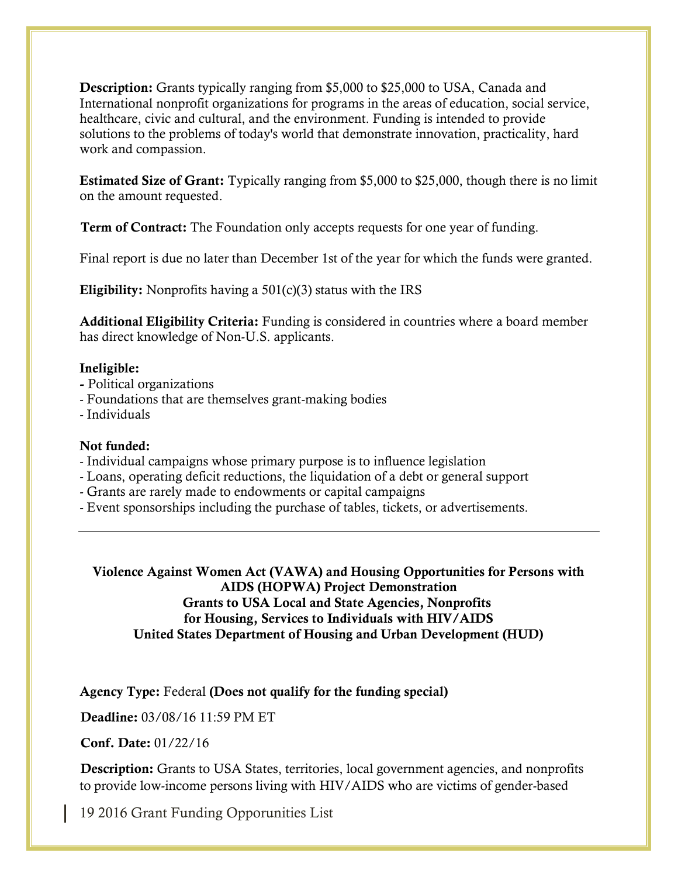**Description:** Grants typically ranging from $5,000 to $25,000 to USA, Canada and International nonprofit organizations for programs in the areas of education, social service, healthcare, civic and cultural, and the environment. Funding is intended to provide solutions to the problems of today's world that demonstrate innovation, practicality, hard work and compassion.

**Estimated Size of Grant:** Typically ranging from $5,000 to $25,000, though there is no limit on the amount requested.

**Term of Contract:** The Foundation only accepts requests for one year of funding.

Final report is due no later than December 1st of the year for which the funds were granted.

**Eligibility:** Nonprofits having a 501(c)(3) status with the IRS

**Additional Eligibility Criteria:** Funding is considered in countries where a board member has direct knowledge of Non-U.S. applicants.

**Ineligible:**
- Political organizations
- Foundations that are themselves grant-making bodies
- Individuals

**Not funded:**
- Individual campaigns whose primary purpose is to influence legislation
- Loans, operating deficit reductions, the liquidation of a debt or general support
- Grants are rarely made to endowments or capital campaigns
- Event sponsorships including the purchase of tables, tickets, or advertisements.

---

**Violence Against Women Act (VAWA) and Housing Opportunities for Persons with AIDS (HOPWA) Project Demonstration**
**Grants to USA Local and State Agencies, Nonprofits for Housing, Services to Individuals with HIV/AIDS**
**United States Department of Housing and Urban Development (HUD)**

**Agency Type:** Federal **(Does not qualify for the funding special)**

**Deadline:** 03/08/16 11:59 PM ET

**Conf. Date:** 01/22/16

**Description:** Grants to USA States, territories, local government agencies, and nonprofits to provide low-income persons living with HIV/AIDS who are victims of gender-based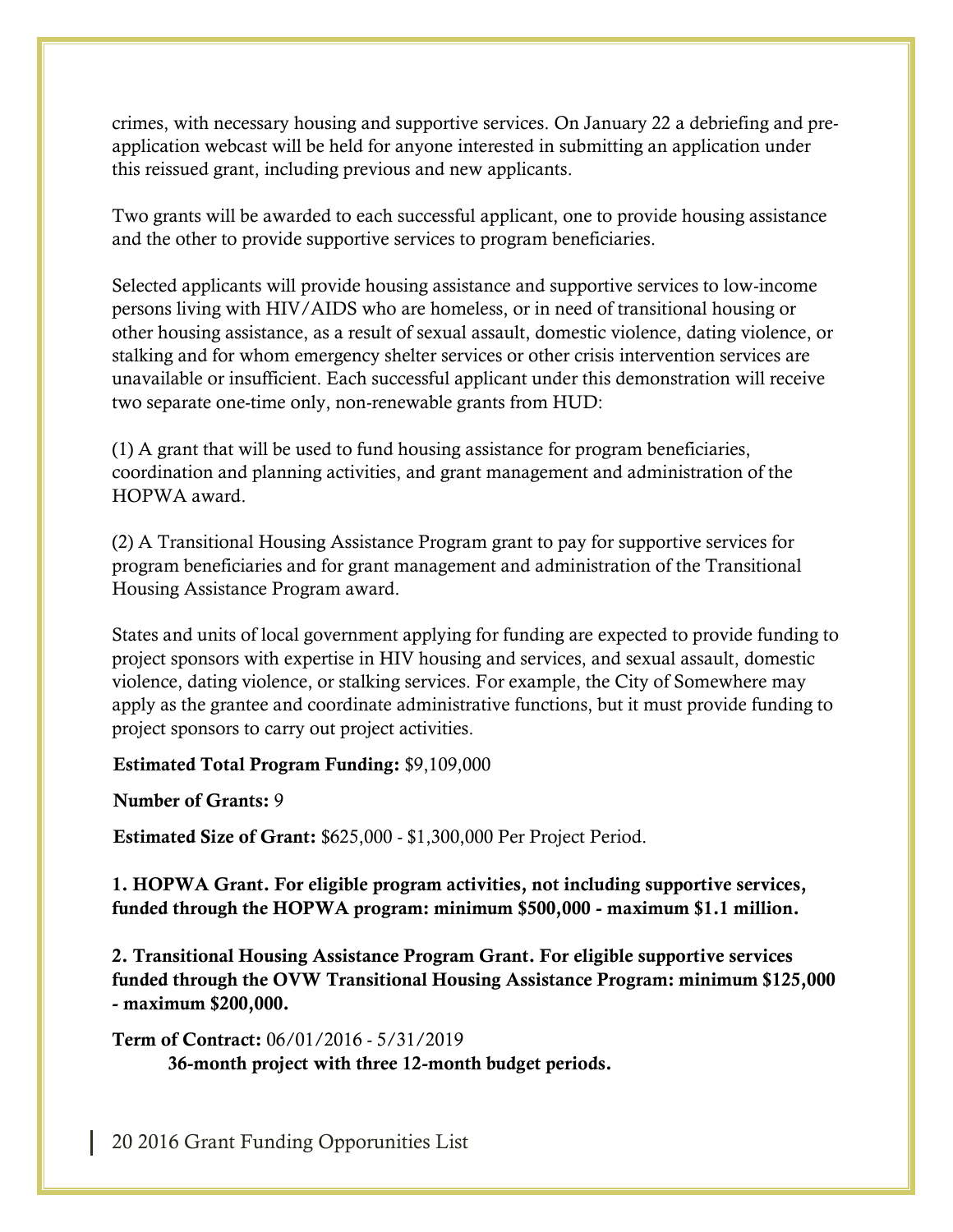crimes, with necessary housing and supportive services. On January 22 a debriefing and pre-application webcast will be held for anyone interested in submitting an application under this reissued grant, including previous and new applicants.

Two grants will be awarded to each successful applicant, one to provide housing assistance and the other to provide supportive services to program beneficiaries.

Selected applicants will provide housing assistance and supportive services to low-income persons living with HIV/AIDS who are homeless, or in need of transitional housing or other housing assistance, as a result of sexual assault, domestic violence, dating violence, or stalking and for whom emergency shelter services or other crisis intervention services are unavailable or insufficient. Each successful applicant under this demonstration will receive two separate one-time only, non-renewable grants from HUD:

(1) A grant that will be used to fund housing assistance for program beneficiaries, coordination and planning activities, and grant management and administration of the HOPWA award.

(2) A Transitional Housing Assistance Program grant to pay for supportive services for program beneficiaries and for grant management and administration of the Transitional Housing Assistance Program award.

States and units of local government applying for funding are expected to provide funding to project sponsors with expertise in HIV housing and services, and sexual assault, domestic violence, dating violence, or stalking services. For example, the City of Somewhere may apply as the grantee and coordinate administrative functions, but it must provide funding to project sponsors to carry out project activities.

**Estimated Total Program Funding:** $9,109,000

**Number of Grants:** 9

**Estimated Size of Grant:** $625,000 - $1,300,000 Per Project Period.

**1. HOPWA Grant. For eligible program activities, not including supportive services, funded through the HOPWA program: minimum $500,000 - maximum $1.1 million.**

**2. Transitional Housing Assistance Program Grant. For eligible supportive services funded through the OVW Transitional Housing Assistance Program: minimum $125,000 - maximum $200,000.**

**Term of Contract:** 06/01/2016 - 5/31/2019
**36-month project with three 12-month budget periods.**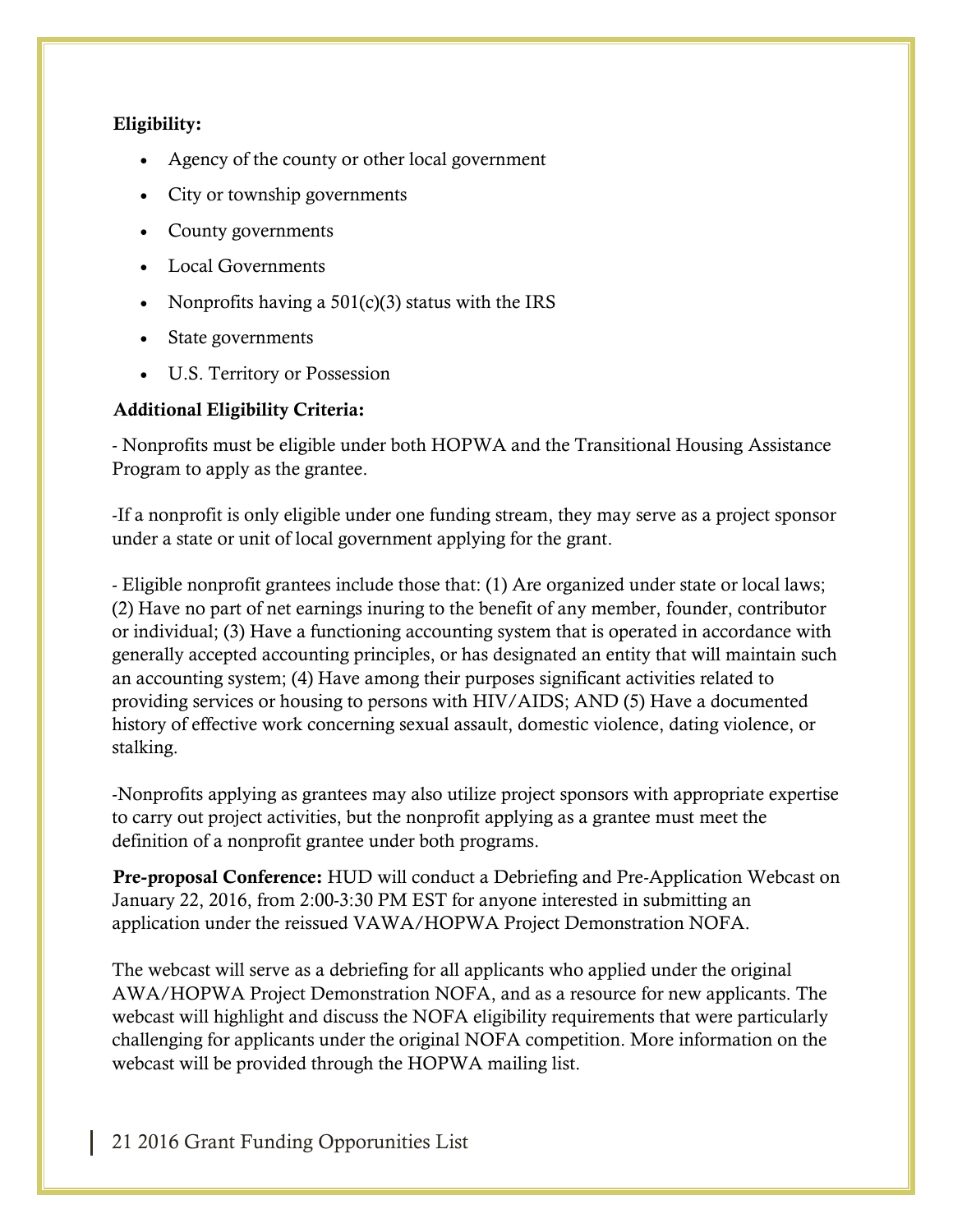**Eligibility:**

- Agency of the county or other local government
- City or township governments
- County governments
- Local Governments
- Nonprofits having a 501(c)(3) status with the IRS
- State governments
- U.S. Territory or Possession

**Additional Eligibility Criteria:**

- Nonprofits must be eligible under both HOPWA and the Transitional Housing Assistance Program to apply as the grantee.

-If a nonprofit is only eligible under one funding stream, they may serve as a project sponsor under a state or unit of local government applying for the grant.

- Eligible nonprofit grantees include those that: (1) Are organized under state or local laws; (2) Have no part of net earnings inuring to the benefit of any member, founder, contributor or individual; (3) Have a functioning accounting system that is operated in accordance with generally accepted accounting principles, or has designated an entity that will maintain such an accounting system; (4) Have among their purposes significant activities related to providing services or housing to persons with HIV/AIDS; AND (5) Have a documented history of effective work concerning sexual assault, domestic violence, dating violence, or stalking.

-Nonprofits applying as grantees may also utilize project sponsors with appropriate expertise to carry out project activities, but the nonprofit applying as a grantee must meet the definition of a nonprofit grantee under both programs.

**Pre-proposal Conference:** HUD will conduct a Debriefing and Pre-Application Webcast on January 22, 2016, from 2:00-3:30 PM EST for anyone interested in submitting an application under the reissued VAWA/HOPWA Project Demonstration NOFA.

The webcast will serve as a debriefing for all applicants who applied under the original AWA/HOPWA Project Demonstration NOFA, and as a resource for new applicants. The webcast will highlight and discuss the NOFA eligibility requirements that were particularly challenging for applicants under the original NOFA competition. More information on the webcast will be provided through the HOPWA mailing list.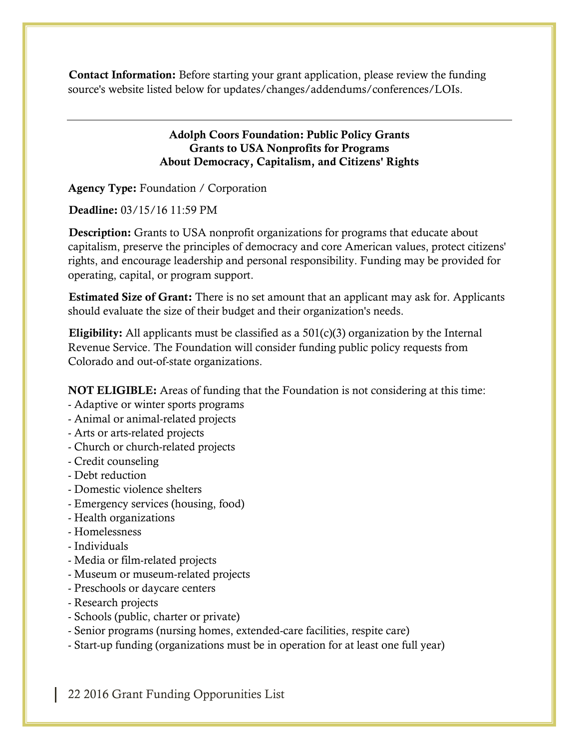**Contact Information:** Before starting your grant application, please review the funding source's website listed below for updates/changes/addendums/conferences/LOIs.

---

### Adolph Coors Foundation: Public Policy Grants
### Grants to USA Nonprofits for Programs
### About Democracy, Capitalism, and Citizens' Rights

**Agency Type:** Foundation / Corporation

**Deadline:** 03/15/16 11:59 PM

**Description:** Grants to USA nonprofit organizations for programs that educate about capitalism, preserve the principles of democracy and core American values, protect citizens' rights, and encourage leadership and personal responsibility. Funding may be provided for operating, capital, or program support.

**Estimated Size of Grant:** There is no set amount that an applicant may ask for. Applicants should evaluate the size of their budget and their organization's needs.

**Eligibility:** All applicants must be classified as a 501(c)(3) organization by the Internal Revenue Service. The Foundation will consider funding public policy requests from Colorado and out-of-state organizations.

**NOT ELIGIBLE:** Areas of funding that the Foundation is not considering at this time:
- Adaptive or winter sports programs
- Animal or animal-related projects
- Arts or arts-related projects
- Church or church-related projects
- Credit counseling
- Debt reduction
- Domestic violence shelters
- Emergency services (housing, food)
- Health organizations
- Homelessness
- Individuals
- Media or film-related projects
- Museum or museum-related projects
- Preschools or daycare centers
- Research projects
- Schools (public, charter or private)
- Senior programs (nursing homes, extended-care facilities, respite care)
- Start-up funding (organizations must be in operation for at least one full year)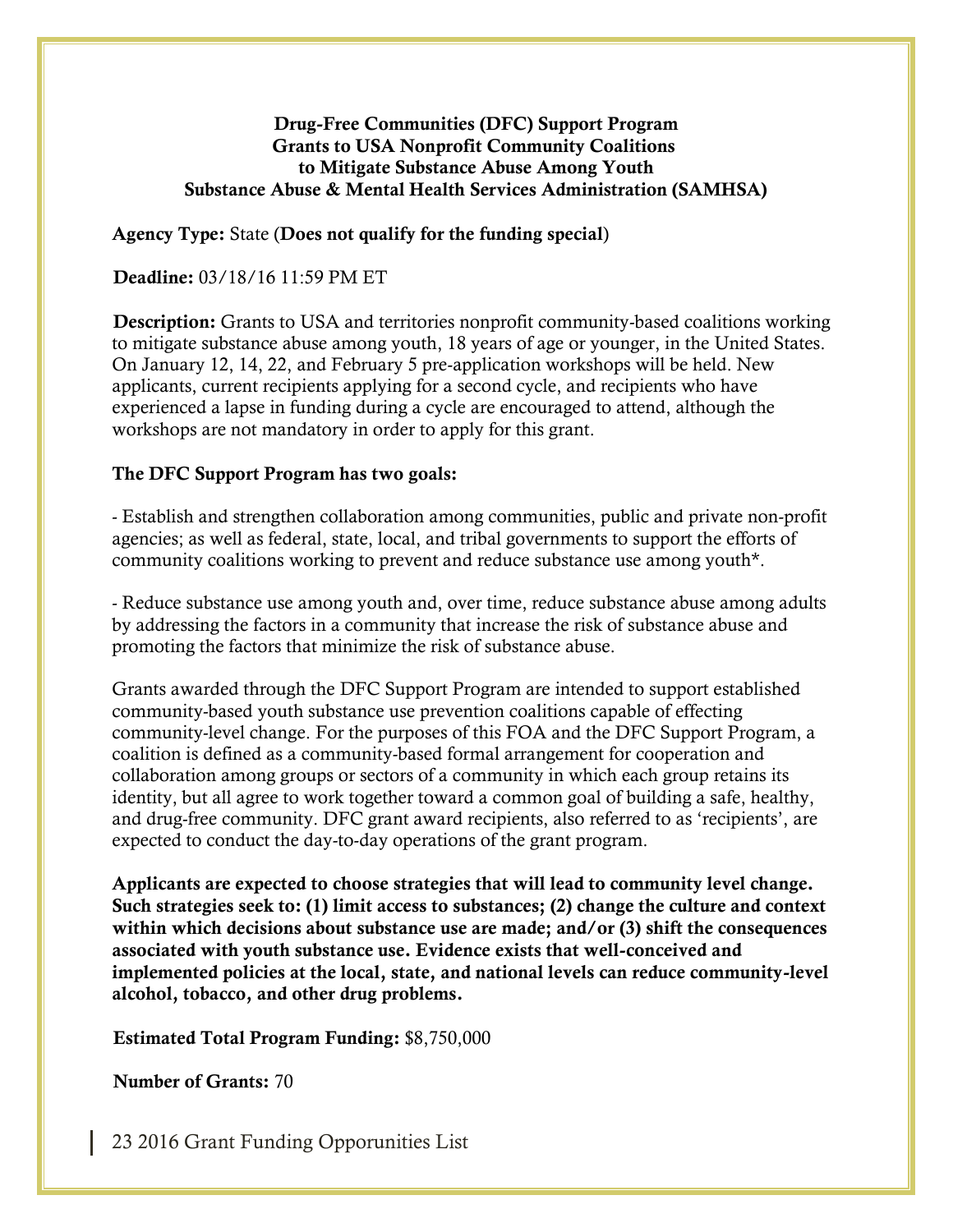**Drug-Free Communities (DFC) Support Program**
**Grants to USA Nonprofit Community Coalitions**
**to Mitigate Substance Abuse Among Youth**
**Substance Abuse & Mental Health Services Administration (SAMHSA)**

**Agency Type:** State (**Does not qualify for the funding special**)

**Deadline:** 03/18/16 11:59 PM ET

**Description:** Grants to USA and territories nonprofit community-based coalitions working to mitigate substance abuse among youth, 18 years of age or younger, in the United States. On January 12, 14, 22, and February 5 pre-application workshops will be held. New applicants, current recipients applying for a second cycle, and recipients who have experienced a lapse in funding during a cycle are encouraged to attend, although the workshops are not mandatory in order to apply for this grant.

**The DFC Support Program has two goals:**

- Establish and strengthen collaboration among communities, public and private non-profit agencies; as well as federal, state, local, and tribal governments to support the efforts of community coalitions working to prevent and reduce substance use among youth*.

- Reduce substance use among youth and, over time, reduce substance abuse among adults by addressing the factors in a community that increase the risk of substance abuse and promoting the factors that minimize the risk of substance abuse.

Grants awarded through the DFC Support Program are intended to support established community-based youth substance use prevention coalitions capable of effecting community-level change. For the purposes of this FOA and the DFC Support Program, a coalition is defined as a community-based formal arrangement for cooperation and collaboration among groups or sectors of a community in which each group retains its identity, but all agree to work together toward a common goal of building a safe, healthy, and drug-free community. DFC grant award recipients, also referred to as 'recipients', are expected to conduct the day-to-day operations of the grant program.

**Applicants are expected to choose strategies that will lead to community level change. Such strategies seek to: (1) limit access to substances; (2) change the culture and context within which decisions about substance use are made; and/or (3) shift the consequences associated with youth substance use. Evidence exists that well-conceived and implemented policies at the local, state, and national levels can reduce community-level alcohol, tobacco, and other drug problems.**

**Estimated Total Program Funding:** $8,750,000

**Number of Grants:** 70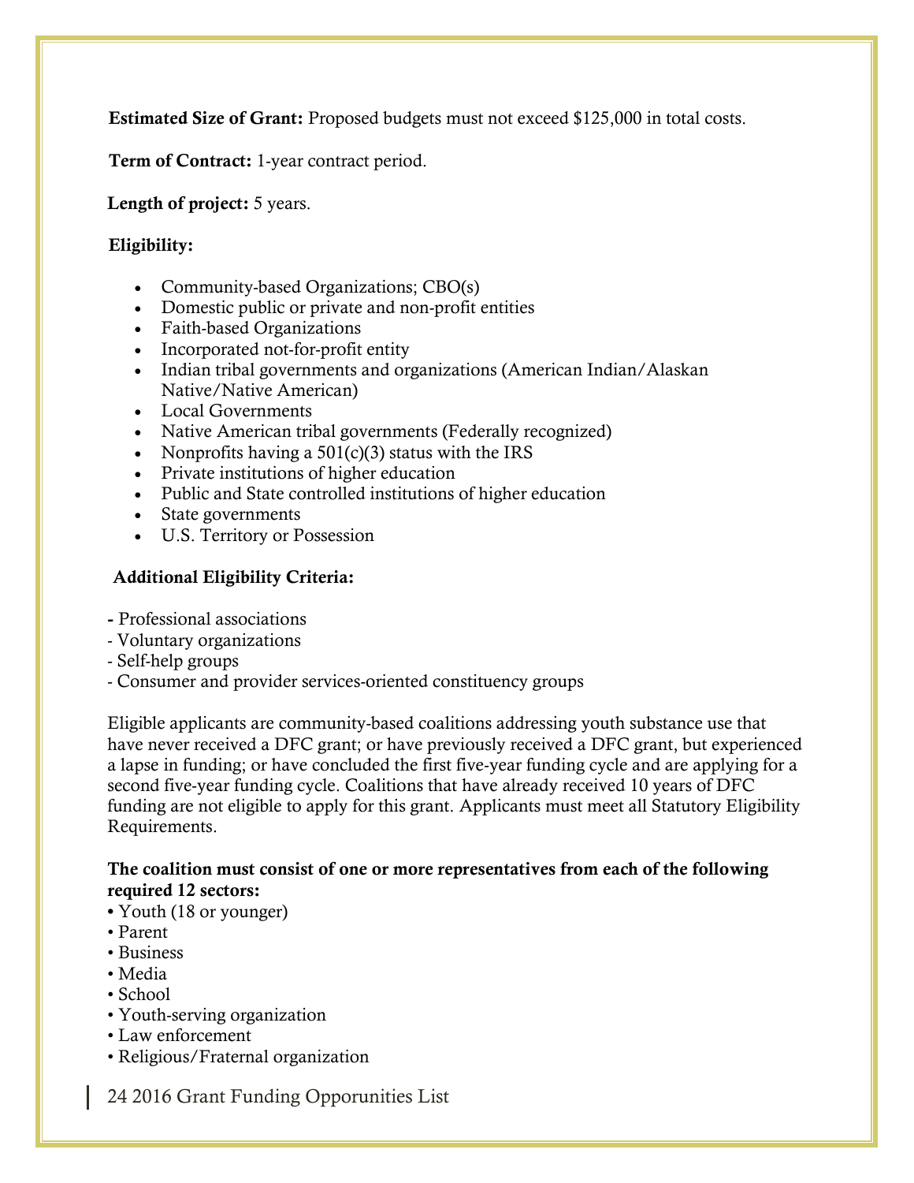**Estimated Size of Grant:** Proposed budgets must not exceed $125,000 in total costs.

**Term of Contract:** 1-year contract period.

**Length of project:** 5 years.

**Eligibility:**

- Community-based Organizations; CBO(s)
- Domestic public or private and non-profit entities
- Faith-based Organizations
- Incorporated not-for-profit entity
- Indian tribal governments and organizations (American Indian/Alaskan Native/Native American)
- Local Governments
- Native American tribal governments (Federally recognized)
- Nonprofits having a 501(c)(3) status with the IRS
- Private institutions of higher education
- Public and State controlled institutions of higher education
- State governments
- U.S. Territory or Possession

**Additional Eligibility Criteria:**

- Professional associations
- Voluntary organizations
- Self-help groups
- Consumer and provider services-oriented constituency groups

Eligible applicants are community-based coalitions addressing youth substance use that have never received a DFC grant; or have previously received a DFC grant, but experienced a lapse in funding; or have concluded the first five-year funding cycle and are applying for a second five-year funding cycle. Coalitions that have already received 10 years of DFC funding are not eligible to apply for this grant. Applicants must meet all Statutory Eligibility Requirements.

**The coalition must consist of one or more representatives from each of the following required 12 sectors:**

- Youth (18 or younger)
- Parent
- Business
- Media
- School
- Youth-serving organization
- Law enforcement
- Religious/Fraternal organization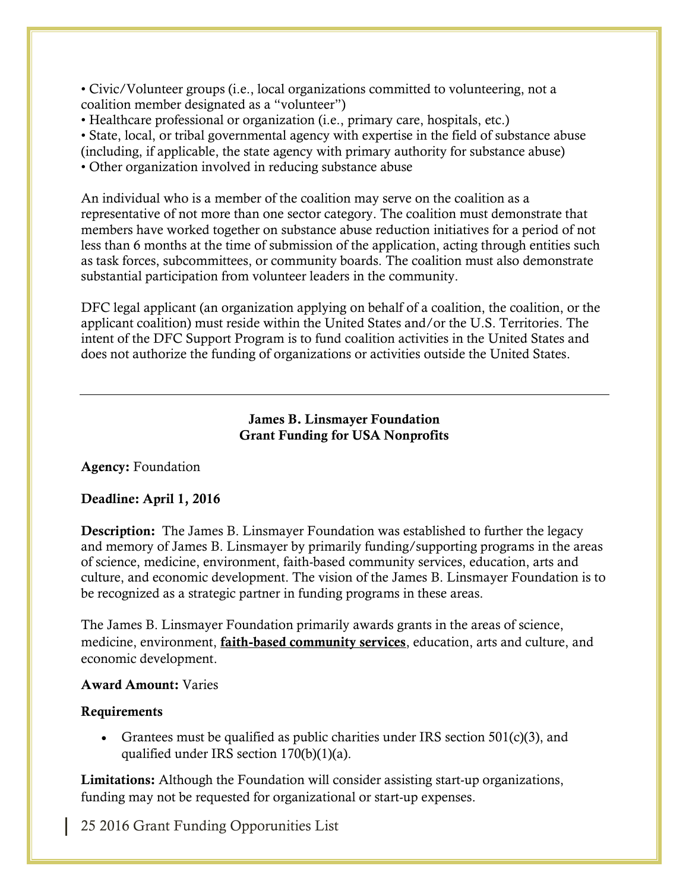- Civic/Volunteer groups (i.e., local organizations committed to volunteering, not a coalition member designated as a "volunteer")
- Healthcare professional or organization (i.e., primary care, hospitals, etc.)
- State, local, or tribal governmental agency with expertise in the field of substance abuse (including, if applicable, the state agency with primary authority for substance abuse)
- Other organization involved in reducing substance abuse

An individual who is a member of the coalition may serve on the coalition as a representative of not more than one sector category. The coalition must demonstrate that members have worked together on substance abuse reduction initiatives for a period of not less than 6 months at the time of submission of the application, acting through entities such as task forces, subcommittees, or community boards. The coalition must also demonstrate substantial participation from volunteer leaders in the community.

DFC legal applicant (an organization applying on behalf of a coalition, the coalition, or the applicant coalition) must reside within the United States and/or the U.S. Territories. The intent of the DFC Support Program is to fund coalition activities in the United States and does not authorize the funding of organizations or activities outside the United States.

---

## James B. Linsmayer Foundation
## Grant Funding for USA Nonprofits

**Agency:** Foundation

**Deadline: April 1, 2016**

**Description:** The James B. Linsmayer Foundation was established to further the legacy and memory of James B. Linsmayer by primarily funding/supporting programs in the areas of science, medicine, environment, faith-based community services, education, arts and culture, and economic development. The vision of the James B. Linsmayer Foundation is to be recognized as a strategic partner in funding programs in these areas.

The James B. Linsmayer Foundation primarily awards grants in the areas of science, medicine, environment, **faith-based community services**, education, arts and culture, and economic development.

**Award Amount:** Varies

**Requirements**

- Grantees must be qualified as public charities under IRS section 501(c)(3), and qualified under IRS section 170(b)(1)(a).

**Limitations:** Although the Foundation will consider assisting start-up organizations, funding may not be requested for organizational or start-up expenses.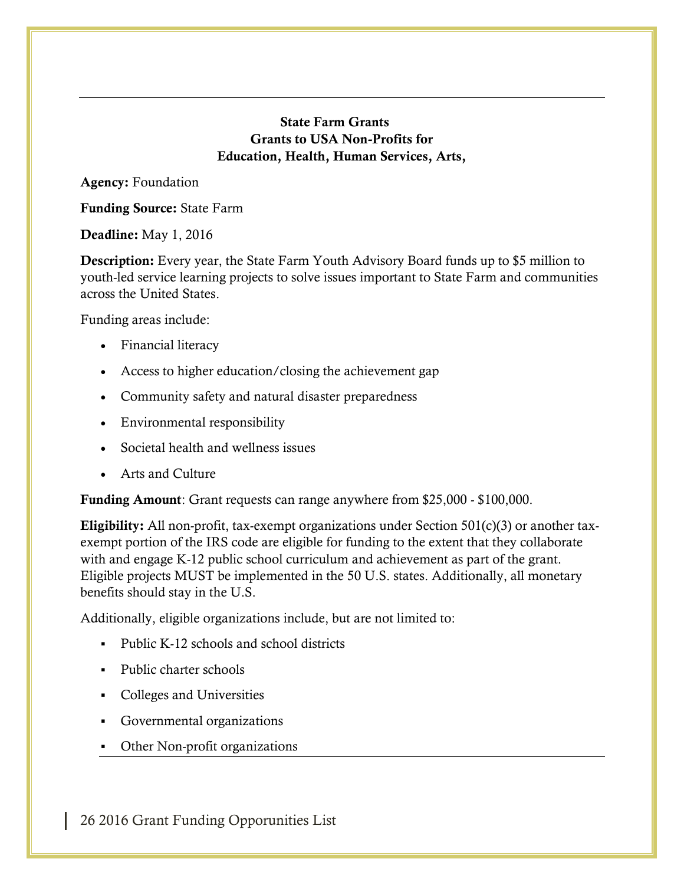## State Farm Grants
## Grants to USA Non-Profits for
## Education, Health, Human Services, Arts,

**Agency:** Foundation

**Funding Source:** State Farm

**Deadline:** May 1, 2016

**Description:** Every year, the State Farm Youth Advisory Board funds up to $5 million to youth-led service learning projects to solve issues important to State Farm and communities across the United States.

Funding areas include:

- Financial literacy
- Access to higher education/closing the achievement gap
- Community safety and natural disaster preparedness
- Environmental responsibility
- Societal health and wellness issues
- Arts and Culture

**Funding Amount**: Grant requests can range anywhere from $25,000 - $100,000.

**Eligibility:** All non-profit, tax-exempt organizations under Section 501(c)(3) or another tax-exempt portion of the IRS code are eligible for funding to the extent that they collaborate with and engage K-12 public school curriculum and achievement as part of the grant. Eligible projects MUST be implemented in the 50 U.S. states. Additionally, all monetary benefits should stay in the U.S.

Additionally, eligible organizations include, but are not limited to:

- Public K-12 schools and school districts
- Public charter schools
- Colleges and Universities
- Governmental organizations
- Other Non-profit organizations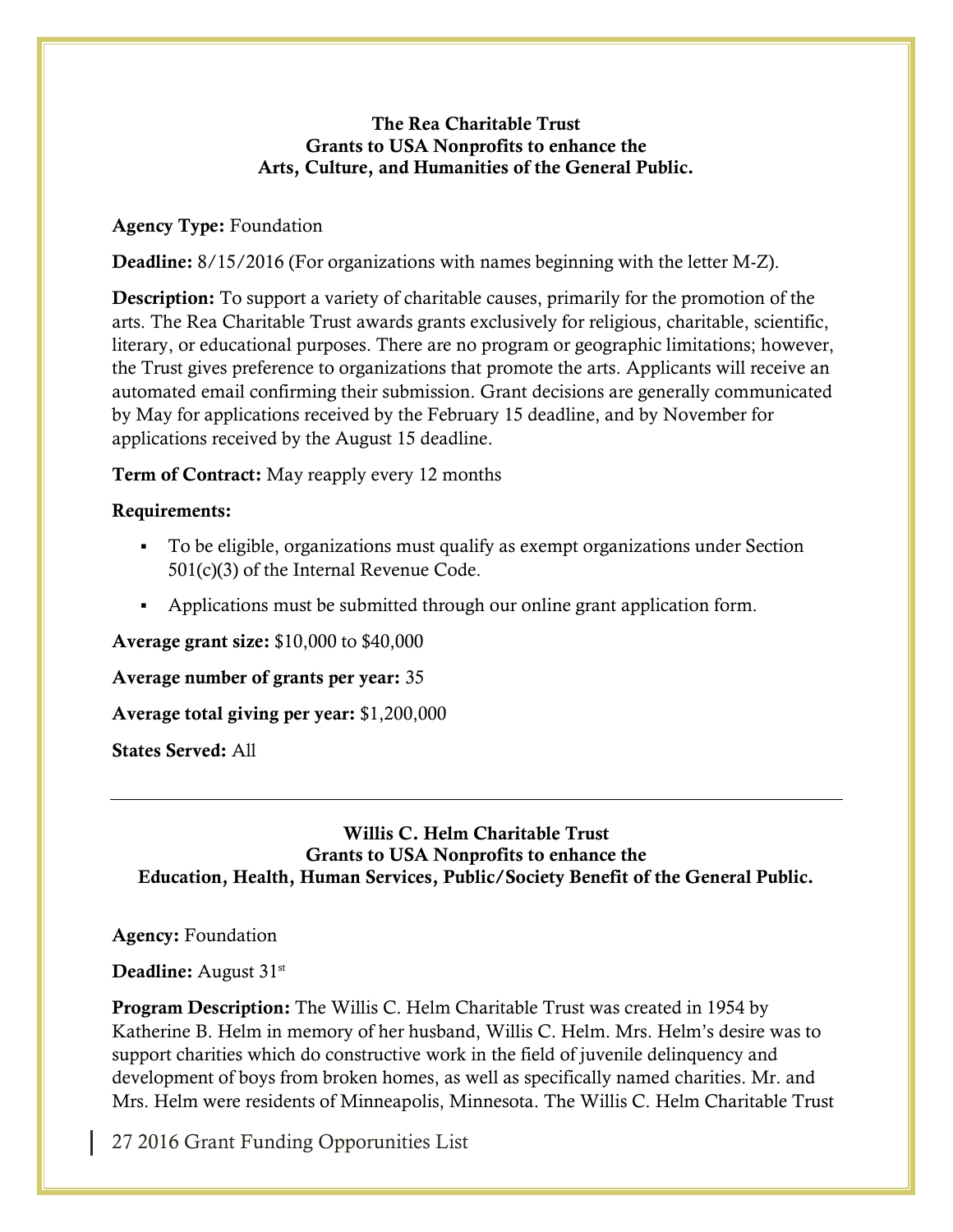### The Rea Charitable Trust
### Grants to USA Nonprofits to enhance the Arts, Culture, and Humanities of the General Public.

**Agency Type:** Foundation

**Deadline:** 8/15/2016 (For organizations with names beginning with the letter M-Z).

**Description:** To support a variety of charitable causes, primarily for the promotion of the arts. The Rea Charitable Trust awards grants exclusively for religious, charitable, scientific, literary, or educational purposes. There are no program or geographic limitations; however, the Trust gives preference to organizations that promote the arts. Applicants will receive an automated email confirming their submission. Grant decisions are generally communicated by May for applications received by the February 15 deadline, and by November for applications received by the August 15 deadline.

**Term of Contract:** May reapply every 12 months

**Requirements:**

- To be eligible, organizations must qualify as exempt organizations under Section 501(c)(3) of the Internal Revenue Code.
- Applications must be submitted through our online grant application form.

**Average grant size:** $10,000 to $40,000

**Average number of grants per year:** 35

**Average total giving per year:** $1,200,000

**States Served:** All

---

### Willis C. Helm Charitable Trust
### Grants to USA Nonprofits to enhance the Education, Health, Human Services, Public/Society Benefit of the General Public.

**Agency:** Foundation

**Deadline:** August 31st

**Program Description:** The Willis C. Helm Charitable Trust was created in 1954 by Katherine B. Helm in memory of her husband, Willis C. Helm. Mrs. Helm's desire was to support charities which do constructive work in the field of juvenile delinquency and development of boys from broken homes, as well as specifically named charities. Mr. and Mrs. Helm were residents of Minneapolis, Minnesota. The Willis C. Helm Charitable Trust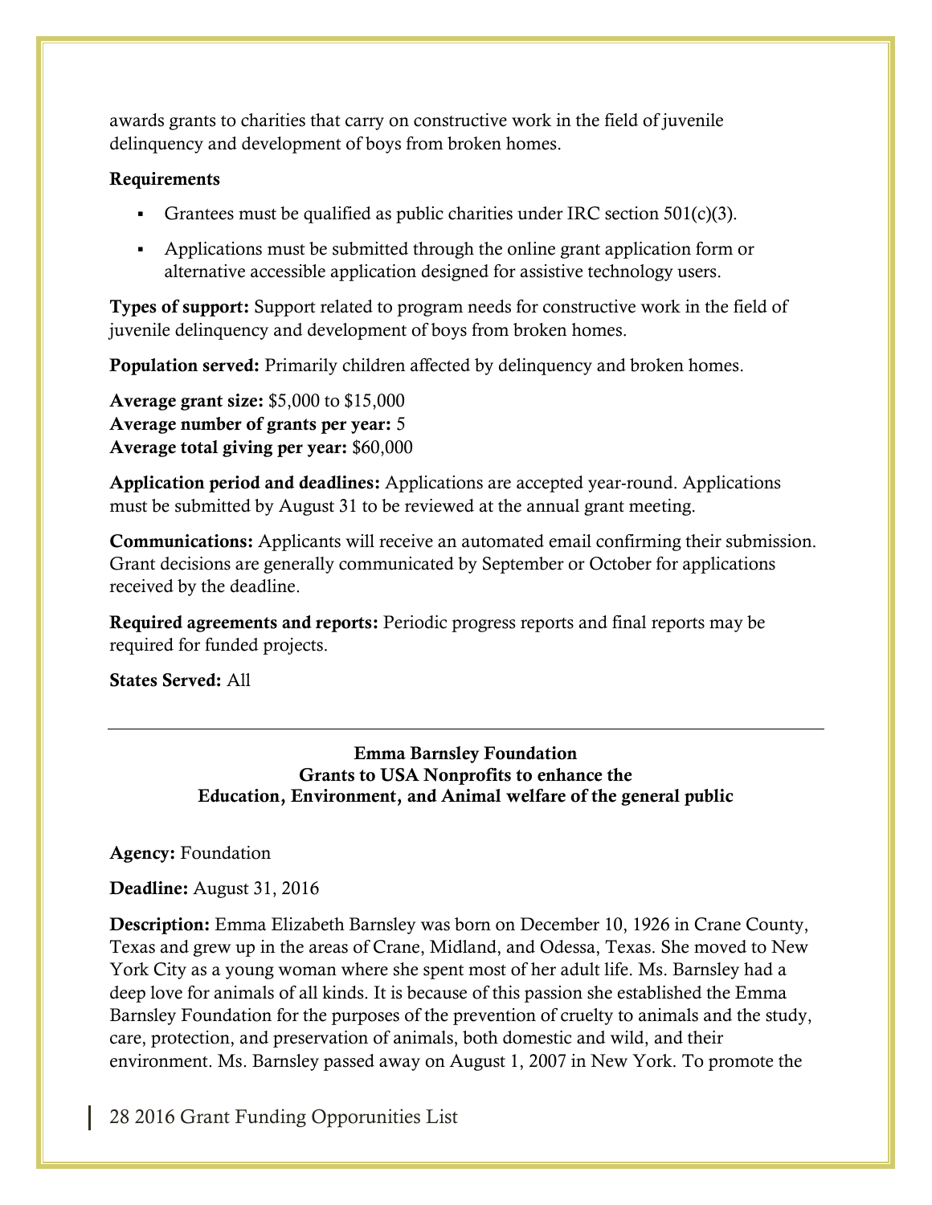awards grants to charities that carry on constructive work in the field of juvenile delinquency and development of boys from broken homes.

**Requirements**

- Grantees must be qualified as public charities under IRC section 501(c)(3).
- Applications must be submitted through the online grant application form or alternative accessible application designed for assistive technology users.

**Types of support:** Support related to program needs for constructive work in the field of juvenile delinquency and development of boys from broken homes.

**Population served:** Primarily children affected by delinquency and broken homes.

**Average grant size:** $5,000 to $15,000
**Average number of grants per year:** 5
**Average total giving per year:** $60,000

**Application period and deadlines:** Applications are accepted year-round. Applications must be submitted by August 31 to be reviewed at the annual grant meeting.

**Communications:** Applicants will receive an automated email confirming their submission. Grant decisions are generally communicated by September or October for applications received by the deadline.

**Required agreements and reports:** Periodic progress reports and final reports may be required for funded projects.

**States Served:** All

---

## Emma Barnsley Foundation
## Grants to USA Nonprofits to enhance the Education, Environment, and Animal welfare of the general public

**Agency:** Foundation

**Deadline:** August 31, 2016

**Description:** Emma Elizabeth Barnsley was born on December 10, 1926 in Crane County, Texas and grew up in the areas of Crane, Midland, and Odessa, Texas. She moved to New York City as a young woman where she spent most of her adult life. Ms. Barnsley had a deep love for animals of all kinds. It is because of this passion she established the Emma Barnsley Foundation for the purposes of the prevention of cruelty to animals and the study, care, protection, and preservation of animals, both domestic and wild, and their environment. Ms. Barnsley passed away on August 1, 2007 in New York. To promote the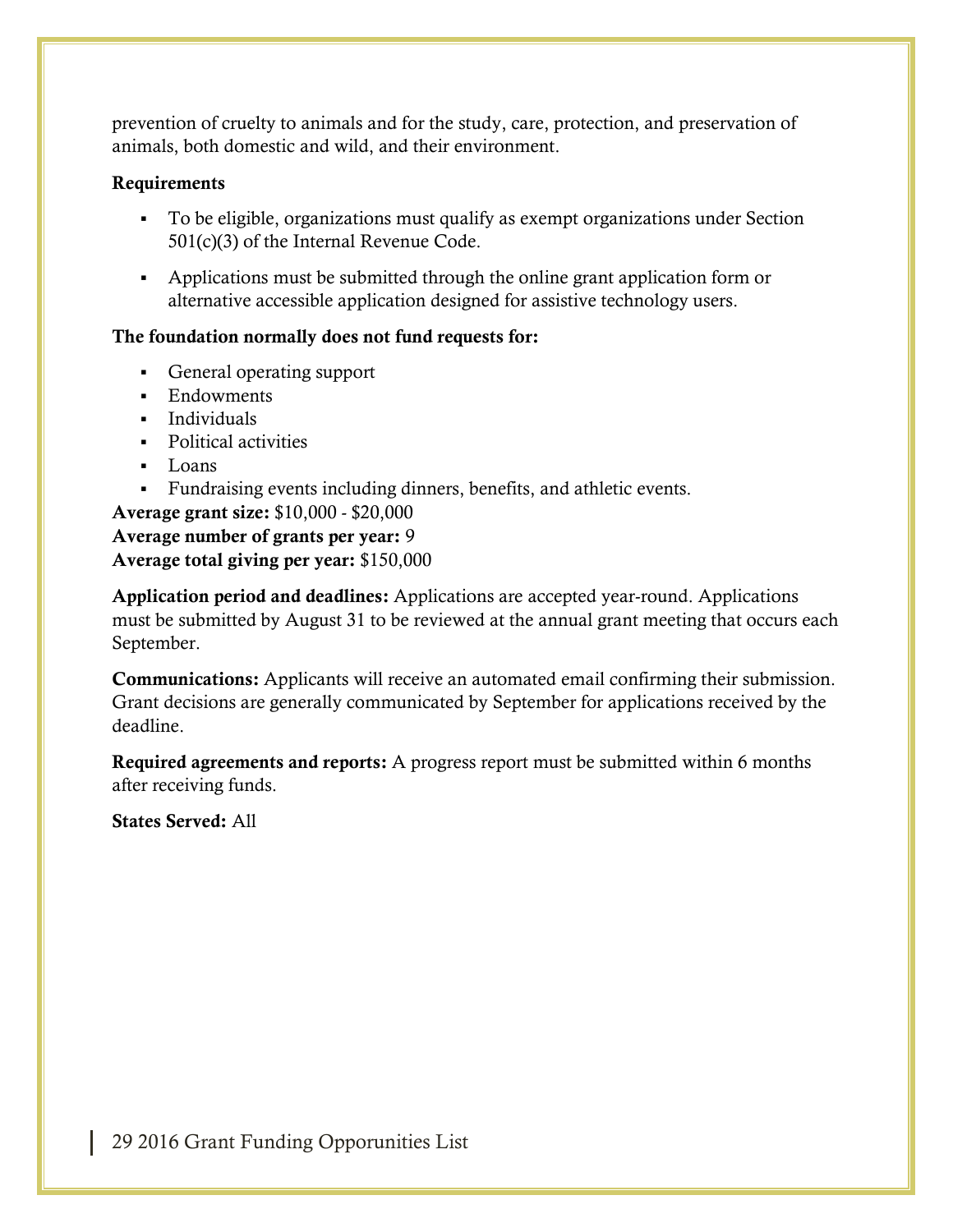prevention of cruelty to animals and for the study, care, protection, and preservation of animals, both domestic and wild, and their environment.

**Requirements**

- To be eligible, organizations must qualify as exempt organizations under Section 501(c)(3) of the Internal Revenue Code.
- Applications must be submitted through the online grant application form or alternative accessible application designed for assistive technology users.

**The foundation normally does not fund requests for:**

- General operating support
- Endowments
- Individuals
- Political activities
- Loans
- Fundraising events including dinners, benefits, and athletic events.

**Average grant size:** $10,000 - $20,000
**Average number of grants per year:** 9
**Average total giving per year:** $150,000

**Application period and deadlines:** Applications are accepted year-round. Applications must be submitted by August 31 to be reviewed at the annual grant meeting that occurs each September.

**Communications:** Applicants will receive an automated email confirming their submission. Grant decisions are generally communicated by September for applications received by the deadline.

**Required agreements and reports:** A progress report must be submitted within 6 months after receiving funds.

**States Served:** All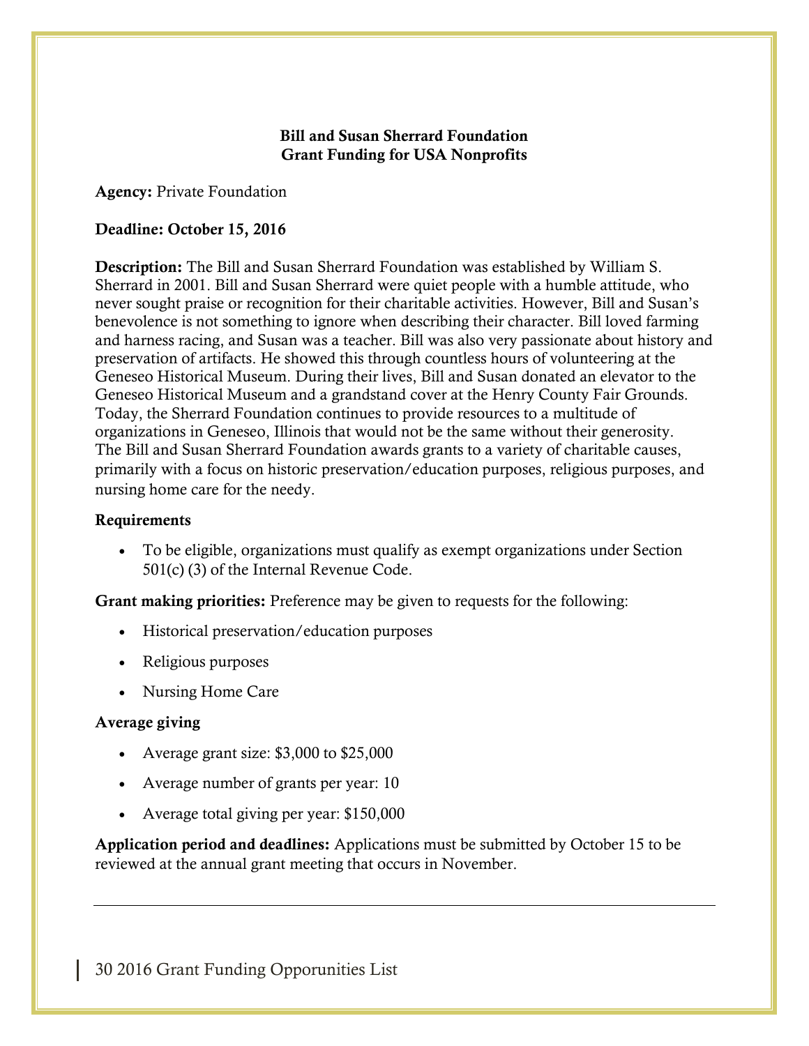**Bill and Susan Sherrard Foundation**
**Grant Funding for USA Nonprofits**

**Agency:** Private Foundation

**Deadline: October 15, 2016**

**Description:** The Bill and Susan Sherrard Foundation was established by William S. Sherrard in 2001. Bill and Susan Sherrard were quiet people with a humble attitude, who never sought praise or recognition for their charitable activities. However, Bill and Susan's benevolence is not something to ignore when describing their character. Bill loved farming and harness racing, and Susan was a teacher. Bill was also very passionate about history and preservation of artifacts. He showed this through countless hours of volunteering at the Geneseo Historical Museum. During their lives, Bill and Susan donated an elevator to the Geneseo Historical Museum and a grandstand cover at the Henry County Fair Grounds. Today, the Sherrard Foundation continues to provide resources to a multitude of organizations in Geneseo, Illinois that would not be the same without their generosity. The Bill and Susan Sherrard Foundation awards grants to a variety of charitable causes, primarily with a focus on historic preservation/education purposes, religious purposes, and nursing home care for the needy.

**Requirements**

- To be eligible, organizations must qualify as exempt organizations under Section 501(c) (3) of the Internal Revenue Code.

**Grant making priorities:** Preference may be given to requests for the following:

- Historical preservation/education purposes
- Religious purposes
- Nursing Home Care

**Average giving**

- Average grant size: $3,000 to $25,000
- Average number of grants per year: 10
- Average total giving per year: $150,000

**Application period and deadlines:** Applications must be submitted by October 15 to be reviewed at the annual grant meeting that occurs in November.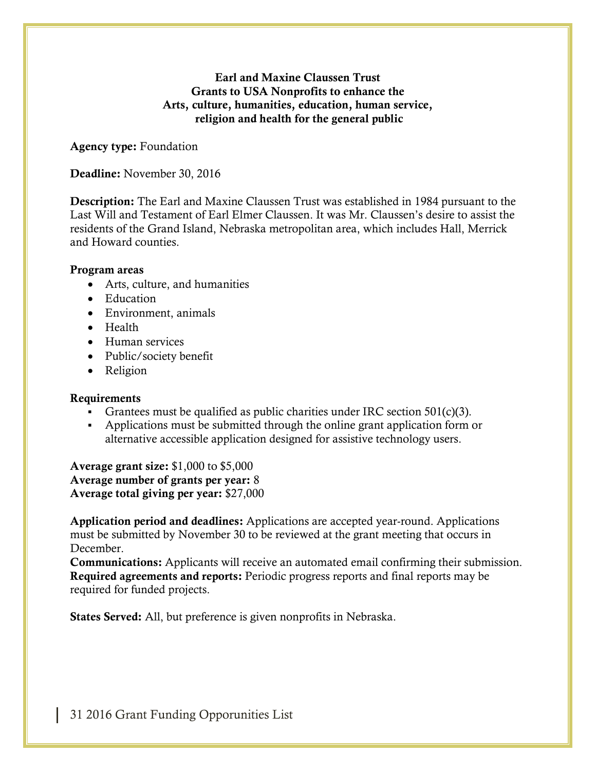**Earl and Maxine Claussen Trust**
**Grants to USA Nonprofits to enhance the**
**Arts, culture, humanities, education, human service,**
**religion and health for the general public**

**Agency type:** Foundation

**Deadline:** November 30, 2016

**Description:** The Earl and Maxine Claussen Trust was established in 1984 pursuant to the Last Will and Testament of Earl Elmer Claussen. It was Mr. Claussen's desire to assist the residents of the Grand Island, Nebraska metropolitan area, which includes Hall, Merrick and Howard counties.

**Program areas**

- Arts, culture, and humanities
- Education
- Environment, animals
- Health
- Human services
- Public/society benefit
- Religion

**Requirements**

- Grantees must be qualified as public charities under IRC section 501(c)(3).
- Applications must be submitted through the online grant application form or alternative accessible application designed for assistive technology users.

**Average grant size:** $1,000 to $5,000
**Average number of grants per year:** 8
**Average total giving per year:** $27,000

**Application period and deadlines:** Applications are accepted year-round. Applications must be submitted by November 30 to be reviewed at the grant meeting that occurs in December.
**Communications:** Applicants will receive an automated email confirming their submission.
**Required agreements and reports:** Periodic progress reports and final reports may be required for funded projects.

**States Served:** All, but preference is given nonprofits in Nebraska.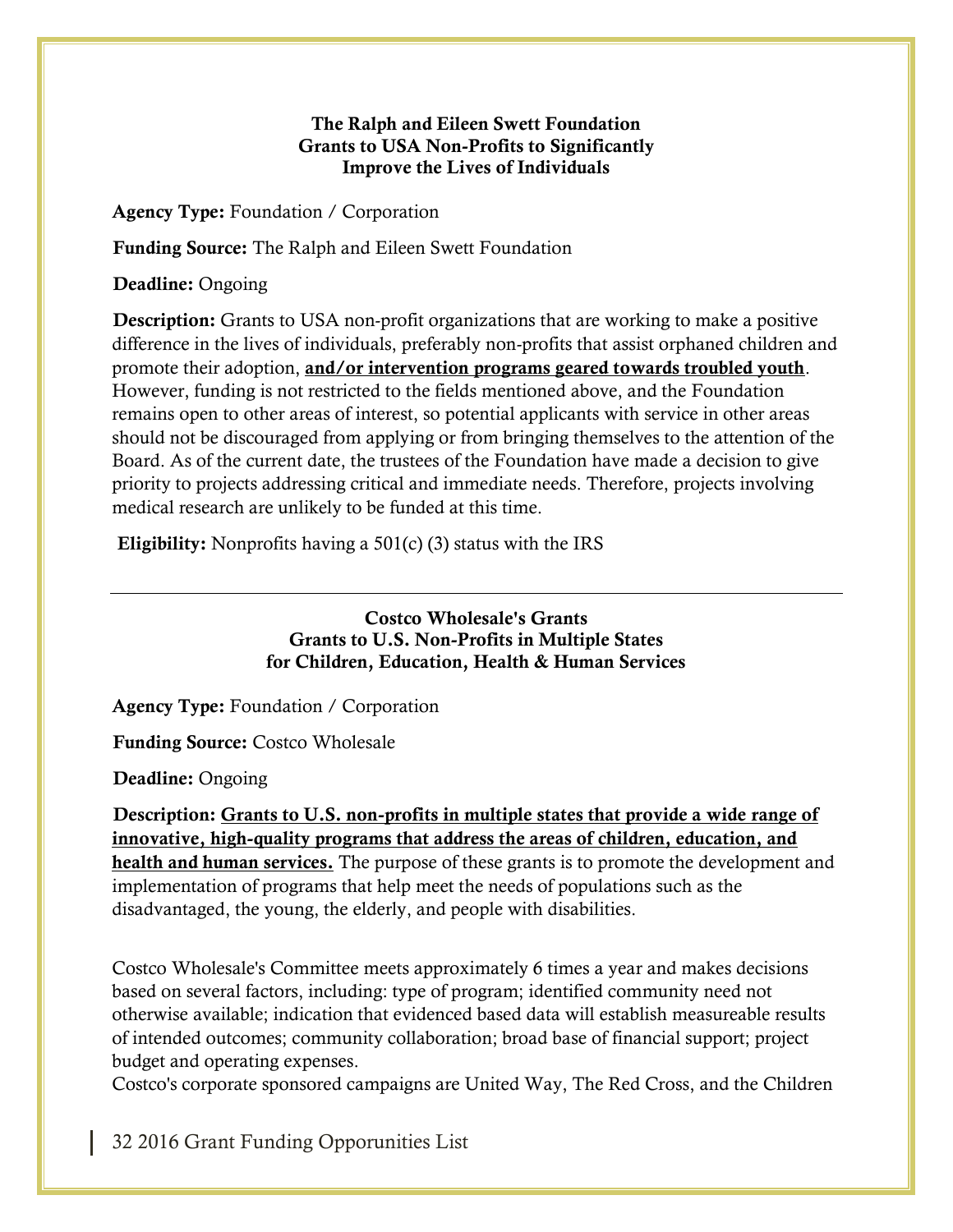### The Ralph and Eileen Swett Foundation
### Grants to USA Non-Profits to Significantly Improve the Lives of Individuals

**Agency Type:** Foundation / Corporation

**Funding Source:** The Ralph and Eileen Swett Foundation

**Deadline:** Ongoing

**Description:** Grants to USA non-profit organizations that are working to make a positive difference in the lives of individuals, preferably non-profits that assist orphaned children and promote their adoption, **and/or intervention programs geared towards troubled youth**. However, funding is not restricted to the fields mentioned above, and the Foundation remains open to other areas of interest, so potential applicants with service in other areas should not be discouraged from applying or from bringing themselves to the attention of the Board. As of the current date, the trustees of the Foundation have made a decision to give priority to projects addressing critical and immediate needs. Therefore, projects involving medical research are unlikely to be funded at this time.

**Eligibility:** Nonprofits having a 501(c) (3) status with the IRS

---

### Costco Wholesale's Grants
### Grants to U.S. Non-Profits in Multiple States for Children, Education, Health & Human Services

**Agency Type:** Foundation / Corporation

**Funding Source:** Costco Wholesale

**Deadline:** Ongoing

**Description: Grants to U.S. non-profits in multiple states that provide a wide range of innovative, high-quality programs that address the areas of children, education, and health and human services.** The purpose of these grants is to promote the development and implementation of programs that help meet the needs of populations such as the disadvantaged, the young, the elderly, and people with disabilities.

Costco Wholesale's Committee meets approximately 6 times a year and makes decisions based on several factors, including: type of program; identified community need not otherwise available; indication that evidenced based data will establish measureable results of intended outcomes; community collaboration; broad base of financial support; project budget and operating expenses.
Costco's corporate sponsored campaigns are United Way, The Red Cross, and the Children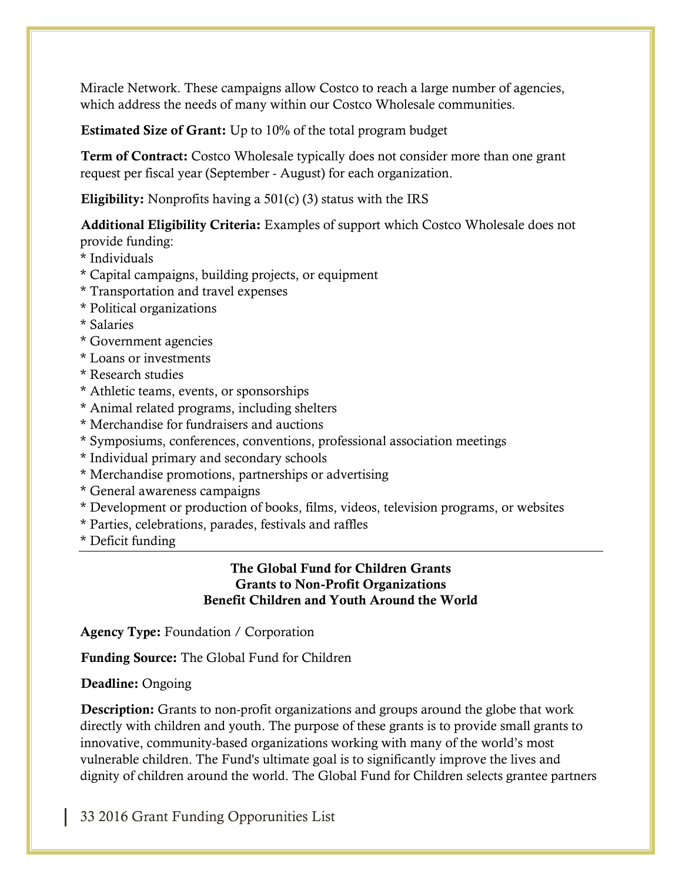Miracle Network. These campaigns allow Costco to reach a large number of agencies, which address the needs of many within our Costco Wholesale communities.

**Estimated Size of Grant:** Up to 10% of the total program budget

**Term of Contract:** Costco Wholesale typically does not consider more than one grant request per fiscal year (September - August) for each organization.

**Eligibility:** Nonprofits having a 501(c) (3) status with the IRS

**Additional Eligibility Criteria:** Examples of support which Costco Wholesale does not provide funding:

* Individuals
* Capital campaigns, building projects, or equipment
* Transportation and travel expenses
* Political organizations
* Salaries
* Government agencies
* Loans or investments
* Research studies
* Athletic teams, events, or sponsorships
* Animal related programs, including shelters
* Merchandise for fundraisers and auctions
* Symposiums, conferences, conventions, professional association meetings
* Individual primary and secondary schools
* Merchandise promotions, partnerships or advertising
* General awareness campaigns
* Development or production of books, films, videos, television programs, or websites
* Parties, celebrations, parades, festivals and raffles
* Deficit funding

---

**The Global Fund for Children Grants**
**Grants to Non-Profit Organizations**
**Benefit Children and Youth Around the World**

**Agency Type:** Foundation / Corporation

**Funding Source:** The Global Fund for Children

**Deadline:** Ongoing

**Description:** Grants to non-profit organizations and groups around the globe that work directly with children and youth. The purpose of these grants is to provide small grants to innovative, community-based organizations working with many of the world's most vulnerable children. The Fund's ultimate goal is to significantly improve the lives and dignity of children around the world. The Global Fund for Children selects grantee partners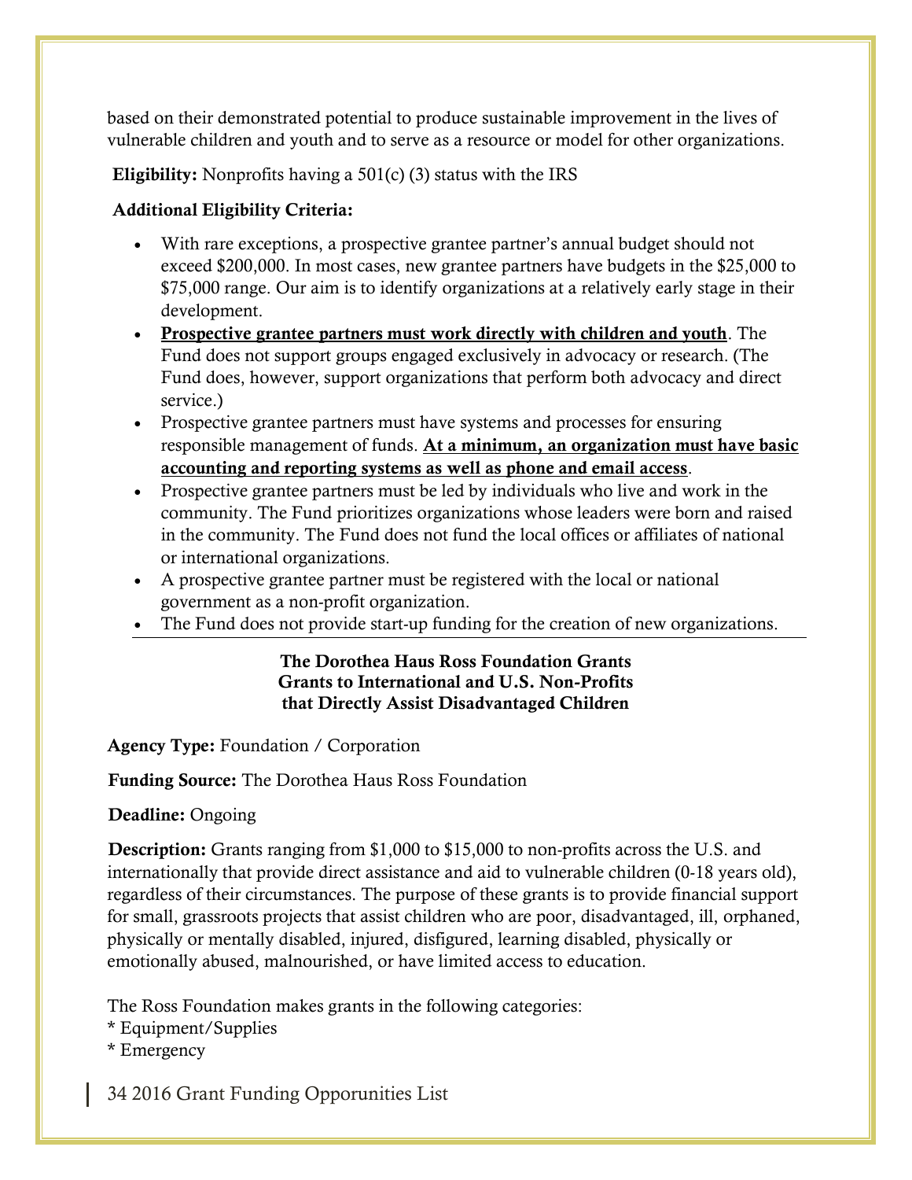based on their demonstrated potential to produce sustainable improvement in the lives of vulnerable children and youth and to serve as a resource or model for other organizations.

**Eligibility:** Nonprofits having a 501(c) (3) status with the IRS

**Additional Eligibility Criteria:**

- With rare exceptions, a prospective grantee partner's annual budget should not exceed $200,000. In most cases, new grantee partners have budgets in the $25,000 to $75,000 range. Our aim is to identify organizations at a relatively early stage in their development.
- <u>**Prospective grantee partners must work directly with children and youth**</u>. The Fund does not support groups engaged exclusively in advocacy or research. (The Fund does, however, support organizations that perform both advocacy and direct service.)
- Prospective grantee partners must have systems and processes for ensuring responsible management of funds. <u>**At a minimum, an organization must have basic accounting and reporting systems as well as phone and email access**</u>.
- Prospective grantee partners must be led by individuals who live and work in the community. The Fund prioritizes organizations whose leaders were born and raised in the community. The Fund does not fund the local offices or affiliates of national or international organizations.
- A prospective grantee partner must be registered with the local or national government as a non-profit organization.
- The Fund does not provide start-up funding for the creation of new organizations.

---

**The Dorothea Haus Ross Foundation Grants**
**Grants to International and U.S. Non-Profits**
**that Directly Assist Disadvantaged Children**

**Agency Type:** Foundation / Corporation

**Funding Source:** The Dorothea Haus Ross Foundation

**Deadline:** Ongoing

**Description:** Grants ranging from $1,000 to $15,000 to non-profits across the U.S. and internationally that provide direct assistance and aid to vulnerable children (0-18 years old), regardless of their circumstances. The purpose of these grants is to provide financial support for small, grassroots projects that assist children who are poor, disadvantaged, ill, orphaned, physically or mentally disabled, injured, disfigured, learning disabled, physically or emotionally abused, malnourished, or have limited access to education.

The Ross Foundation makes grants in the following categories:
* Equipment/Supplies
* Emergency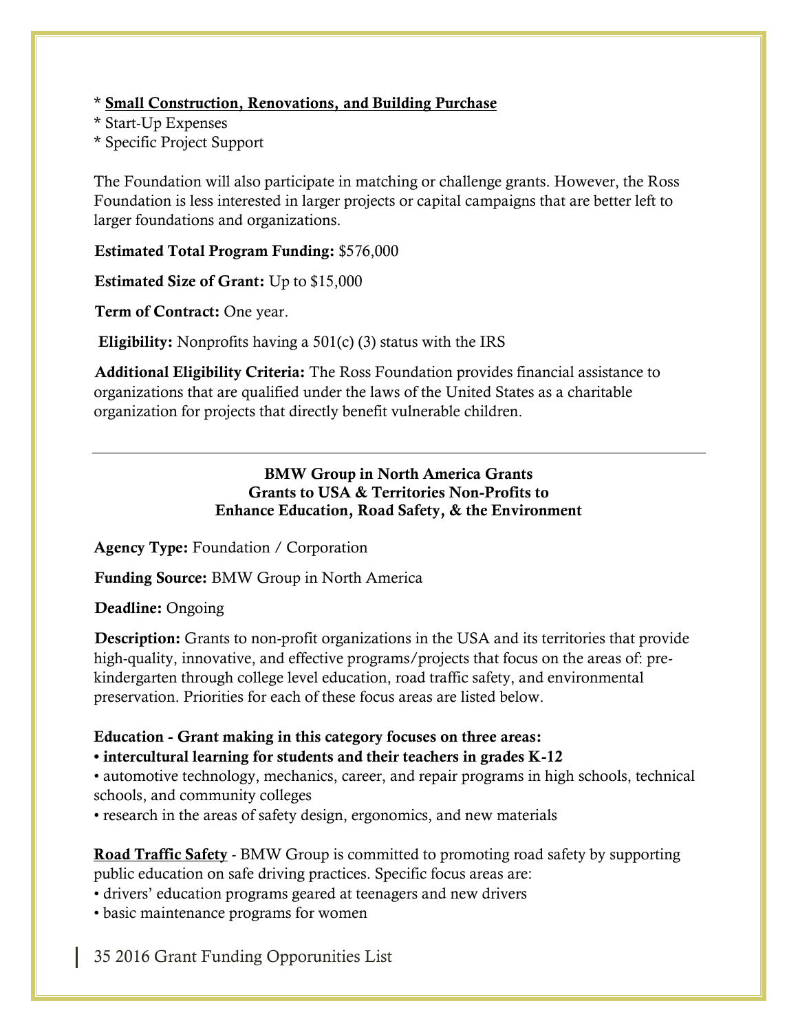* **Small Construction, Renovations, and Building Purchase**
* Start-Up Expenses
* Specific Project Support

The Foundation will also participate in matching or challenge grants. However, the Ross Foundation is less interested in larger projects or capital campaigns that are better left to larger foundations and organizations.

**Estimated Total Program Funding:** $576,000

**Estimated Size of Grant:** Up to $15,000

**Term of Contract:** One year.

**Eligibility:** Nonprofits having a 501(c) (3) status with the IRS

**Additional Eligibility Criteria:** The Ross Foundation provides financial assistance to organizations that are qualified under the laws of the United States as a charitable organization for projects that directly benefit vulnerable children.

---

## BMW Group in North America Grants
## Grants to USA & Territories Non-Profits to Enhance Education, Road Safety, & the Environment

**Agency Type:** Foundation / Corporation

**Funding Source:** BMW Group in North America

**Deadline:** Ongoing

**Description:** Grants to non-profit organizations in the USA and its territories that provide high-quality, innovative, and effective programs/projects that focus on the areas of: pre-kindergarten through college level education, road traffic safety, and environmental preservation. Priorities for each of these focus areas are listed below.

**Education - Grant making in this category focuses on three areas:**
- **intercultural learning for students and their teachers in grades K-12**
- automotive technology, mechanics, career, and repair programs in high schools, technical schools, and community colleges
- research in the areas of safety design, ergonomics, and new materials

**Road Traffic Safety** - BMW Group is committed to promoting road safety by supporting public education on safe driving practices. Specific focus areas are:
- drivers' education programs geared at teenagers and new drivers
- basic maintenance programs for women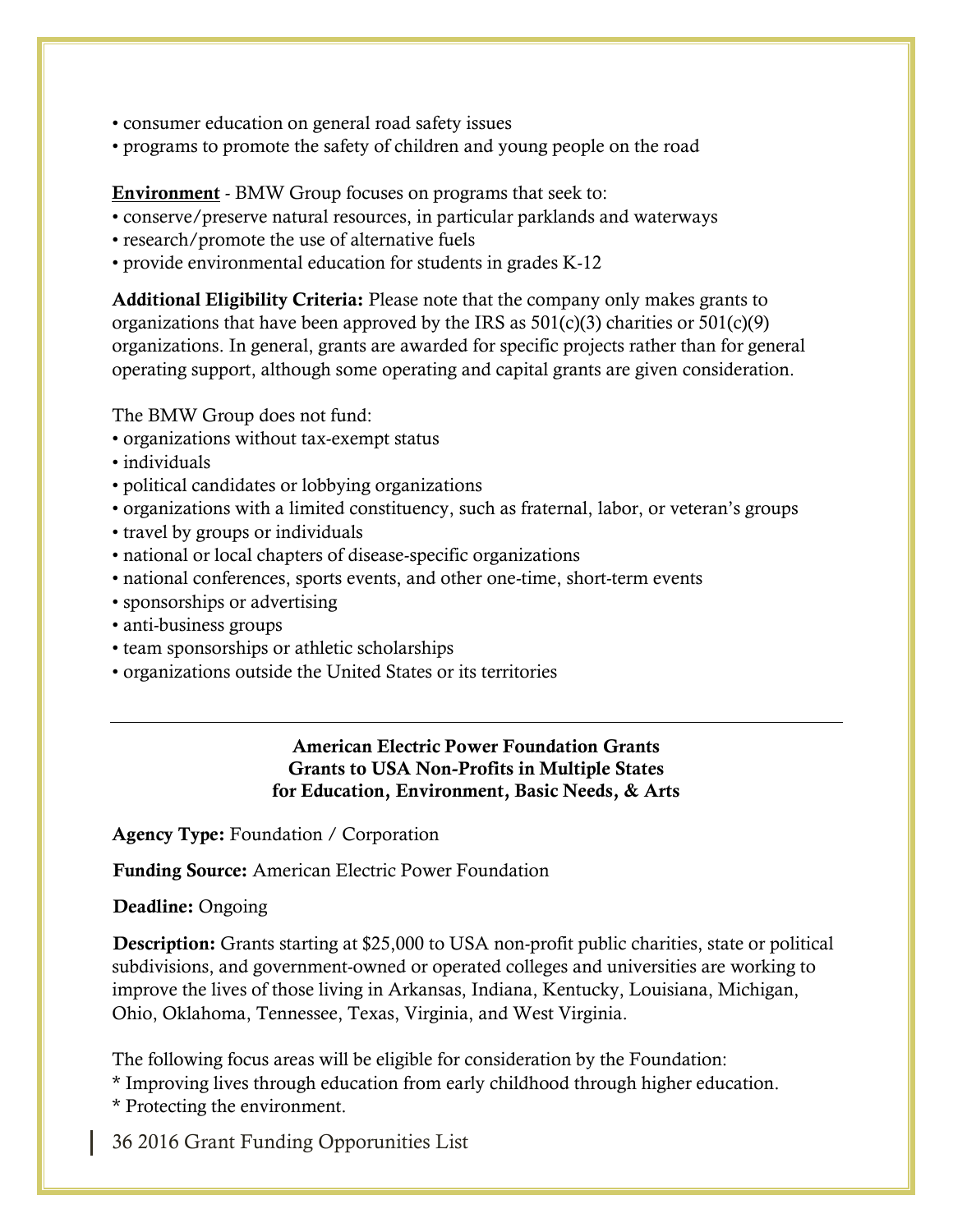• consumer education on general road safety issues
• programs to promote the safety of children and young people on the road

**Environment** - BMW Group focuses on programs that seek to:
• conserve/preserve natural resources, in particular parklands and waterways
• research/promote the use of alternative fuels
• provide environmental education for students in grades K-12

**Additional Eligibility Criteria:** Please note that the company only makes grants to organizations that have been approved by the IRS as 501(c)(3) charities or 501(c)(9) organizations. In general, grants are awarded for specific projects rather than for general operating support, although some operating and capital grants are given consideration.

The BMW Group does not fund:
• organizations without tax-exempt status
• individuals
• political candidates or lobbying organizations
• organizations with a limited constituency, such as fraternal, labor, or veteran's groups
• travel by groups or individuals
• national or local chapters of disease-specific organizations
• national conferences, sports events, and other one-time, short-term events
• sponsorships or advertising
• anti-business groups
• team sponsorships or athletic scholarships
• organizations outside the United States or its territories

---

### American Electric Power Foundation Grants
### Grants to USA Non-Profits in Multiple States for Education, Environment, Basic Needs, & Arts

**Agency Type:** Foundation / Corporation

**Funding Source:** American Electric Power Foundation

**Deadline:** Ongoing

**Description:** Grants starting at $25,000 to USA non-profit public charities, state or political subdivisions, and government-owned or operated colleges and universities are working to improve the lives of those living in Arkansas, Indiana, Kentucky, Louisiana, Michigan, Ohio, Oklahoma, Tennessee, Texas, Virginia, and West Virginia.

The following focus areas will be eligible for consideration by the Foundation:
* Improving lives through education from early childhood through higher education.
* Protecting the environment.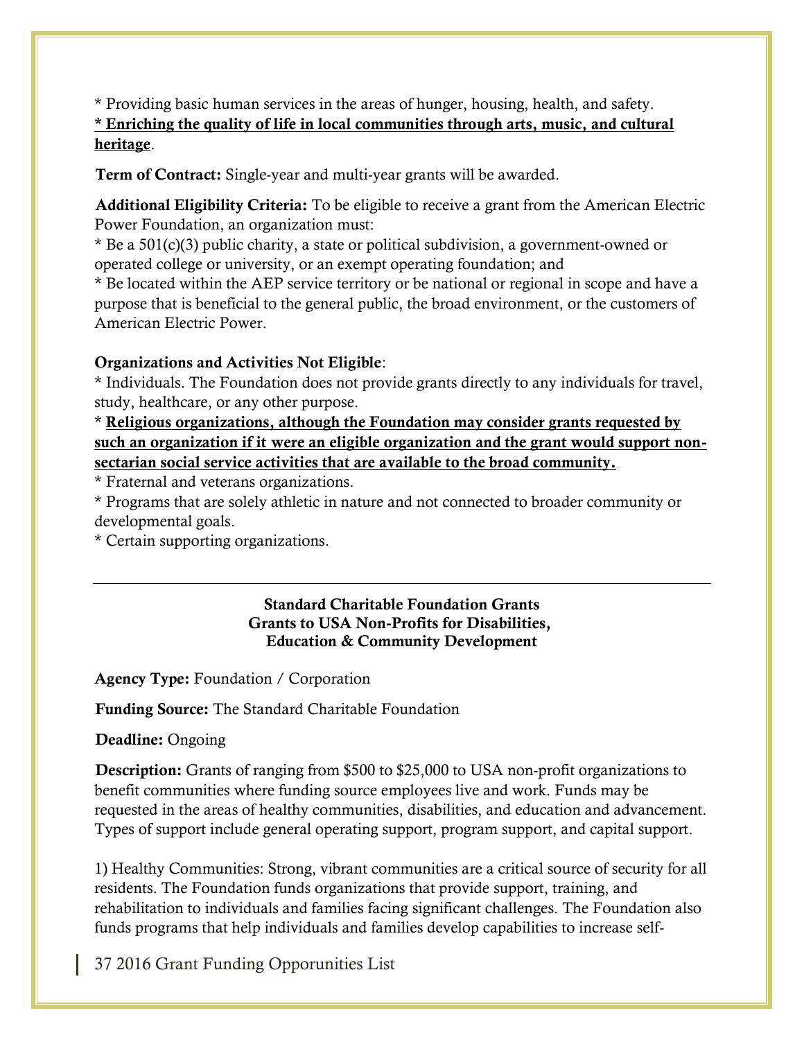* Providing basic human services in the areas of hunger, housing, health, and safety.
**<u>* Enriching the quality of life in local communities through arts, music, and cultural heritage</u>**.

**Term of Contract:** Single-year and multi-year grants will be awarded.

**Additional Eligibility Criteria:** To be eligible to receive a grant from the American Electric Power Foundation, an organization must:
* Be a 501(c)(3) public charity, a state or political subdivision, a government-owned or operated college or university, or an exempt operating foundation; and
* Be located within the AEP service territory or be national or regional in scope and have a purpose that is beneficial to the general public, the broad environment, or the customers of American Electric Power.

**Organizations and Activities Not Eligible**:
* Individuals. The Foundation does not provide grants directly to any individuals for travel, study, healthcare, or any other purpose.
* **<u>Religious organizations, although the Foundation may consider grants requested by such an organization if it were an eligible organization and the grant would support non-sectarian social service activities that are available to the broad community.</u>**
* Fraternal and veterans organizations.
* Programs that are solely athletic in nature and not connected to broader community or developmental goals.
* Certain supporting organizations.

---

### Standard Charitable Foundation Grants
### Grants to USA Non-Profits for Disabilities, Education & Community Development

**Agency Type:** Foundation / Corporation

**Funding Source:** The Standard Charitable Foundation

**Deadline:** Ongoing

**Description:** Grants of ranging from $500 to $25,000 to USA non-profit organizations to benefit communities where funding source employees live and work. Funds may be requested in the areas of healthy communities, disabilities, and education and advancement. Types of support include general operating support, program support, and capital support.

1) Healthy Communities: Strong, vibrant communities are a critical source of security for all residents. The Foundation funds organizations that provide support, training, and rehabilitation to individuals and families facing significant challenges. The Foundation also funds programs that help individuals and families develop capabilities to increase self-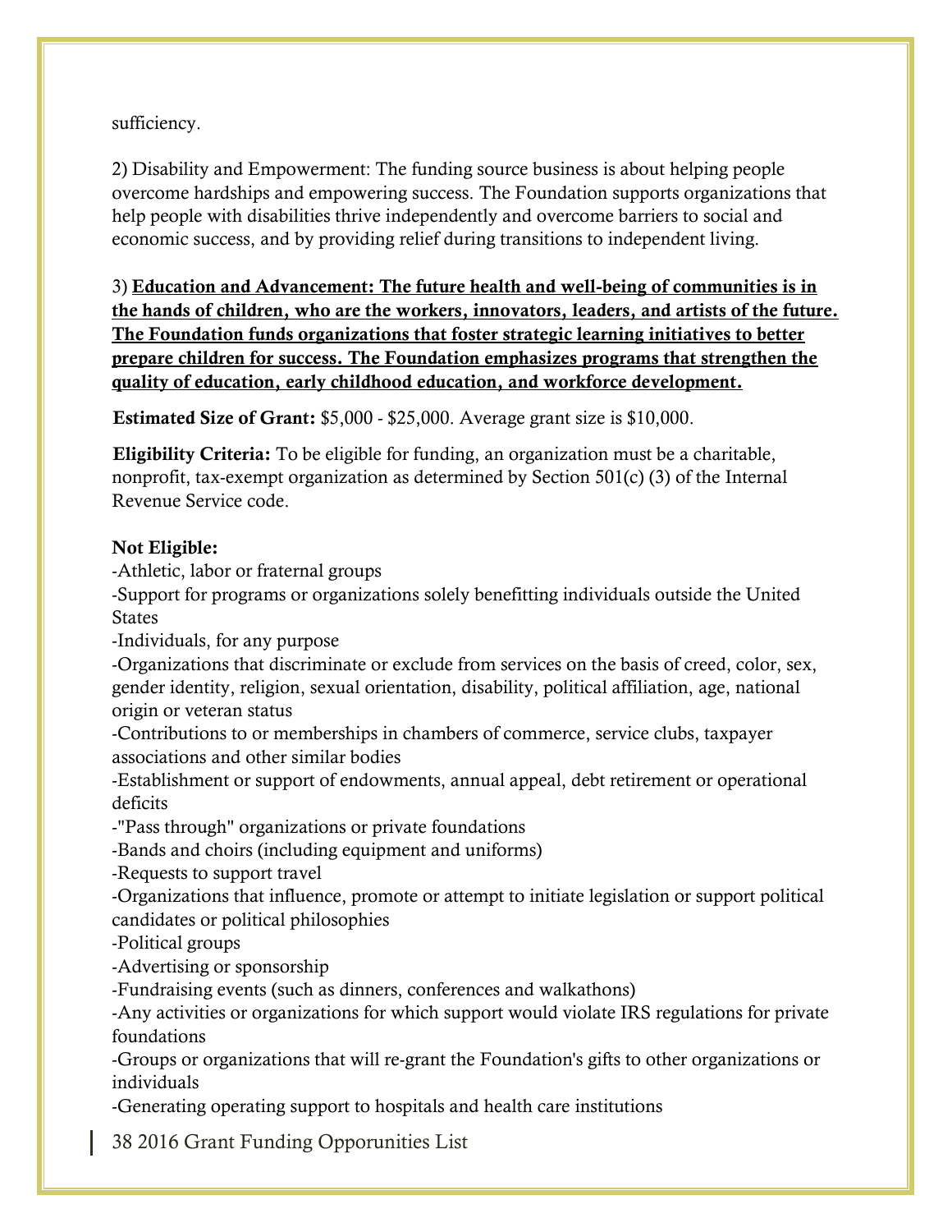sufficiency.

2) Disability and Empowerment: The funding source business is about helping people overcome hardships and empowering success. The Foundation supports organizations that help people with disabilities thrive independently and overcome barriers to social and economic success, and by providing relief during transitions to independent living.

3) **Education and Advancement: The future health and well-being of communities is in the hands of children, who are the workers, innovators, leaders, and artists of the future. The Foundation funds organizations that foster strategic learning initiatives to better prepare children for success. The Foundation emphasizes programs that strengthen the quality of education, early childhood education, and workforce development.**

**Estimated Size of Grant:** $5,000 - $25,000. Average grant size is $10,000.

**Eligibility Criteria:** To be eligible for funding, an organization must be a charitable, nonprofit, tax-exempt organization as determined by Section 501(c) (3) of the Internal Revenue Service code.

**Not Eligible:**
-Athletic, labor or fraternal groups
-Support for programs or organizations solely benefitting individuals outside the United States
-Individuals, for any purpose
-Organizations that discriminate or exclude from services on the basis of creed, color, sex, gender identity, religion, sexual orientation, disability, political affiliation, age, national origin or veteran status
-Contributions to or memberships in chambers of commerce, service clubs, taxpayer associations and other similar bodies
-Establishment or support of endowments, annual appeal, debt retirement or operational deficits
-"Pass through" organizations or private foundations
-Bands and choirs (including equipment and uniforms)
-Requests to support travel
-Organizations that influence, promote or attempt to initiate legislation or support political candidates or political philosophies
-Political groups
-Advertising or sponsorship
-Fundraising events (such as dinners, conferences and walkathons)
-Any activities or organizations for which support would violate IRS regulations for private foundations
-Groups or organizations that will re-grant the Foundation's gifts to other organizations or individuals
-Generating operating support to hospitals and health care institutions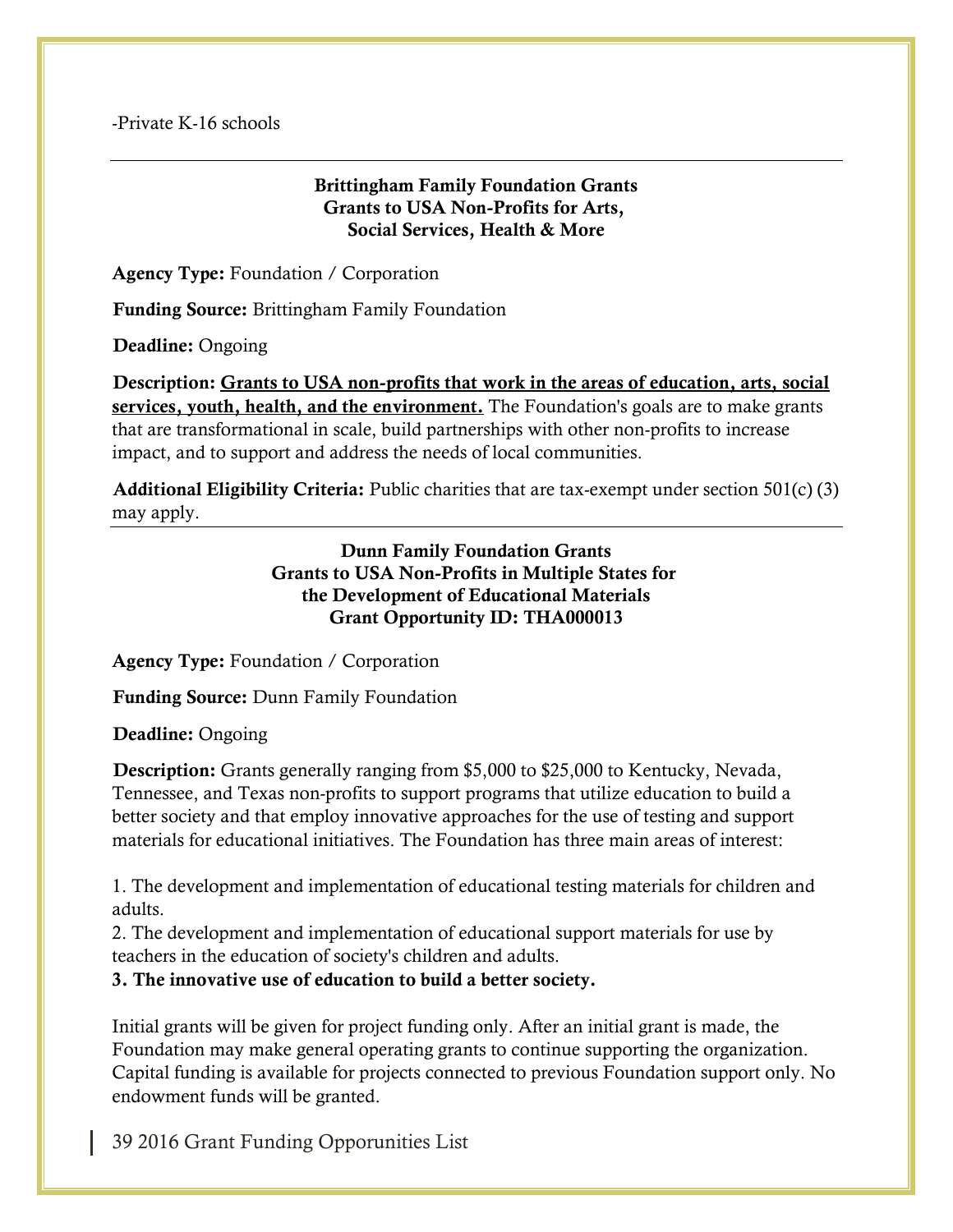-Private K-16 schools

---

**Brittingham Family Foundation Grants**
**Grants to USA Non-Profits for Arts, Social Services, Health & More**

**Agency Type:** Foundation / Corporation

**Funding Source:** Brittingham Family Foundation

**Deadline:** Ongoing

**Description:** **Grants to USA non-profits that work in the areas of education, arts, social services, youth, health, and the environment.** The Foundation's goals are to make grants that are transformational in scale, build partnerships with other non-profits to increase impact, and to support and address the needs of local communities.

**Additional Eligibility Criteria:** Public charities that are tax-exempt under section 501(c) (3) may apply.

---

**Dunn Family Foundation Grants**
**Grants to USA Non-Profits in Multiple States for the Development of Educational Materials**
**Grant Opportunity ID: THA000013**

**Agency Type:** Foundation / Corporation

**Funding Source:** Dunn Family Foundation

**Deadline:** Ongoing

**Description:** Grants generally ranging from $5,000 to $25,000 to Kentucky, Nevada, Tennessee, and Texas non-profits to support programs that utilize education to build a better society and that employ innovative approaches for the use of testing and support materials for educational initiatives. The Foundation has three main areas of interest:

1. The development and implementation of educational testing materials for children and adults.
2. The development and implementation of educational support materials for use by teachers in the education of society's children and adults.
3. **The innovative use of education to build a better society.**

Initial grants will be given for project funding only. After an initial grant is made, the Foundation may make general operating grants to continue supporting the organization. Capital funding is available for projects connected to previous Foundation support only. No endowment funds will be granted.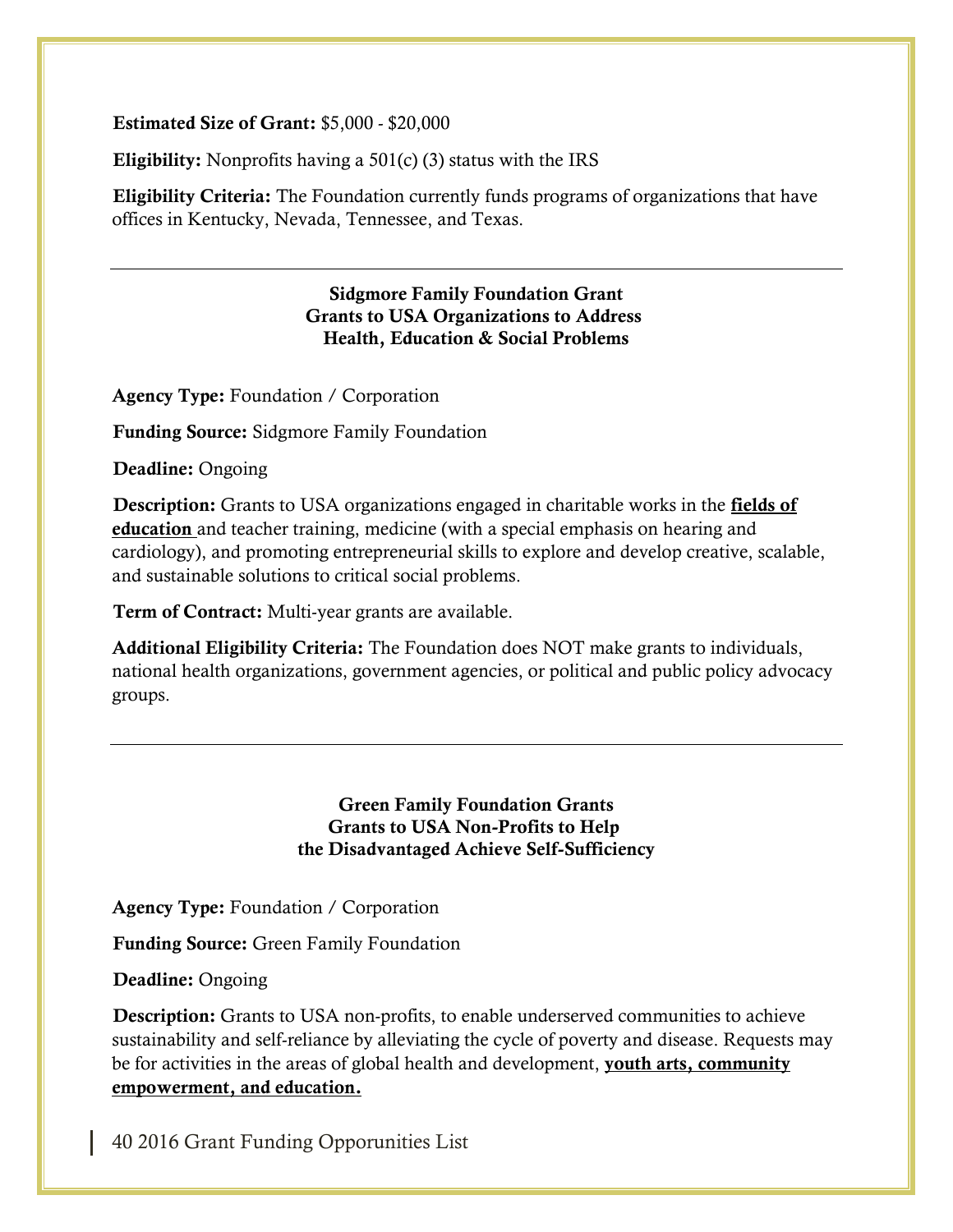**Estimated Size of Grant:** $5,000 - $20,000

**Eligibility:** Nonprofits having a 501(c) (3) status with the IRS

**Eligibility Criteria:** The Foundation currently funds programs of organizations that have offices in Kentucky, Nevada, Tennessee, and Texas.

---

### Sidgmore Family Foundation Grant
### Grants to USA Organizations to Address Health, Education & Social Problems

**Agency Type:** Foundation / Corporation

**Funding Source:** Sidgmore Family Foundation

**Deadline:** Ongoing

**Description:** Grants to USA organizations engaged in charitable works in the **fields of education** and teacher training, medicine (with a special emphasis on hearing and cardiology), and promoting entrepreneurial skills to explore and develop creative, scalable, and sustainable solutions to critical social problems.

**Term of Contract:** Multi-year grants are available.

**Additional Eligibility Criteria:** The Foundation does NOT make grants to individuals, national health organizations, government agencies, or political and public policy advocacy groups.

---

### Green Family Foundation Grants
### Grants to USA Non-Profits to Help the Disadvantaged Achieve Self-Sufficiency

**Agency Type:** Foundation / Corporation

**Funding Source:** Green Family Foundation

**Deadline:** Ongoing

**Description:** Grants to USA non-profits, to enable underserved communities to achieve sustainability and self-reliance by alleviating the cycle of poverty and disease. Requests may be for activities in the areas of global health and development, **youth arts, community empowerment, and education.**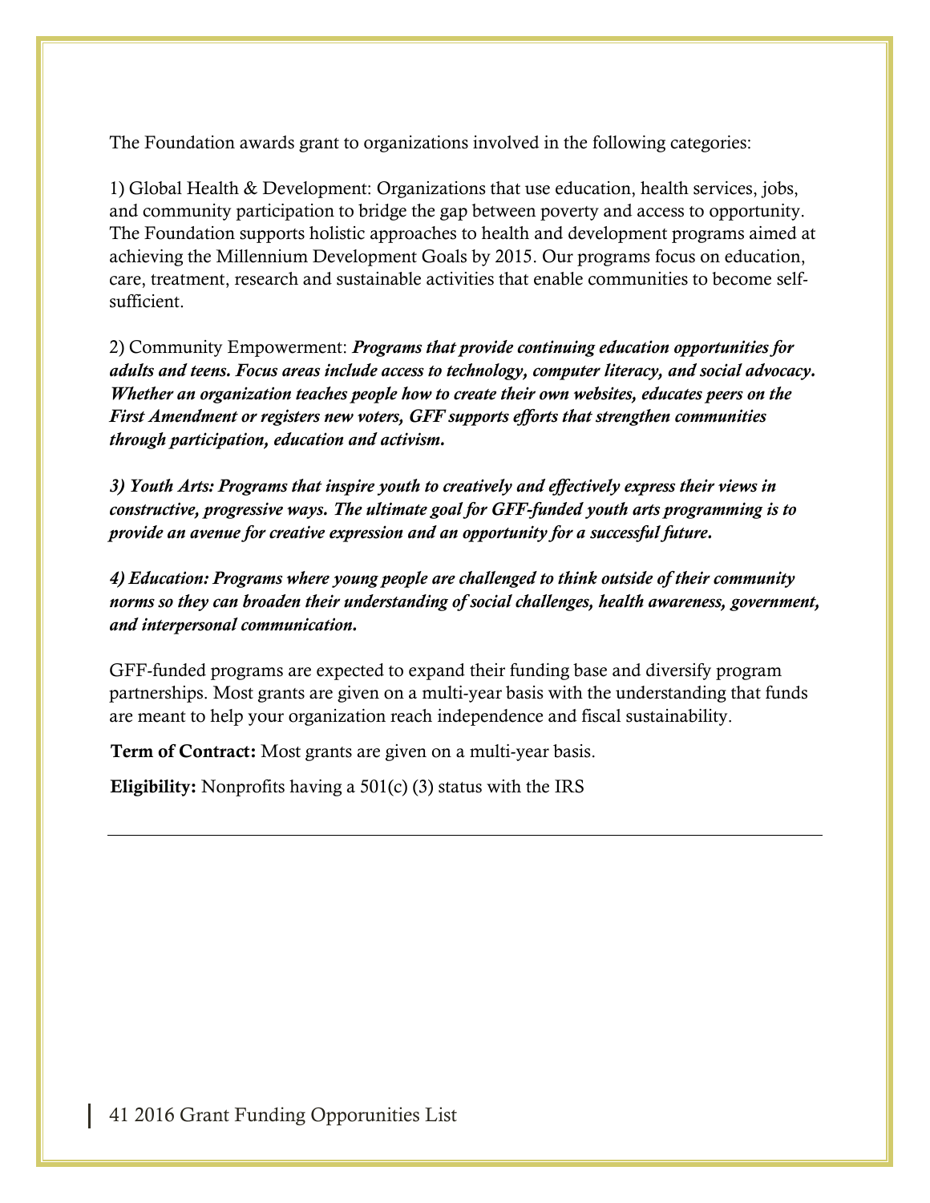The Foundation awards grant to organizations involved in the following categories:

1) Global Health & Development: Organizations that use education, health services, jobs, and community participation to bridge the gap between poverty and access to opportunity. The Foundation supports holistic approaches to health and development programs aimed at achieving the Millennium Development Goals by 2015. Our programs focus on education, care, treatment, research and sustainable activities that enable communities to become self-sufficient.

2) Community Empowerment: ***Programs that provide continuing education opportunities for adults and teens. Focus areas include access to technology, computer literacy, and social advocacy. Whether an organization teaches people how to create their own websites, educates peers on the First Amendment or registers new voters, GFF supports efforts that strengthen communities through participation, education and activism.***

***3) Youth Arts: Programs that inspire youth to creatively and effectively express their views in constructive, progressive ways. The ultimate goal for GFF-funded youth arts programming is to provide an avenue for creative expression and an opportunity for a successful future.***

***4) Education: Programs where young people are challenged to think outside of their community norms so they can broaden their understanding of social challenges, health awareness, government, and interpersonal communication.***

GFF-funded programs are expected to expand their funding base and diversify program partnerships. Most grants are given on a multi-year basis with the understanding that funds are meant to help your organization reach independence and fiscal sustainability.

**Term of Contract:** Most grants are given on a multi-year basis.

**Eligibility:** Nonprofits having a 501(c) (3) status with the IRS

---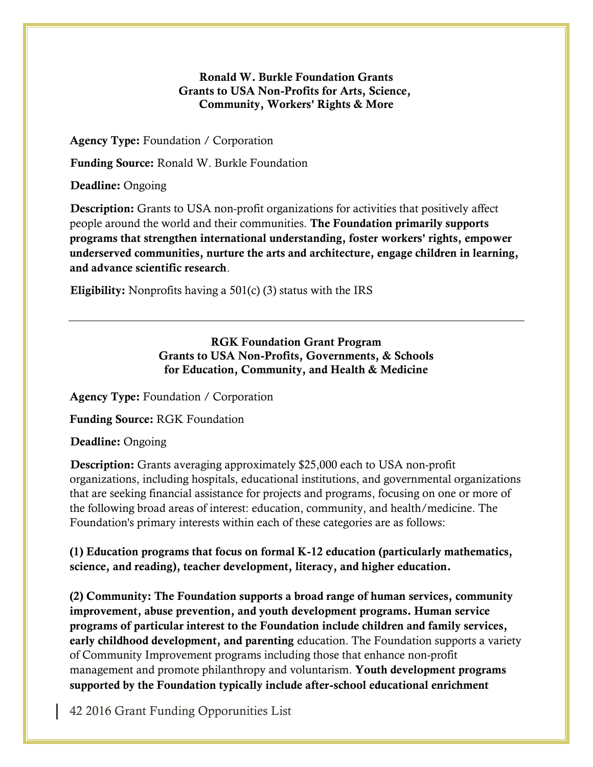**Ronald W. Burkle Foundation Grants**
**Grants to USA Non-Profits for Arts, Science, Community, Workers' Rights & More**

**Agency Type:** Foundation / Corporation

**Funding Source:** Ronald W. Burkle Foundation

**Deadline:** Ongoing

**Description:** Grants to USA non-profit organizations for activities that positively affect people around the world and their communities. **The Foundation primarily supports programs that strengthen international understanding, foster workers' rights, empower underserved communities, nurture the arts and architecture, engage children in learning, and advance scientific research**.

**Eligibility:** Nonprofits having a 501(c) (3) status with the IRS

---

**RGK Foundation Grant Program**
**Grants to USA Non-Profits, Governments, & Schools for Education, Community, and Health & Medicine**

**Agency Type:** Foundation / Corporation

**Funding Source:** RGK Foundation

**Deadline:** Ongoing

**Description:** Grants averaging approximately $25,000 each to USA non-profit organizations, including hospitals, educational institutions, and governmental organizations that are seeking financial assistance for projects and programs, focusing on one or more of the following broad areas of interest: education, community, and health/medicine. The Foundation's primary interests within each of these categories are as follows:

**(1) Education programs that focus on formal K-12 education (particularly mathematics, science, and reading), teacher development, literacy, and higher education.**

**(2) Community: The Foundation supports a broad range of human services, community improvement, abuse prevention, and youth development programs. Human service programs of particular interest to the Foundation include children and family services, early childhood development, and parenting** education. The Foundation supports a variety of Community Improvement programs including those that enhance non-profit management and promote philanthropy and voluntarism. **Youth development programs supported by the Foundation typically include after-school educational enrichment**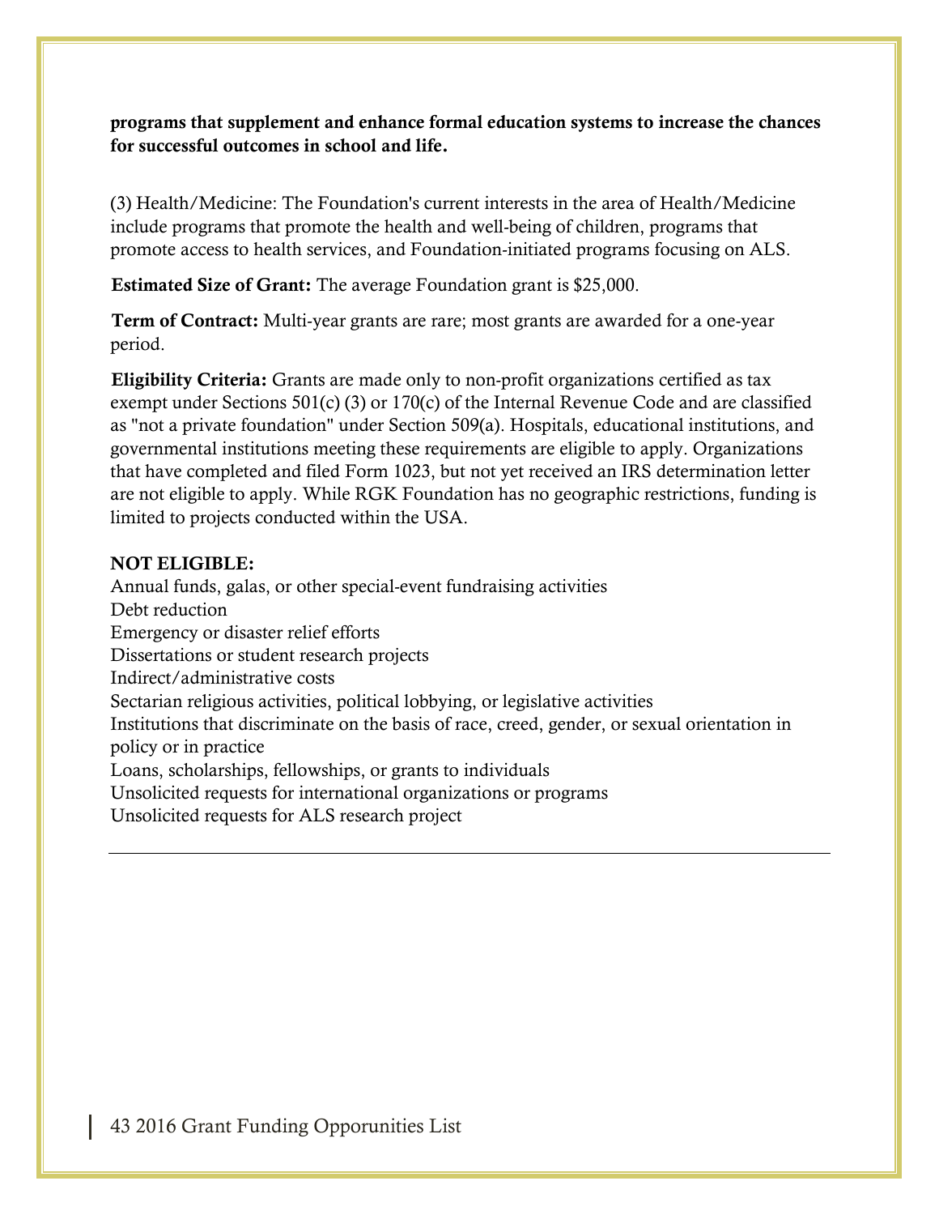**programs that supplement and enhance formal education systems to increase the chances for successful outcomes in school and life.**

(3) Health/Medicine: The Foundation's current interests in the area of Health/Medicine include programs that promote the health and well-being of children, programs that promote access to health services, and Foundation-initiated programs focusing on ALS.

**Estimated Size of Grant:** The average Foundation grant is $25,000.

**Term of Contract:** Multi-year grants are rare; most grants are awarded for a one-year period.

**Eligibility Criteria:** Grants are made only to non-profit organizations certified as tax exempt under Sections 501(c) (3) or 170(c) of the Internal Revenue Code and are classified as "not a private foundation" under Section 509(a). Hospitals, educational institutions, and governmental institutions meeting these requirements are eligible to apply. Organizations that have completed and filed Form 1023, but not yet received an IRS determination letter are not eligible to apply. While RGK Foundation has no geographic restrictions, funding is limited to projects conducted within the USA.

**NOT ELIGIBLE:**
Annual funds, galas, or other special-event fundraising activities
Debt reduction
Emergency or disaster relief efforts
Dissertations or student research projects
Indirect/administrative costs
Sectarian religious activities, political lobbying, or legislative activities
Institutions that discriminate on the basis of race, creed, gender, or sexual orientation in policy or in practice
Loans, scholarships, fellowships, or grants to individuals
Unsolicited requests for international organizations or programs
Unsolicited requests for ALS research project

---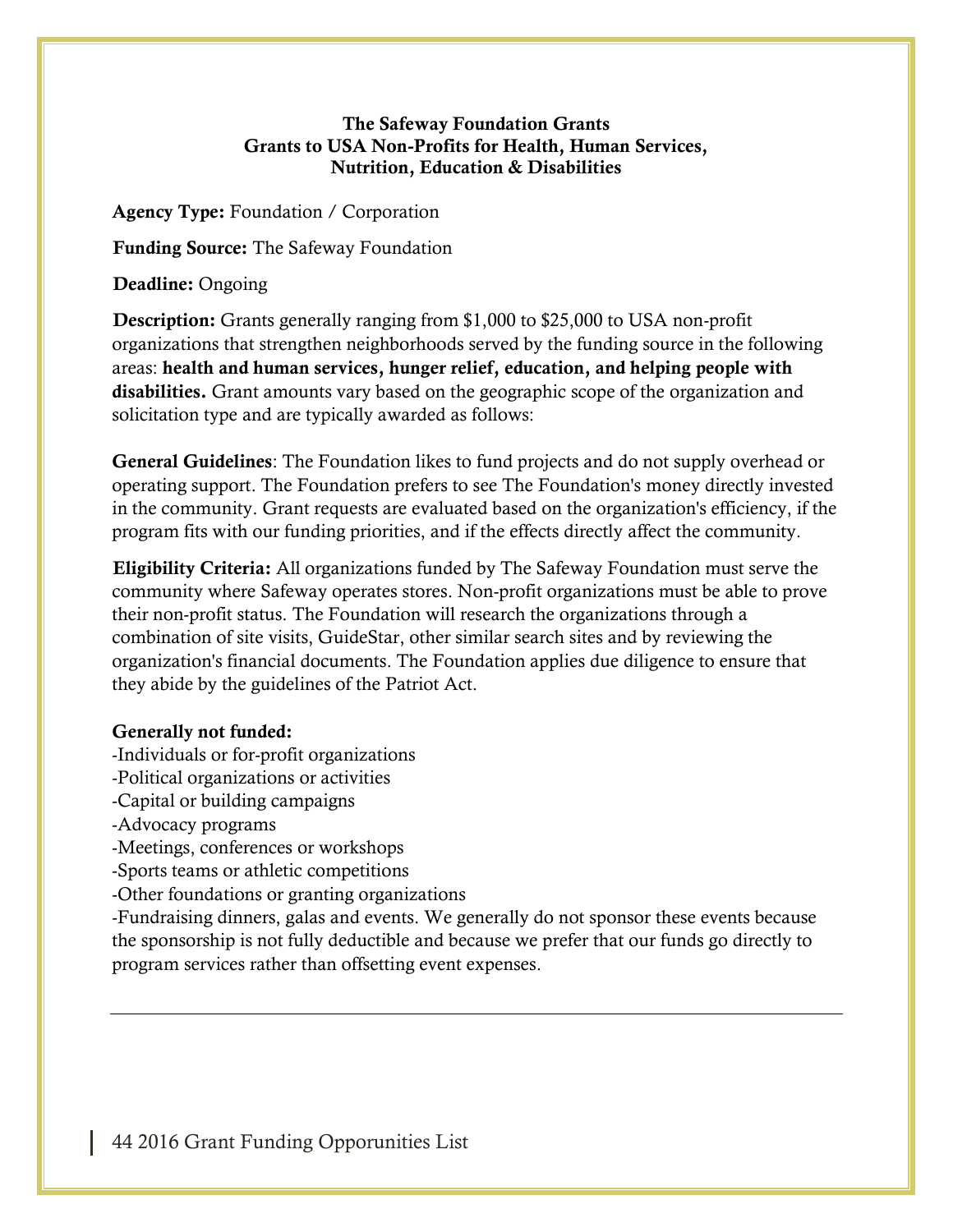**The Safeway Foundation Grants**
**Grants to USA Non-Profits for Health, Human Services, Nutrition, Education & Disabilities**

**Agency Type:** Foundation / Corporation

**Funding Source:** The Safeway Foundation

**Deadline:** Ongoing

**Description:** Grants generally ranging from $1,000 to $25,000 to USA non-profit organizations that strengthen neighborhoods served by the funding source in the following areas: **health and human services, hunger relief, education, and helping people with disabilities.** Grant amounts vary based on the geographic scope of the organization and solicitation type and are typically awarded as follows:

**General Guidelines**: The Foundation likes to fund projects and do not supply overhead or operating support. The Foundation prefers to see The Foundation's money directly invested in the community. Grant requests are evaluated based on the organization's efficiency, if the program fits with our funding priorities, and if the effects directly affect the community.

**Eligibility Criteria:** All organizations funded by The Safeway Foundation must serve the community where Safeway operates stores. Non-profit organizations must be able to prove their non-profit status. The Foundation will research the organizations through a combination of site visits, GuideStar, other similar search sites and by reviewing the organization's financial documents. The Foundation applies due diligence to ensure that they abide by the guidelines of the Patriot Act.

**Generally not funded:**
-Individuals or for-profit organizations
-Political organizations or activities
-Capital or building campaigns
-Advocacy programs
-Meetings, conferences or workshops
-Sports teams or athletic competitions
-Other foundations or granting organizations
-Fundraising dinners, galas and events. We generally do not sponsor these events because the sponsorship is not fully deductible and because we prefer that our funds go directly to program services rather than offsetting event expenses.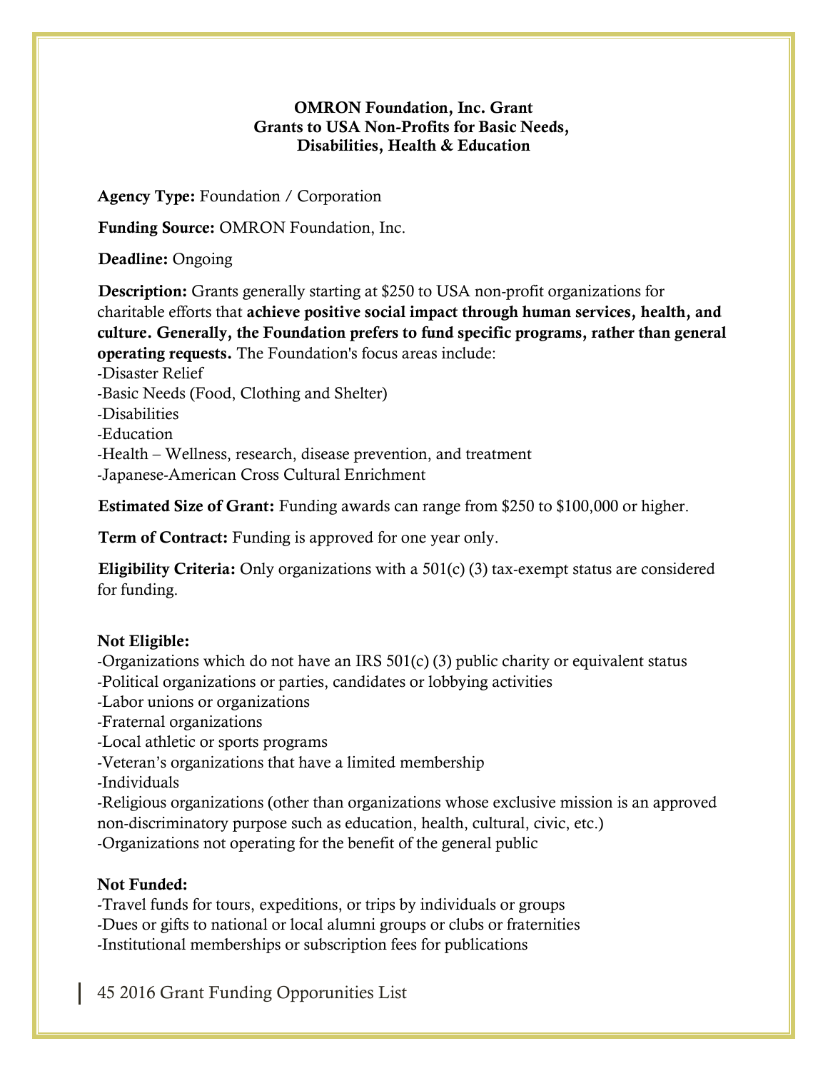**OMRON Foundation, Inc. Grant**
**Grants to USA Non-Profits for Basic Needs, Disabilities, Health & Education**

**Agency Type:** Foundation / Corporation

**Funding Source:** OMRON Foundation, Inc.

**Deadline:** Ongoing

**Description:** Grants generally starting at $250 to USA non-profit organizations for charitable efforts that **achieve positive social impact through human services, health, and culture. Generally, the Foundation prefers to fund specific programs, rather than general operating requests.** The Foundation's focus areas include:
-Disaster Relief
-Basic Needs (Food, Clothing and Shelter)
-Disabilities
-Education
-Health – Wellness, research, disease prevention, and treatment
-Japanese-American Cross Cultural Enrichment

**Estimated Size of Grant:** Funding awards can range from $250 to $100,000 or higher.

**Term of Contract:** Funding is approved for one year only.

**Eligibility Criteria:** Only organizations with a 501(c) (3) tax-exempt status are considered for funding.

**Not Eligible:**
-Organizations which do not have an IRS 501(c) (3) public charity or equivalent status
-Political organizations or parties, candidates or lobbying activities
-Labor unions or organizations
-Fraternal organizations
-Local athletic or sports programs
-Veteran's organizations that have a limited membership
-Individuals
-Religious organizations (other than organizations whose exclusive mission is an approved non-discriminatory purpose such as education, health, cultural, civic, etc.)
-Organizations not operating for the benefit of the general public

**Not Funded:**
-Travel funds for tours, expeditions, or trips by individuals or groups
-Dues or gifts to national or local alumni groups or clubs or fraternities
-Institutional memberships or subscription fees for publications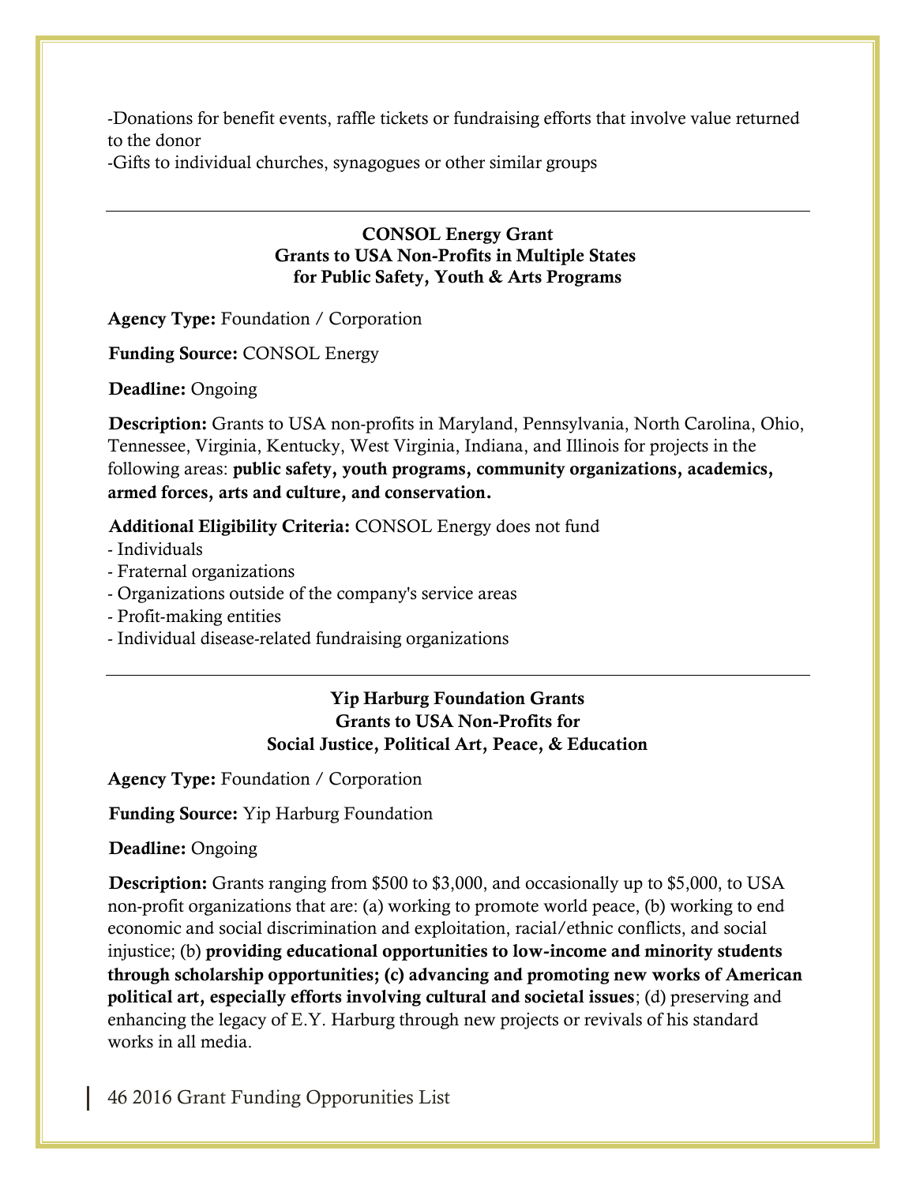-Donations for benefit events, raffle tickets or fundraising efforts that involve value returned to the donor
-Gifts to individual churches, synagogues or other similar groups

---

### CONSOL Energy Grant
### Grants to USA Non-Profits in Multiple States for Public Safety, Youth & Arts Programs

**Agency Type:** Foundation / Corporation

**Funding Source:** CONSOL Energy

**Deadline:** Ongoing

**Description:** Grants to USA non-profits in Maryland, Pennsylvania, North Carolina, Ohio, Tennessee, Virginia, Kentucky, West Virginia, Indiana, and Illinois for projects in the following areas: **public safety, youth programs, community organizations, academics, armed forces, arts and culture, and conservation.**

**Additional Eligibility Criteria:** CONSOL Energy does not fund
- Individuals
- Fraternal organizations
- Organizations outside of the company's service areas
- Profit-making entities
- Individual disease-related fundraising organizations

---

### Yip Harburg Foundation Grants
### Grants to USA Non-Profits for Social Justice, Political Art, Peace, & Education

**Agency Type:** Foundation / Corporation

**Funding Source:** Yip Harburg Foundation

**Deadline:** Ongoing

**Description:** Grants ranging from $500 to $3,000, and occasionally up to $5,000, to USA non-profit organizations that are: (a) working to promote world peace, (b) working to end economic and social discrimination and exploitation, racial/ethnic conflicts, and social injustice; (b) **providing educational opportunities to low-income and minority students through scholarship opportunities; (c) advancing and promoting new works of American political art, especially efforts involving cultural and societal issues**; (d) preserving and enhancing the legacy of E.Y. Harburg through new projects or revivals of his standard works in all media.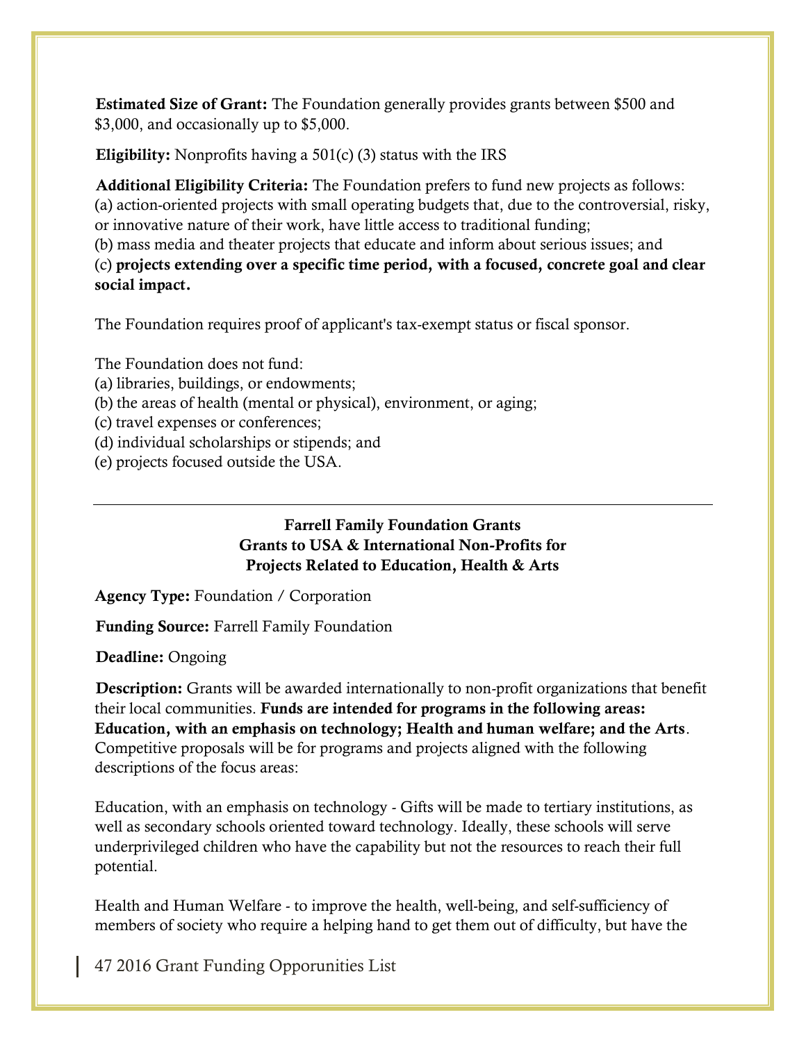**Estimated Size of Grant:** The Foundation generally provides grants between $500 and $3,000, and occasionally up to $5,000.

**Eligibility:** Nonprofits having a 501(c) (3) status with the IRS

**Additional Eligibility Criteria:** The Foundation prefers to fund new projects as follows:
(a) action-oriented projects with small operating budgets that, due to the controversial, risky, or innovative nature of their work, have little access to traditional funding;
(b) mass media and theater projects that educate and inform about serious issues; and
(c) **projects extending over a specific time period, with a focused, concrete goal and clear social impact.**

The Foundation requires proof of applicant's tax-exempt status or fiscal sponsor.

The Foundation does not fund:
(a) libraries, buildings, or endowments;
(b) the areas of health (mental or physical), environment, or aging;
(c) travel expenses or conferences;
(d) individual scholarships or stipends; and
(e) projects focused outside the USA.

---

## Farrell Family Foundation Grants
## Grants to USA & International Non-Profits for Projects Related to Education, Health & Arts

**Agency Type:** Foundation / Corporation

**Funding Source:** Farrell Family Foundation

**Deadline:** Ongoing

**Description:** Grants will be awarded internationally to non-profit organizations that benefit their local communities. **Funds are intended for programs in the following areas: Education, with an emphasis on technology; Health and human welfare; and the Arts**. Competitive proposals will be for programs and projects aligned with the following descriptions of the focus areas:

Education, with an emphasis on technology - Gifts will be made to tertiary institutions, as well as secondary schools oriented toward technology. Ideally, these schools will serve underprivileged children who have the capability but not the resources to reach their full potential.

Health and Human Welfare - to improve the health, well-being, and self-sufficiency of members of society who require a helping hand to get them out of difficulty, but have the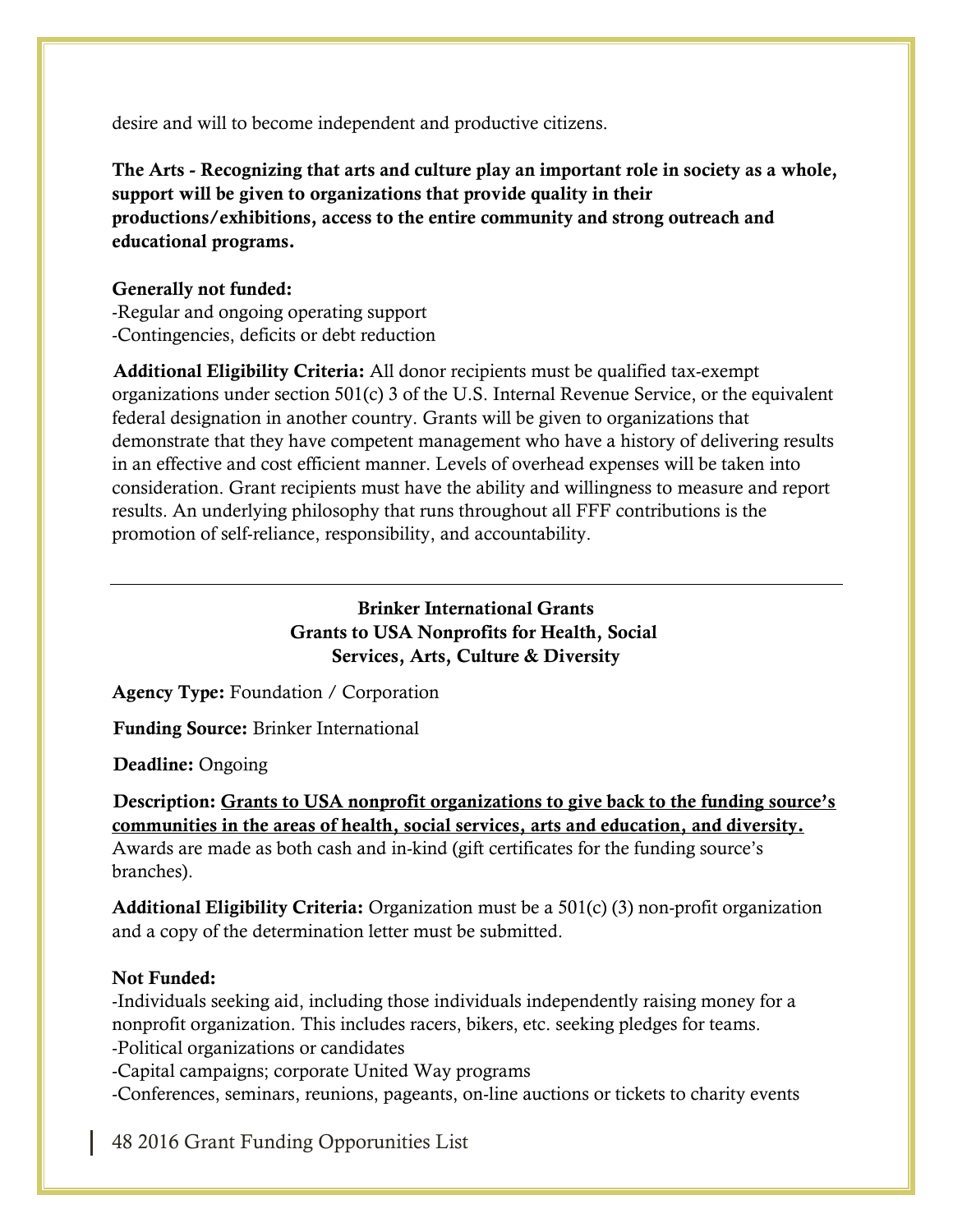desire and will to become independent and productive citizens.

**The Arts - Recognizing that arts and culture play an important role in society as a whole, support will be given to organizations that provide quality in their productions/exhibitions, access to the entire community and strong outreach and educational programs.**

**Generally not funded:**
-Regular and ongoing operating support
-Contingencies, deficits or debt reduction

**Additional Eligibility Criteria:** All donor recipients must be qualified tax-exempt organizations under section 501(c) 3 of the U.S. Internal Revenue Service, or the equivalent federal designation in another country. Grants will be given to organizations that demonstrate that they have competent management who have a history of delivering results in an effective and cost efficient manner. Levels of overhead expenses will be taken into consideration. Grant recipients must have the ability and willingness to measure and report results. An underlying philosophy that runs throughout all FFF contributions is the promotion of self-reliance, responsibility, and accountability.

---

## Brinker International Grants
## Grants to USA Nonprofits for Health, Social Services, Arts, Culture & Diversity

**Agency Type:** Foundation / Corporation

**Funding Source:** Brinker International

**Deadline:** Ongoing

**Description: Grants to USA nonprofit organizations to give back to the funding source's communities in the areas of health, social services, arts and education, and diversity.** Awards are made as both cash and in-kind (gift certificates for the funding source's branches).

**Additional Eligibility Criteria:** Organization must be a 501(c) (3) non-profit organization and a copy of the determination letter must be submitted.

**Not Funded:**
-Individuals seeking aid, including those individuals independently raising money for a nonprofit organization. This includes racers, bikers, etc. seeking pledges for teams.
-Political organizations or candidates
-Capital campaigns; corporate United Way programs
-Conferences, seminars, reunions, pageants, on-line auctions or tickets to charity events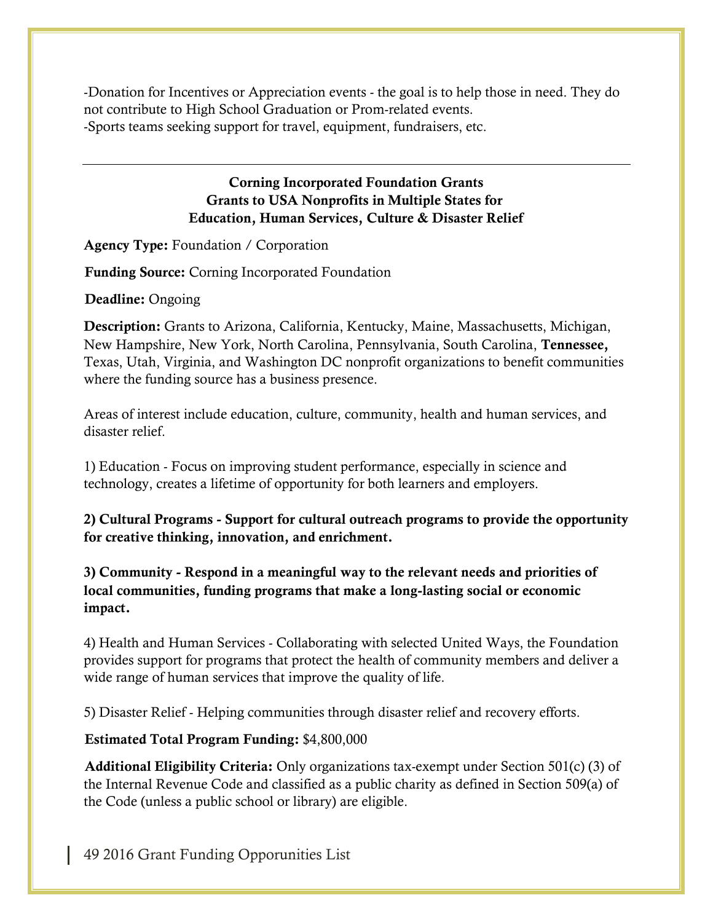-Donation for Incentives or Appreciation events - the goal is to help those in need. They do not contribute to High School Graduation or Prom-related events.
-Sports teams seeking support for travel, equipment, fundraisers, etc.

---

**Corning Incorporated Foundation Grants**
**Grants to USA Nonprofits in Multiple States for**
**Education, Human Services, Culture & Disaster Relief**

**Agency Type:** Foundation / Corporation

**Funding Source:** Corning Incorporated Foundation

**Deadline:** Ongoing

**Description:** Grants to Arizona, California, Kentucky, Maine, Massachusetts, Michigan, New Hampshire, New York, North Carolina, Pennsylvania, South Carolina, **Tennessee,** Texas, Utah, Virginia, and Washington DC nonprofit organizations to benefit communities where the funding source has a business presence.

Areas of interest include education, culture, community, health and human services, and disaster relief.

1) Education - Focus on improving student performance, especially in science and technology, creates a lifetime of opportunity for both learners and employers.

**2) Cultural Programs - Support for cultural outreach programs to provide the opportunity for creative thinking, innovation, and enrichment.**

**3) Community - Respond in a meaningful way to the relevant needs and priorities of local communities, funding programs that make a long-lasting social or economic impact.**

4) Health and Human Services - Collaborating with selected United Ways, the Foundation provides support for programs that protect the health of community members and deliver a wide range of human services that improve the quality of life.

5) Disaster Relief - Helping communities through disaster relief and recovery efforts.

**Estimated Total Program Funding:** $4,800,000

**Additional Eligibility Criteria:** Only organizations tax-exempt under Section 501(c) (3) of the Internal Revenue Code and classified as a public charity as defined in Section 509(a) of the Code (unless a public school or library) are eligible.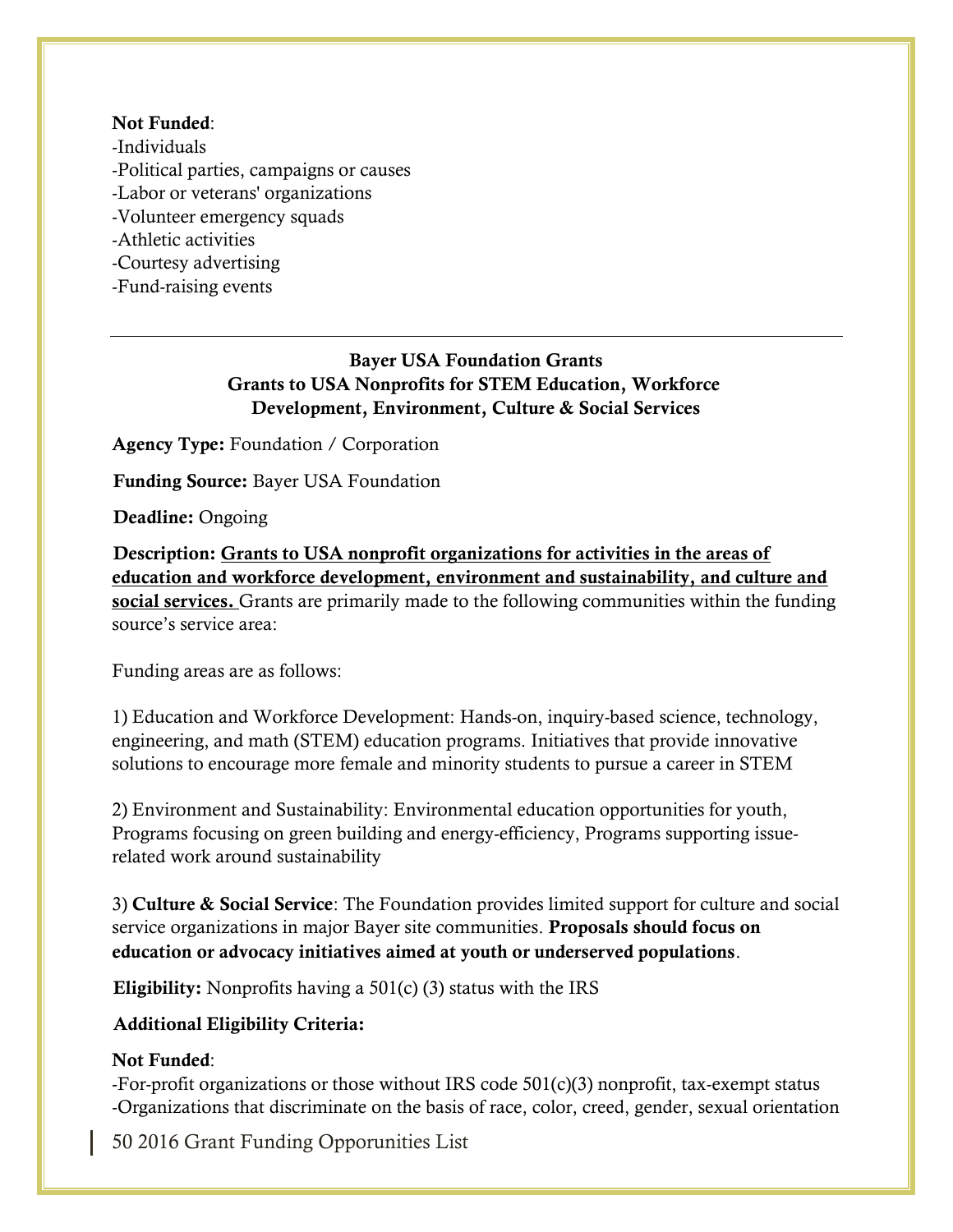**Not Funded**:
-Individuals
-Political parties, campaigns or causes
-Labor or veterans' organizations
-Volunteer emergency squads
-Athletic activities
-Courtesy advertising
-Fund-raising events

---

## Bayer USA Foundation Grants
## Grants to USA Nonprofits for STEM Education, Workforce Development, Environment, Culture & Social Services

**Agency Type:** Foundation / Corporation

**Funding Source:** Bayer USA Foundation

**Deadline:** Ongoing

**Description: Grants to USA nonprofit organizations for activities in the areas of education and workforce development, environment and sustainability, and culture and social services.** Grants are primarily made to the following communities within the funding source's service area:

Funding areas are as follows:

1) Education and Workforce Development: Hands-on, inquiry-based science, technology, engineering, and math (STEM) education programs. Initiatives that provide innovative solutions to encourage more female and minority students to pursue a career in STEM

2) Environment and Sustainability: Environmental education opportunities for youth, Programs focusing on green building and energy-efficiency, Programs supporting issue-related work around sustainability

3) **Culture & Social Service**: The Foundation provides limited support for culture and social service organizations in major Bayer site communities. **Proposals should focus on education or advocacy initiatives aimed at youth or underserved populations**.

**Eligibility:** Nonprofits having a 501(c) (3) status with the IRS

**Additional Eligibility Criteria:**

**Not Funded**:
-For-profit organizations or those without IRS code 501(c)(3) nonprofit, tax-exempt status
-Organizations that discriminate on the basis of race, color, creed, gender, sexual orientation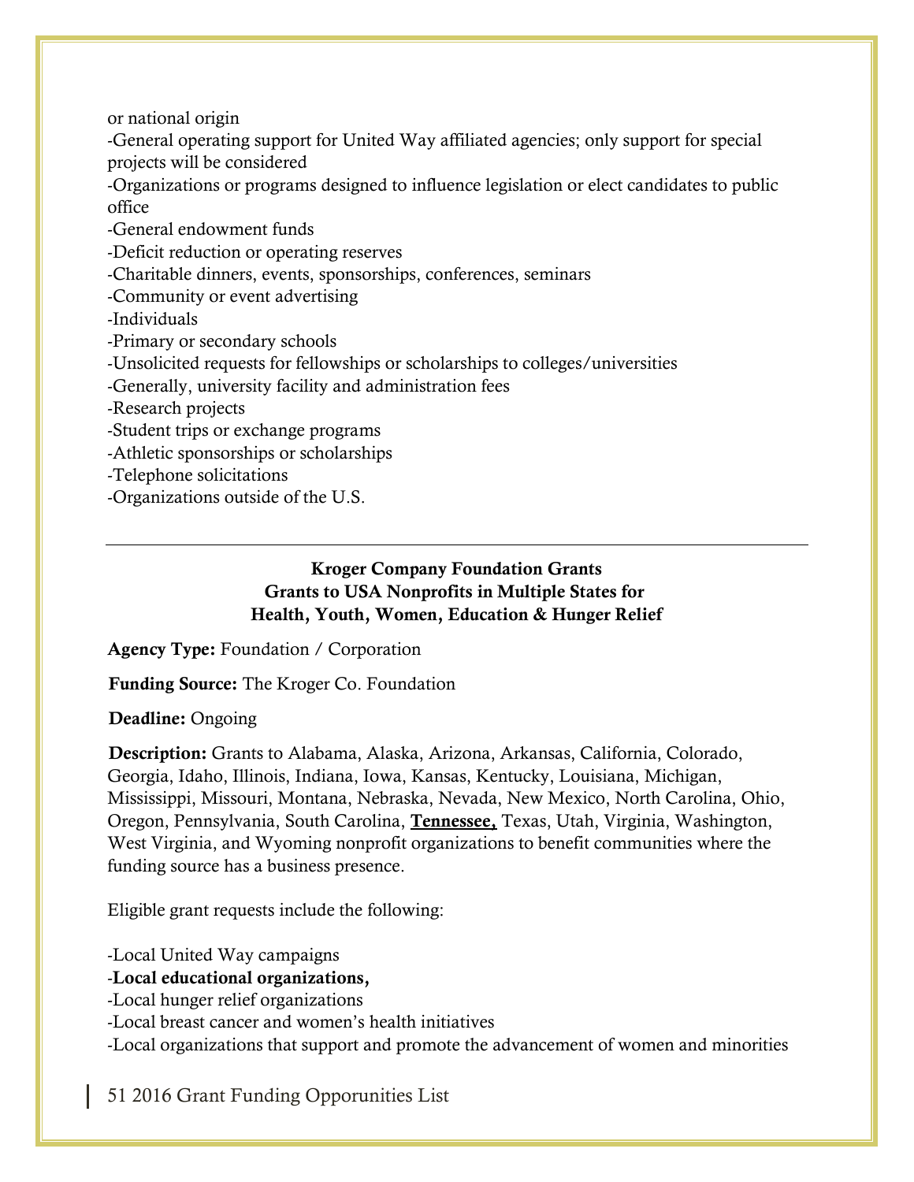or national origin

-General operating support for United Way affiliated agencies; only support for special projects will be considered
-Organizations or programs designed to influence legislation or elect candidates to public office
-General endowment funds
-Deficit reduction or operating reserves
-Charitable dinners, events, sponsorships, conferences, seminars
-Community or event advertising
-Individuals
-Primary or secondary schools
-Unsolicited requests for fellowships or scholarships to colleges/universities
-Generally, university facility and administration fees
-Research projects
-Student trips or exchange programs
-Athletic sponsorships or scholarships
-Telephone solicitations
-Organizations outside of the U.S.

---

**Kroger Company Foundation Grants**
**Grants to USA Nonprofits in Multiple States for**
**Health, Youth, Women, Education & Hunger Relief**

**Agency Type:** Foundation / Corporation

**Funding Source:** The Kroger Co. Foundation

**Deadline:** Ongoing

**Description:** Grants to Alabama, Alaska, Arizona, Arkansas, California, Colorado, Georgia, Idaho, Illinois, Indiana, Iowa, Kansas, Kentucky, Louisiana, Michigan, Mississippi, Missouri, Montana, Nebraska, Nevada, New Mexico, North Carolina, Ohio, Oregon, Pennsylvania, South Carolina, **Tennessee,** Texas, Utah, Virginia, Washington, West Virginia, and Wyoming nonprofit organizations to benefit communities where the funding source has a business presence.

Eligible grant requests include the following:

-Local United Way campaigns
-**Local educational organizations,**
-Local hunger relief organizations
-Local breast cancer and women's health initiatives
-Local organizations that support and promote the advancement of women and minorities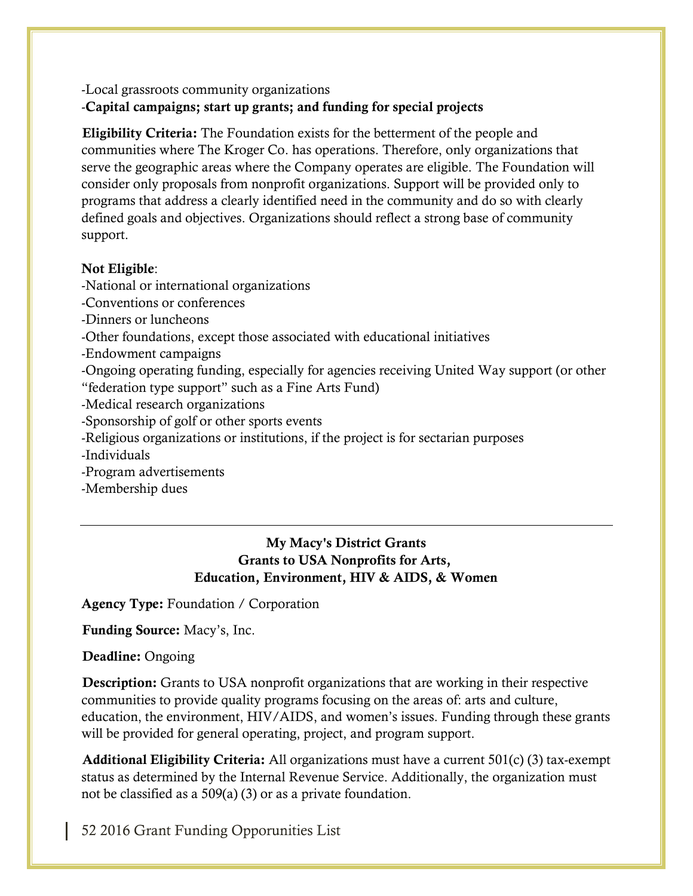-Local grassroots community organizations
-**Capital campaigns; start up grants; and funding for special projects**

**Eligibility Criteria:** The Foundation exists for the betterment of the people and communities where The Kroger Co. has operations. Therefore, only organizations that serve the geographic areas where the Company operates are eligible. The Foundation will consider only proposals from nonprofit organizations. Support will be provided only to programs that address a clearly identified need in the community and do so with clearly defined goals and objectives. Organizations should reflect a strong base of community support.

**Not Eligible**:
-National or international organizations
-Conventions or conferences
-Dinners or luncheons
-Other foundations, except those associated with educational initiatives
-Endowment campaigns
-Ongoing operating funding, especially for agencies receiving United Way support (or other "federation type support" such as a Fine Arts Fund)
-Medical research organizations
-Sponsorship of golf or other sports events
-Religious organizations or institutions, if the project is for sectarian purposes
-Individuals
-Program advertisements
-Membership dues

---

## My Macy's District Grants
## Grants to USA Nonprofits for Arts, Education, Environment, HIV & AIDS, & Women

**Agency Type:** Foundation / Corporation

**Funding Source:** Macy's, Inc.

**Deadline:** Ongoing

**Description:** Grants to USA nonprofit organizations that are working in their respective communities to provide quality programs focusing on the areas of: arts and culture, education, the environment, HIV/AIDS, and women's issues. Funding through these grants will be provided for general operating, project, and program support.

**Additional Eligibility Criteria:** All organizations must have a current 501(c) (3) tax-exempt status as determined by the Internal Revenue Service. Additionally, the organization must not be classified as a 509(a) (3) or as a private foundation.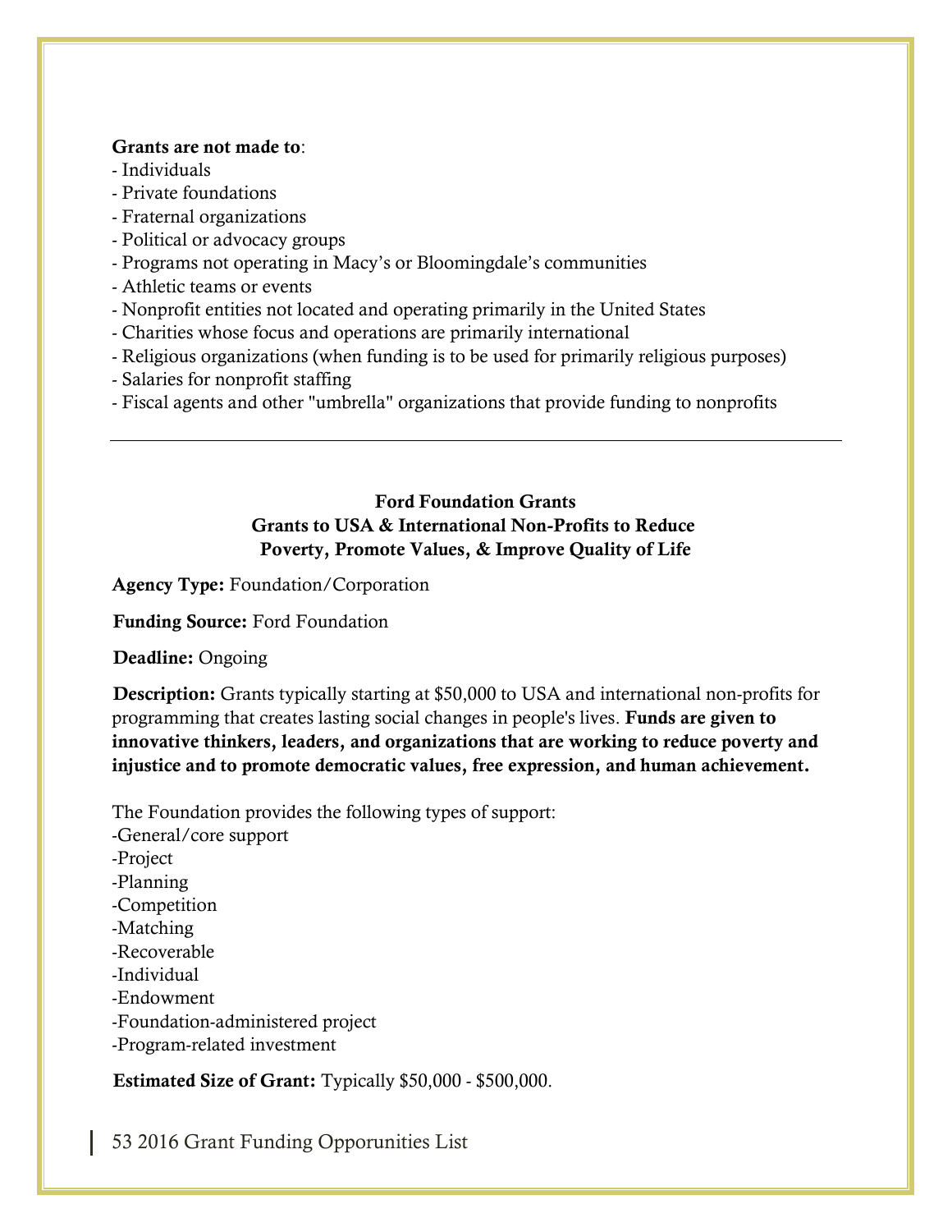**Grants are not made to**:

- Individuals
- Private foundations
- Fraternal organizations
- Political or advocacy groups
- Programs not operating in Macy's or Bloomingdale's communities
- Athletic teams or events
- Nonprofit entities not located and operating primarily in the United States
- Charities whose focus and operations are primarily international
- Religious organizations (when funding is to be used for primarily religious purposes)
- Salaries for nonprofit staffing
- Fiscal agents and other "umbrella" organizations that provide funding to nonprofits

---

### Ford Foundation Grants
### Grants to USA & International Non-Profits to Reduce Poverty, Promote Values, & Improve Quality of Life

**Agency Type:** Foundation/Corporation

**Funding Source:** Ford Foundation

**Deadline:** Ongoing

**Description:** Grants typically starting at $50,000 to USA and international non-profits for programming that creates lasting social changes in people's lives. **Funds are given to innovative thinkers, leaders, and organizations that are working to reduce poverty and injustice and to promote democratic values, free expression, and human achievement.**

The Foundation provides the following types of support:

-General/core support
-Project
-Planning
-Competition
-Matching
-Recoverable
-Individual
-Endowment
-Foundation-administered project
-Program-related investment

**Estimated Size of Grant:** Typically $50,000 - $500,000.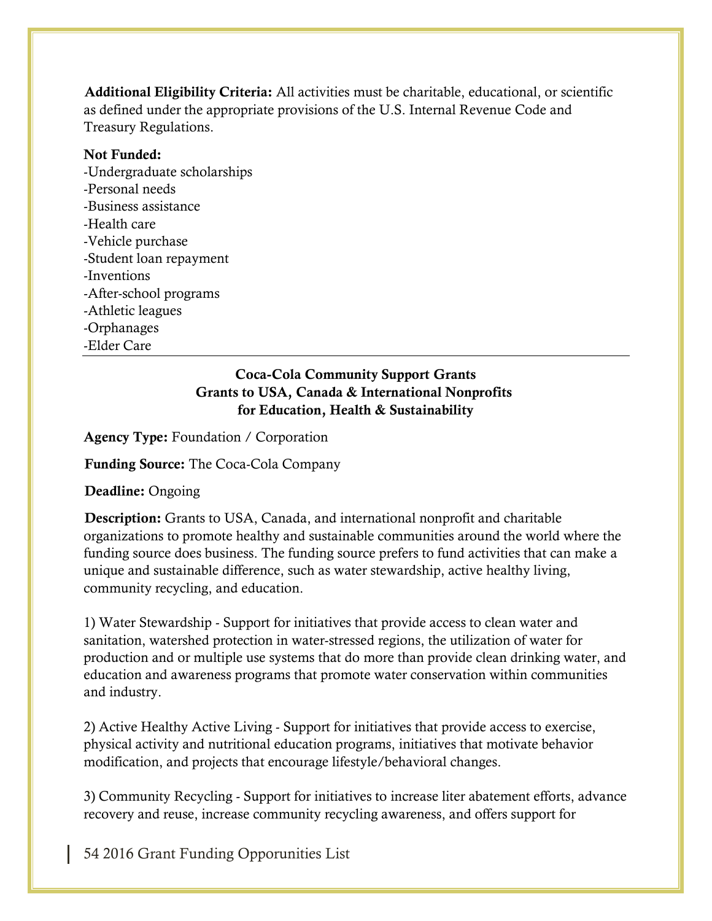**Additional Eligibility Criteria:** All activities must be charitable, educational, or scientific as defined under the appropriate provisions of the U.S. Internal Revenue Code and Treasury Regulations.

**Not Funded:**
-Undergraduate scholarships
-Personal needs
-Business assistance
-Health care
-Vehicle purchase
-Student loan repayment
-Inventions
-After-school programs
-Athletic leagues
-Orphanages
-Elder Care

---

### Coca-Cola Community Support Grants
### Grants to USA, Canada & International Nonprofits for Education, Health & Sustainability

**Agency Type:** Foundation / Corporation

**Funding Source:** The Coca-Cola Company

**Deadline:** Ongoing

**Description:** Grants to USA, Canada, and international nonprofit and charitable organizations to promote healthy and sustainable communities around the world where the funding source does business. The funding source prefers to fund activities that can make a unique and sustainable difference, such as water stewardship, active healthy living, community recycling, and education.

1) Water Stewardship - Support for initiatives that provide access to clean water and sanitation, watershed protection in water-stressed regions, the utilization of water for production and or multiple use systems that do more than provide clean drinking water, and education and awareness programs that promote water conservation within communities and industry.

2) Active Healthy Active Living - Support for initiatives that provide access to exercise, physical activity and nutritional education programs, initiatives that motivate behavior modification, and projects that encourage lifestyle/behavioral changes.

3) Community Recycling - Support for initiatives to increase liter abatement efforts, advance recovery and reuse, increase community recycling awareness, and offers support for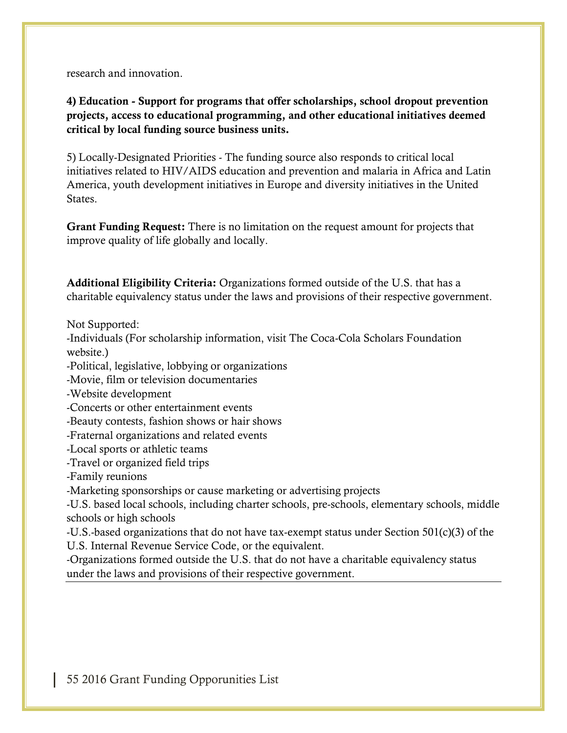research and innovation.

**4) Education - Support for programs that offer scholarships, school dropout prevention projects, access to educational programming, and other educational initiatives deemed critical by local funding source business units.**

5) Locally-Designated Priorities - The funding source also responds to critical local initiatives related to HIV/AIDS education and prevention and malaria in Africa and Latin America, youth development initiatives in Europe and diversity initiatives in the United States.

**Grant Funding Request:** There is no limitation on the request amount for projects that improve quality of life globally and locally.

**Additional Eligibility Criteria:** Organizations formed outside of the U.S. that has a charitable equivalency status under the laws and provisions of their respective government.

Not Supported:
-Individuals (For scholarship information, visit The Coca-Cola Scholars Foundation website.)
-Political, legislative, lobbying or organizations
-Movie, film or television documentaries
-Website development
-Concerts or other entertainment events
-Beauty contests, fashion shows or hair shows
-Fraternal organizations and related events
-Local sports or athletic teams
-Travel or organized field trips
-Family reunions
-Marketing sponsorships or cause marketing or advertising projects
-U.S. based local schools, including charter schools, pre-schools, elementary schools, middle schools or high schools
-U.S.-based organizations that do not have tax-exempt status under Section 501(c)(3) of the U.S. Internal Revenue Service Code, or the equivalent.
-Organizations formed outside the U.S. that do not have a charitable equivalency status under the laws and provisions of their respective government.

---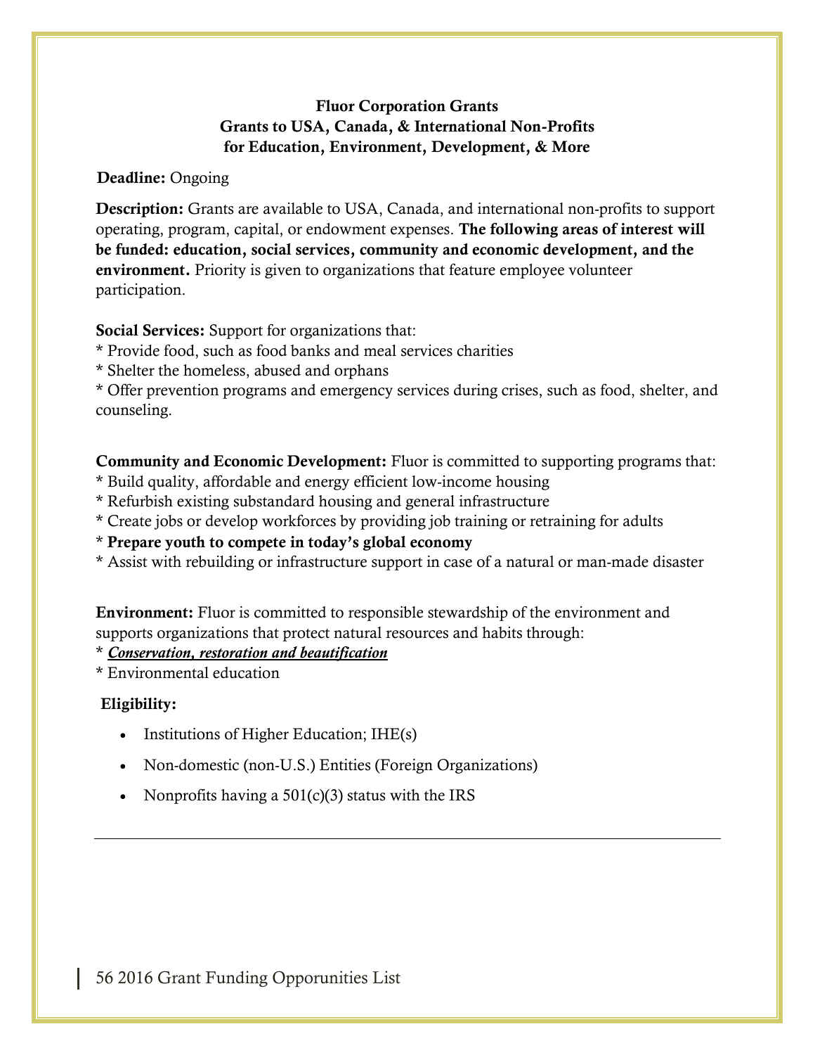**Fluor Corporation Grants**
**Grants to USA, Canada, & International Non-Profits**
**for Education, Environment, Development, & More**

**Deadline:** Ongoing

**Description:** Grants are available to USA, Canada, and international non-profits to support operating, program, capital, or endowment expenses. **The following areas of interest will be funded: education, social services, community and economic development, and the environment.** Priority is given to organizations that feature employee volunteer participation.

**Social Services:** Support for organizations that:
* Provide food, such as food banks and meal services charities
* Shelter the homeless, abused and orphans
* Offer prevention programs and emergency services during crises, such as food, shelter, and counseling.

**Community and Economic Development:** Fluor is committed to supporting programs that:
* Build quality, affordable and energy efficient low-income housing
* Refurbish existing substandard housing and general infrastructure
* Create jobs or develop workforces by providing job training or retraining for adults
* **Prepare youth to compete in today's global economy**
* Assist with rebuilding or infrastructure support in case of a natural or man-made disaster

**Environment:** Fluor is committed to responsible stewardship of the environment and supports organizations that protect natural resources and habits through:
* ***Conservation, restoration and beautification***
* Environmental education

**Eligibility:**

- Institutions of Higher Education; IHE(s)
- Non-domestic (non-U.S.) Entities (Foreign Organizations)
- Nonprofits having a 501(c)(3) status with the IRS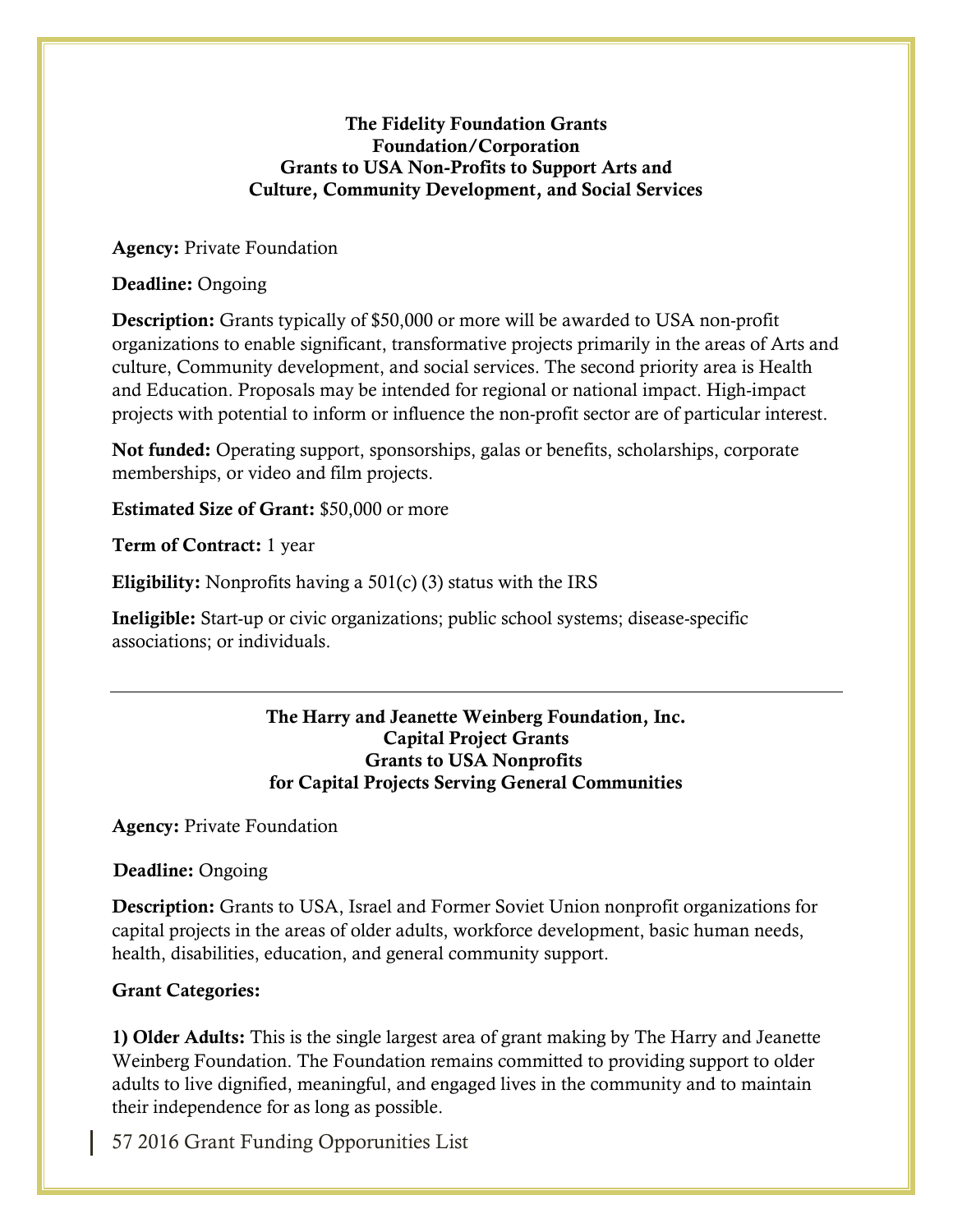**The Fidelity Foundation Grants**
**Foundation/Corporation**
**Grants to USA Non-Profits to Support Arts and Culture, Community Development, and Social Services**

**Agency:** Private Foundation

**Deadline:** Ongoing

**Description:** Grants typically of $50,000 or more will be awarded to USA non-profit organizations to enable significant, transformative projects primarily in the areas of Arts and culture, Community development, and social services. The second priority area is Health and Education. Proposals may be intended for regional or national impact. High-impact projects with potential to inform or influence the non-profit sector are of particular interest.

**Not funded:** Operating support, sponsorships, galas or benefits, scholarships, corporate memberships, or video and film projects.

**Estimated Size of Grant:** $50,000 or more

**Term of Contract:** 1 year

**Eligibility:** Nonprofits having a 501(c) (3) status with the IRS

**Ineligible:** Start-up or civic organizations; public school systems; disease-specific associations; or individuals.

---

**The Harry and Jeanette Weinberg Foundation, Inc.**
**Capital Project Grants**
**Grants to USA Nonprofits for Capital Projects Serving General Communities**

**Agency:** Private Foundation

**Deadline:** Ongoing

**Description:** Grants to USA, Israel and Former Soviet Union nonprofit organizations for capital projects in the areas of older adults, workforce development, basic human needs, health, disabilities, education, and general community support.

**Grant Categories:**

**1) Older Adults:** This is the single largest area of grant making by The Harry and Jeanette Weinberg Foundation. The Foundation remains committed to providing support to older adults to live dignified, meaningful, and engaged lives in the community and to maintain their independence for as long as possible.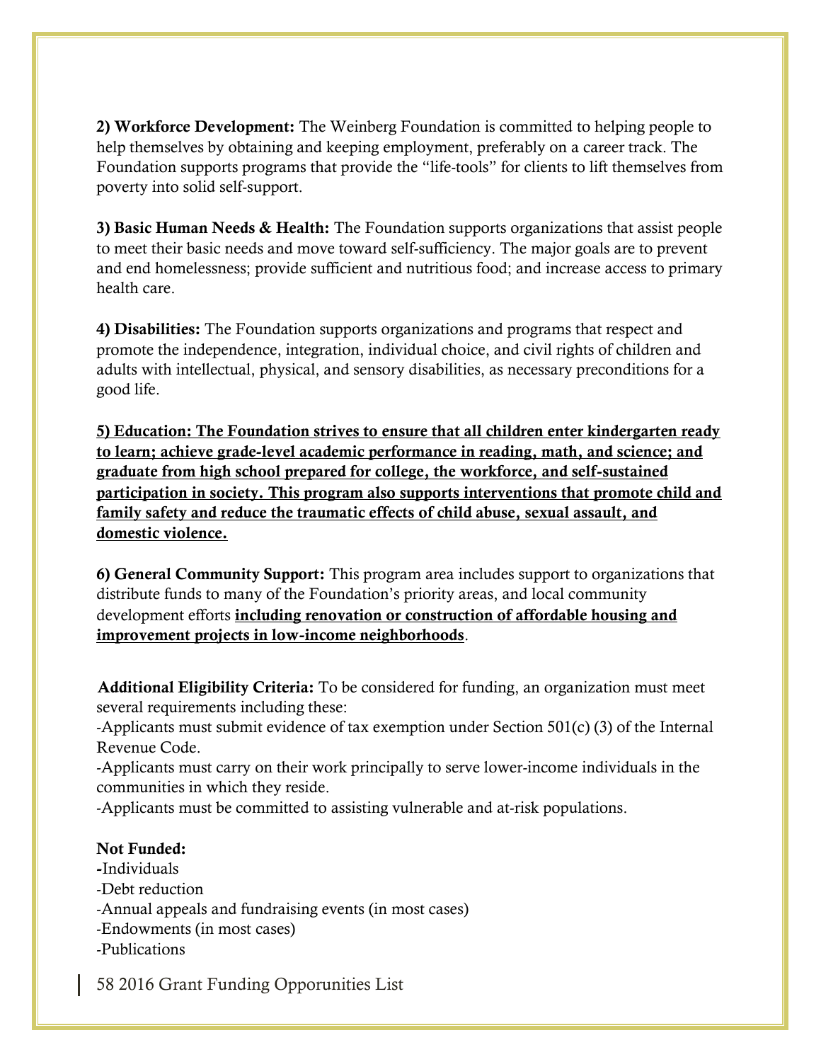**2) Workforce Development:** The Weinberg Foundation is committed to helping people to help themselves by obtaining and keeping employment, preferably on a career track. The Foundation supports programs that provide the "life-tools" for clients to lift themselves from poverty into solid self-support.

**3) Basic Human Needs & Health:** The Foundation supports organizations that assist people to meet their basic needs and move toward self-sufficiency. The major goals are to prevent and end homelessness; provide sufficient and nutritious food; and increase access to primary health care.

**4) Disabilities:** The Foundation supports organizations and programs that respect and promote the independence, integration, individual choice, and civil rights of children and adults with intellectual, physical, and sensory disabilities, as necessary preconditions for a good life.

<u>**5) Education: The Foundation strives to ensure that all children enter kindergarten ready to learn; achieve grade-level academic performance in reading, math, and science; and graduate from high school prepared for college, the workforce, and self-sustained participation in society. This program also supports interventions that promote child and family safety and reduce the traumatic effects of child abuse, sexual assault, and domestic violence.**</u>

**6) General Community Support:** This program area includes support to organizations that distribute funds to many of the Foundation's priority areas, and local community development efforts <u>**including renovation or construction of affordable housing and improvement projects in low-income neighborhoods**</u>.

**Additional Eligibility Criteria:** To be considered for funding, an organization must meet several requirements including these:
-Applicants must submit evidence of tax exemption under Section 501(c) (3) of the Internal Revenue Code.
-Applicants must carry on their work principally to serve lower-income individuals in the communities in which they reside.
-Applicants must be committed to assisting vulnerable and at-risk populations.

**Not Funded:**
-Individuals
-Debt reduction
-Annual appeals and fundraising events (in most cases)
-Endowments (in most cases)
-Publications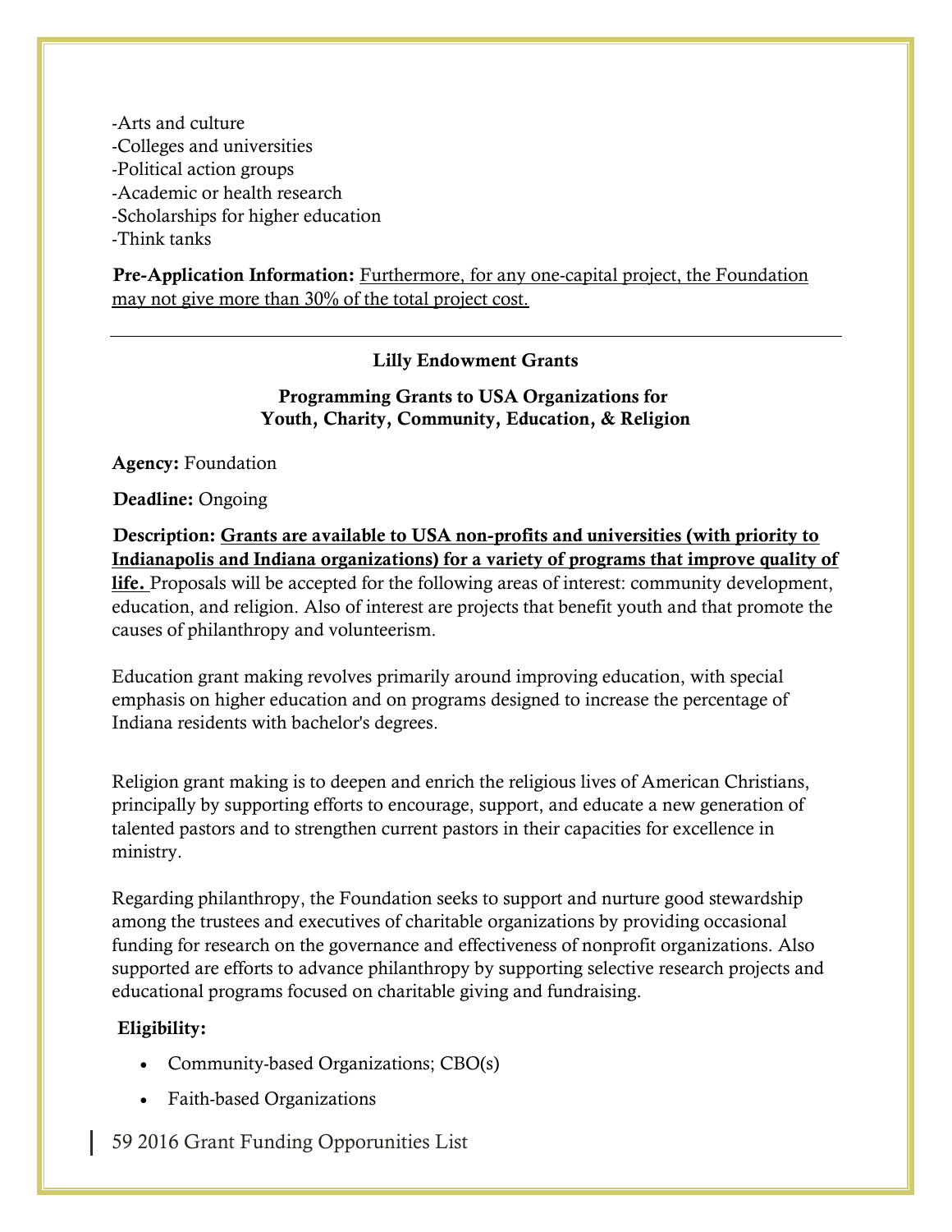-Arts and culture
-Colleges and universities
-Political action groups
-Academic or health research
-Scholarships for higher education
-Think tanks

**Pre-Application Information:** Furthermore, for any one-capital project, the Foundation may not give more than 30% of the total project cost.

---

**Lilly Endowment Grants**

**Programming Grants to USA Organizations for Youth, Charity, Community, Education, & Religion**

**Agency:** Foundation

**Deadline:** Ongoing

**Description:** **Grants are available to USA non-profits and universities (with priority to Indianapolis and Indiana organizations) for a variety of programs that improve quality of life.** Proposals will be accepted for the following areas of interest: community development, education, and religion. Also of interest are projects that benefit youth and that promote the causes of philanthropy and volunteerism.

Education grant making revolves primarily around improving education, with special emphasis on higher education and on programs designed to increase the percentage of Indiana residents with bachelor's degrees.

Religion grant making is to deepen and enrich the religious lives of American Christians, principally by supporting efforts to encourage, support, and educate a new generation of talented pastors and to strengthen current pastors in their capacities for excellence in ministry.

Regarding philanthropy, the Foundation seeks to support and nurture good stewardship among the trustees and executives of charitable organizations by providing occasional funding for research on the governance and effectiveness of nonprofit organizations. Also supported are efforts to advance philanthropy by supporting selective research projects and educational programs focused on charitable giving and fundraising.

**Eligibility:**

- Community-based Organizations; CBO(s)
- Faith-based Organizations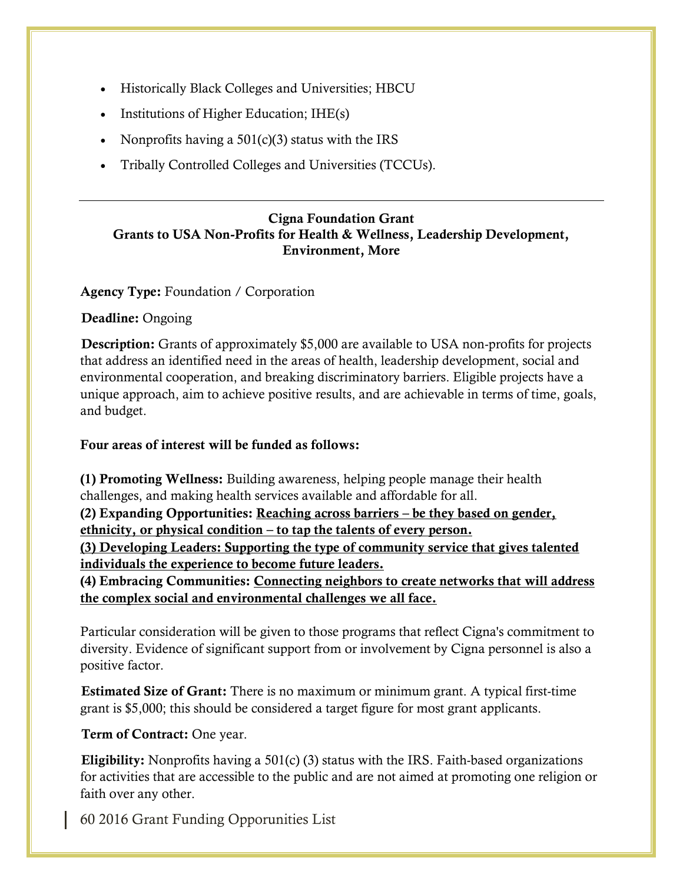- Historically Black Colleges and Universities; HBCU
- Institutions of Higher Education; IHE(s)
- Nonprofits having a 501(c)(3) status with the IRS
- Tribally Controlled Colleges and Universities (TCCUs).

---

**Cigna Foundation Grant**
**Grants to USA Non-Profits for Health & Wellness, Leadership Development, Environment, More**

**Agency Type:** Foundation / Corporation

**Deadline:** Ongoing

**Description:** Grants of approximately $5,000 are available to USA non-profits for projects that address an identified need in the areas of health, leadership development, social and environmental cooperation, and breaking discriminatory barriers. Eligible projects have a unique approach, aim to achieve positive results, and are achievable in terms of time, goals, and budget.

**Four areas of interest will be funded as follows:**

**(1) Promoting Wellness:** Building awareness, helping people manage their health challenges, and making health services available and affordable for all.
**(2) Expanding Opportunities:** **Reaching across barriers – be they based on gender, ethnicity, or physical condition – to tap the talents of every person.**
**(3) Developing Leaders: Supporting the type of community service that gives talented individuals the experience to become future leaders.**
**(4) Embracing Communities:** **Connecting neighbors to create networks that will address the complex social and environmental challenges we all face.**

Particular consideration will be given to those programs that reflect Cigna's commitment to diversity. Evidence of significant support from or involvement by Cigna personnel is also a positive factor.

**Estimated Size of Grant:** There is no maximum or minimum grant. A typical first-time grant is $5,000; this should be considered a target figure for most grant applicants.

**Term of Contract:** One year.

**Eligibility:** Nonprofits having a 501(c) (3) status with the IRS. Faith-based organizations for activities that are accessible to the public and are not aimed at promoting one religion or faith over any other.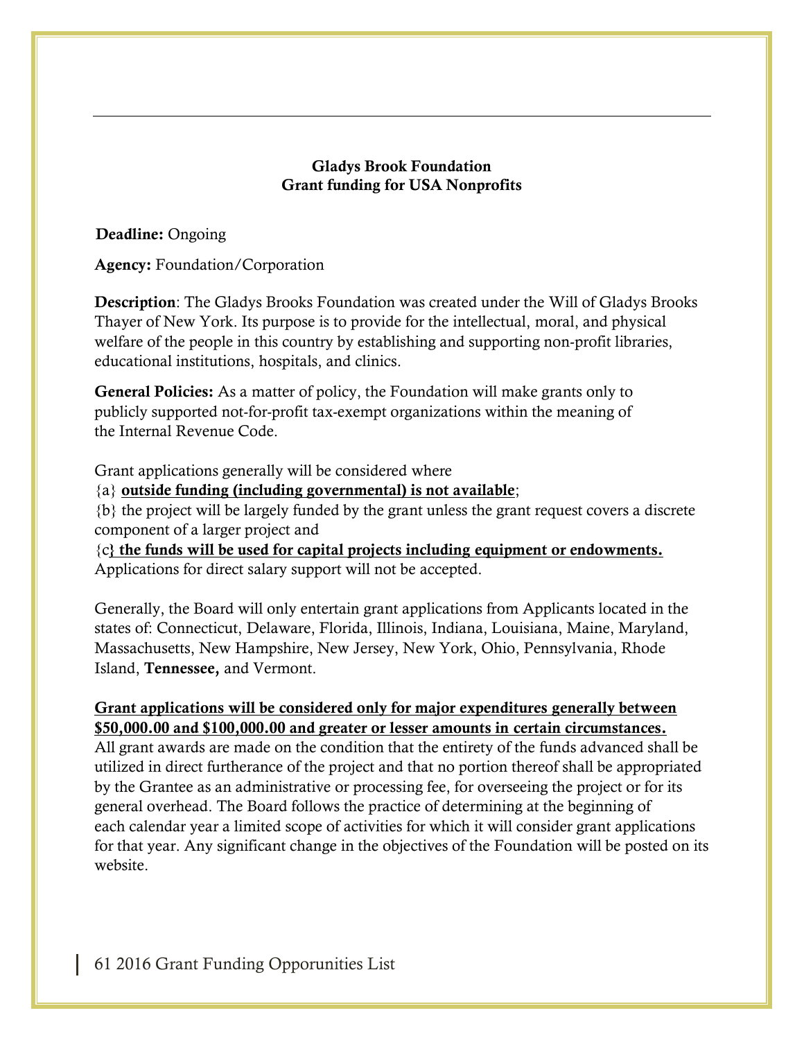**Gladys Brook Foundation**
**Grant funding for USA Nonprofits**

**Deadline:** Ongoing

**Agency:** Foundation/Corporation

**Description**: The Gladys Brooks Foundation was created under the Will of Gladys Brooks Thayer of New York. Its purpose is to provide for the intellectual, moral, and physical welfare of the people in this country by establishing and supporting non-profit libraries, educational institutions, hospitals, and clinics.

**General Policies:** As a matter of policy, the Foundation will make grants only to publicly supported not-for-profit tax-exempt organizations within the meaning of the Internal Revenue Code.

Grant applications generally will be considered where
{a} **outside funding (including governmental) is not available**;
{b} the project will be largely funded by the grant unless the grant request covers a discrete component of a larger project and
{c**} the funds will be used for capital projects including equipment or endowments.**
Applications for direct salary support will not be accepted.

Generally, the Board will only entertain grant applications from Applicants located in the states of: Connecticut, Delaware, Florida, Illinois, Indiana, Louisiana, Maine, Maryland, Massachusetts, New Hampshire, New Jersey, New York, Ohio, Pennsylvania, Rhode Island, **Tennessee,** and Vermont.

**Grant applications will be considered only for major expenditures generally between $50,000.00 and $100,000.00 and greater or lesser amounts in certain circumstances.**
All grant awards are made on the condition that the entirety of the funds advanced shall be utilized in direct furtherance of the project and that no portion thereof shall be appropriated by the Grantee as an administrative or processing fee, for overseeing the project or for its general overhead. The Board follows the practice of determining at the beginning of each calendar year a limited scope of activities for which it will consider grant applications for that year. Any significant change in the objectives of the Foundation will be posted on its website.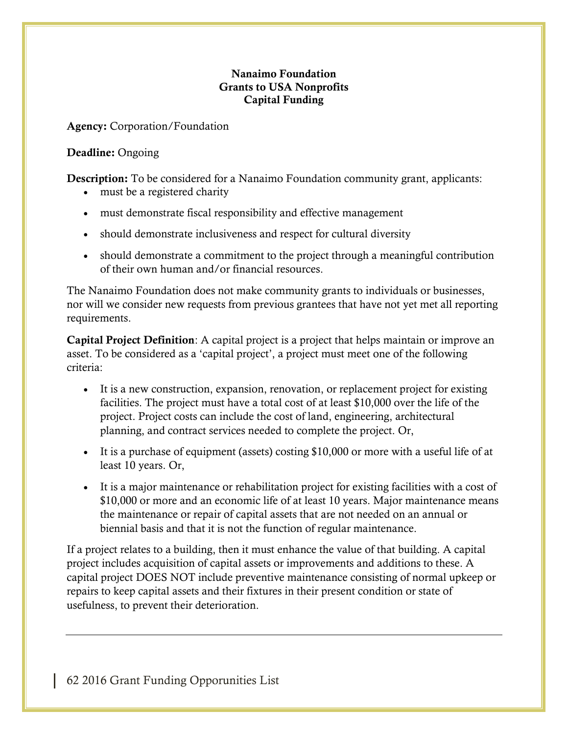**Nanaimo Foundation**
**Grants to USA Nonprofits**
**Capital Funding**

**Agency:** Corporation/Foundation

**Deadline:** Ongoing

**Description:** To be considered for a Nanaimo Foundation community grant, applicants:

- must be a registered charity
- must demonstrate fiscal responsibility and effective management
- should demonstrate inclusiveness and respect for cultural diversity
- should demonstrate a commitment to the project through a meaningful contribution of their own human and/or financial resources.

The Nanaimo Foundation does not make community grants to individuals or businesses, nor will we consider new requests from previous grantees that have not yet met all reporting requirements.

**Capital Project Definition**: A capital project is a project that helps maintain or improve an asset. To be considered as a 'capital project', a project must meet one of the following criteria:

- It is a new construction, expansion, renovation, or replacement project for existing facilities. The project must have a total cost of at least $10,000 over the life of the project. Project costs can include the cost of land, engineering, architectural planning, and contract services needed to complete the project. Or,
- It is a purchase of equipment (assets) costing $10,000 or more with a useful life of at least 10 years. Or,
- It is a major maintenance or rehabilitation project for existing facilities with a cost of $10,000 or more and an economic life of at least 10 years. Major maintenance means the maintenance or repair of capital assets that are not needed on an annual or biennial basis and that it is not the function of regular maintenance.

If a project relates to a building, then it must enhance the value of that building. A capital project includes acquisition of capital assets or improvements and additions to these. A capital project DOES NOT include preventive maintenance consisting of normal upkeep or repairs to keep capital assets and their fixtures in their present condition or state of usefulness, to prevent their deterioration.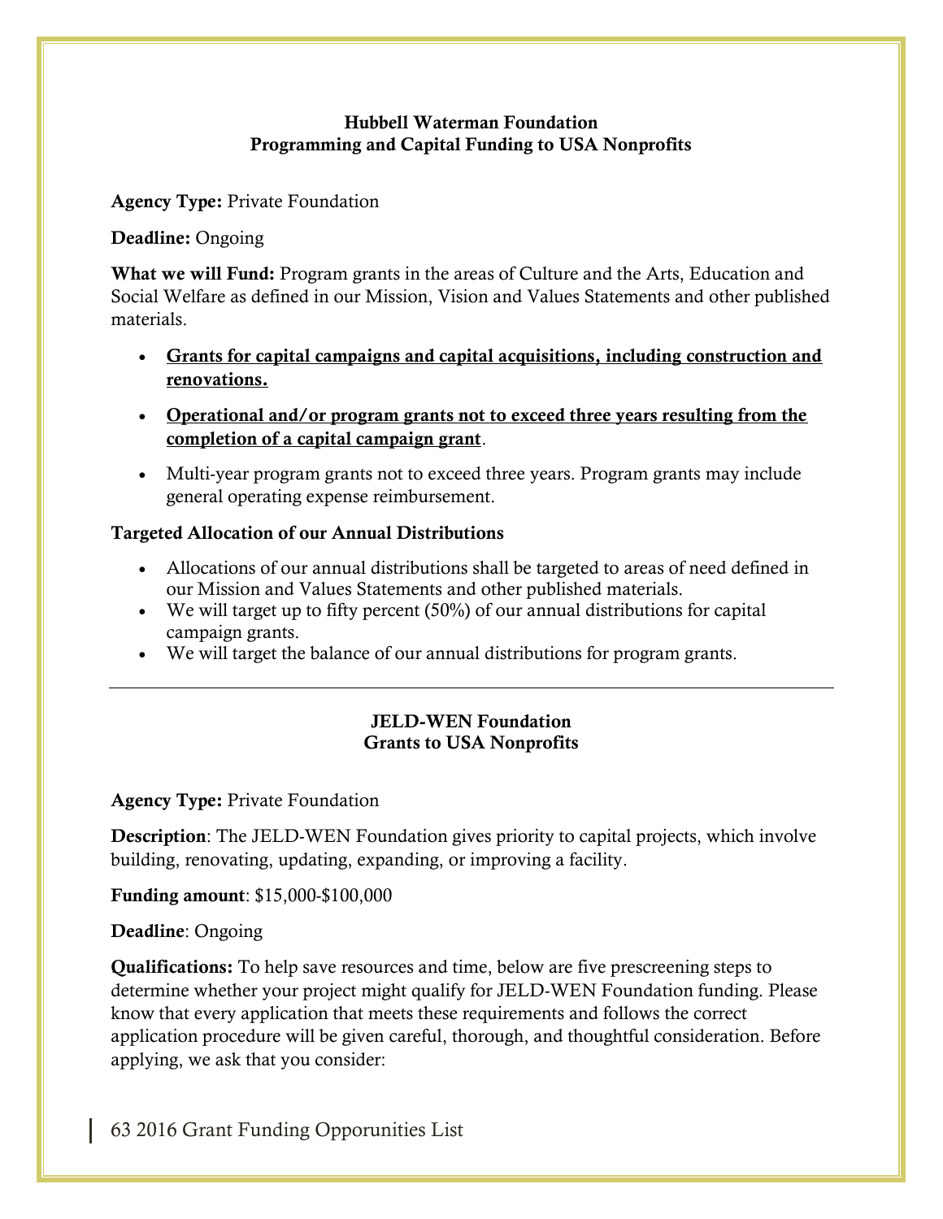### Hubbell Waterman Foundation
### Programming and Capital Funding to USA Nonprofits

**Agency Type:** Private Foundation

**Deadline:** Ongoing

**What we will Fund:** Program grants in the areas of Culture and the Arts, Education and Social Welfare as defined in our Mission, Vision and Values Statements and other published materials.

- **Grants for capital campaigns and capital acquisitions, including construction and renovations.**
- **Operational and/or program grants not to exceed three years resulting from the completion of a capital campaign grant**.
- Multi-year program grants not to exceed three years. Program grants may include general operating expense reimbursement.

**Targeted Allocation of our Annual Distributions**

- Allocations of our annual distributions shall be targeted to areas of need defined in our Mission and Values Statements and other published materials.
- We will target up to fifty percent (50%) of our annual distributions for capital campaign grants.
- We will target the balance of our annual distributions for program grants.

---

### JELD-WEN Foundation
### Grants to USA Nonprofits

**Agency Type:** Private Foundation

**Description**: The JELD-WEN Foundation gives priority to capital projects, which involve building, renovating, updating, expanding, or improving a facility.

**Funding amount**: $15,000-$100,000

**Deadline**: Ongoing

**Qualifications:** To help save resources and time, below are five prescreening steps to determine whether your project might qualify for JELD-WEN Foundation funding. Please know that every application that meets these requirements and follows the correct application procedure will be given careful, thorough, and thoughtful consideration. Before applying, we ask that you consider: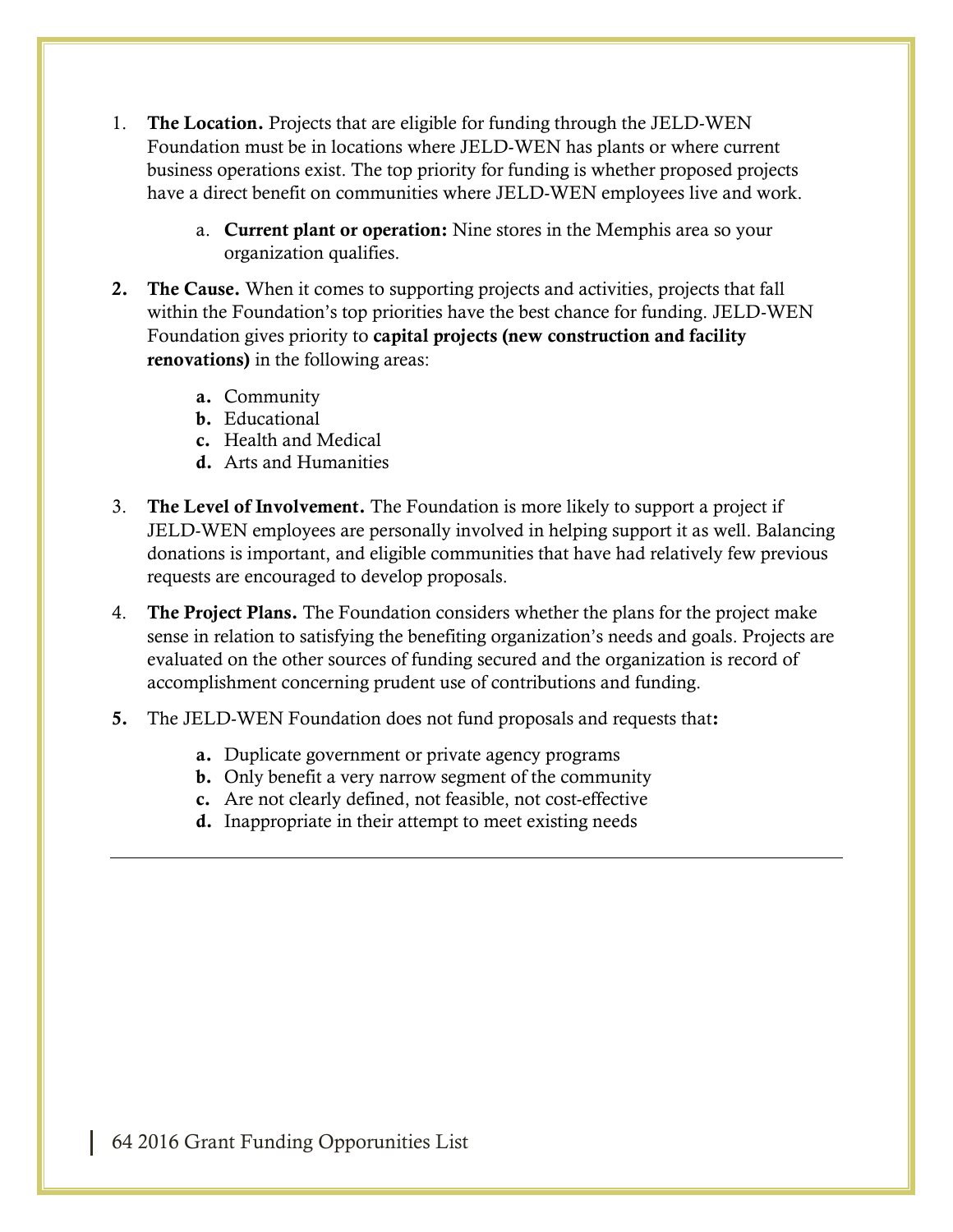1. **The Location.** Projects that are eligible for funding through the JELD-WEN Foundation must be in locations where JELD-WEN has plants or where current business operations exist. The top priority for funding is whether proposed projects have a direct benefit on communities where JELD-WEN employees live and work.

    a. **Current plant or operation:** Nine stores in the Memphis area so your organization qualifies.

2. **The Cause.** When it comes to supporting projects and activities, projects that fall within the Foundation's top priorities have the best chance for funding. JELD-WEN Foundation gives priority to **capital projects (new construction and facility renovations)** in the following areas:

    a. Community
    b. Educational
    c. Health and Medical
    d. Arts and Humanities

3. **The Level of Involvement.** The Foundation is more likely to support a project if JELD-WEN employees are personally involved in helping support it as well. Balancing donations is important, and eligible communities that have had relatively few previous requests are encouraged to develop proposals.

4. **The Project Plans.** The Foundation considers whether the plans for the project make sense in relation to satisfying the benefiting organization's needs and goals. Projects are evaluated on the other sources of funding secured and the organization is record of accomplishment concerning prudent use of contributions and funding.

5. The JELD-WEN Foundation does not fund proposals and requests that**:**

    a. Duplicate government or private agency programs
    b. Only benefit a very narrow segment of the community
    c. Are not clearly defined, not feasible, not cost-effective
    d. Inappropriate in their attempt to meet existing needs

---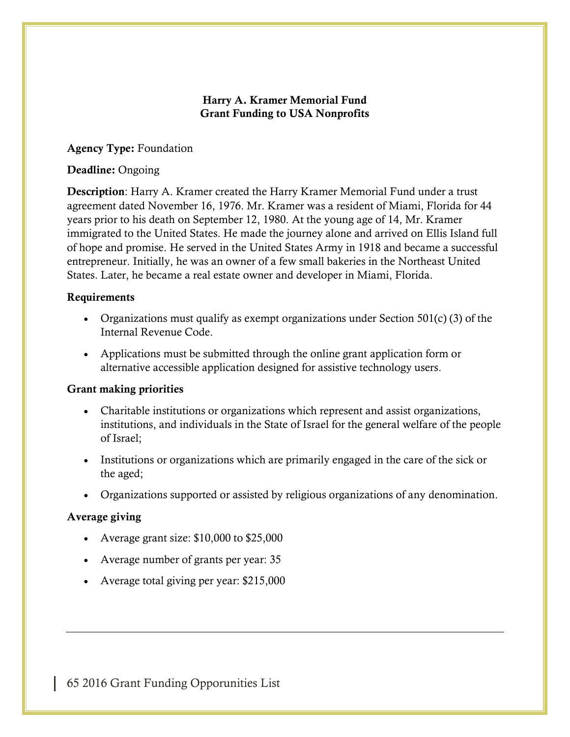**Harry A. Kramer Memorial Fund**
**Grant Funding to USA Nonprofits**

**Agency Type:** Foundation

**Deadline:** Ongoing

**Description**: Harry A. Kramer created the Harry Kramer Memorial Fund under a trust agreement dated November 16, 1976. Mr. Kramer was a resident of Miami, Florida for 44 years prior to his death on September 12, 1980. At the young age of 14, Mr. Kramer immigrated to the United States. He made the journey alone and arrived on Ellis Island full of hope and promise. He served in the United States Army in 1918 and became a successful entrepreneur. Initially, he was an owner of a few small bakeries in the Northeast United States. Later, he became a real estate owner and developer in Miami, Florida.

**Requirements**

- Organizations must qualify as exempt organizations under Section 501(c) (3) of the Internal Revenue Code.
- Applications must be submitted through the online grant application form or alternative accessible application designed for assistive technology users.

**Grant making priorities**

- Charitable institutions or organizations which represent and assist organizations, institutions, and individuals in the State of Israel for the general welfare of the people of Israel;
- Institutions or organizations which are primarily engaged in the care of the sick or the aged;
- Organizations supported or assisted by religious organizations of any denomination.

**Average giving**

- Average grant size: $10,000 to $25,000
- Average number of grants per year: 35
- Average total giving per year: $215,000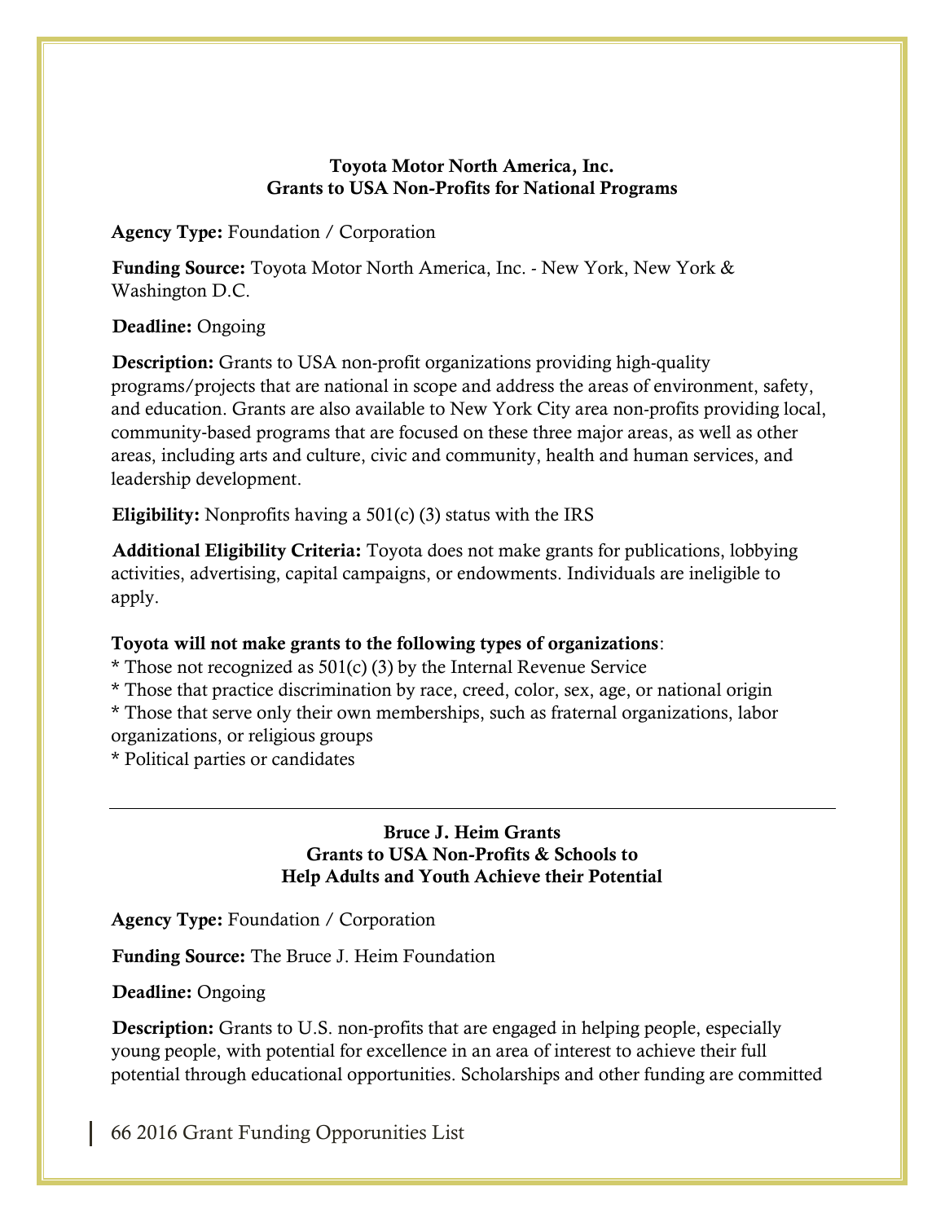**Toyota Motor North America, Inc.**
**Grants to USA Non-Profits for National Programs**

**Agency Type:** Foundation / Corporation

**Funding Source:** Toyota Motor North America, Inc. - New York, New York & Washington D.C.

**Deadline:** Ongoing

**Description:** Grants to USA non-profit organizations providing high-quality programs/projects that are national in scope and address the areas of environment, safety, and education. Grants are also available to New York City area non-profits providing local, community-based programs that are focused on these three major areas, as well as other areas, including arts and culture, civic and community, health and human services, and leadership development.

**Eligibility:** Nonprofits having a 501(c) (3) status with the IRS

**Additional Eligibility Criteria:** Toyota does not make grants for publications, lobbying activities, advertising, capital campaigns, or endowments. Individuals are ineligible to apply.

**Toyota will not make grants to the following types of organizations**:
* Those not recognized as 501(c) (3) by the Internal Revenue Service
* Those that practice discrimination by race, creed, color, sex, age, or national origin
* Those that serve only their own memberships, such as fraternal organizations, labor organizations, or religious groups
* Political parties or candidates

---

**Bruce J. Heim Grants**
**Grants to USA Non-Profits & Schools to**
**Help Adults and Youth Achieve their Potential**

**Agency Type:** Foundation / Corporation

**Funding Source:** The Bruce J. Heim Foundation

**Deadline:** Ongoing

**Description:** Grants to U.S. non-profits that are engaged in helping people, especially young people, with potential for excellence in an area of interest to achieve their full potential through educational opportunities. Scholarships and other funding are committed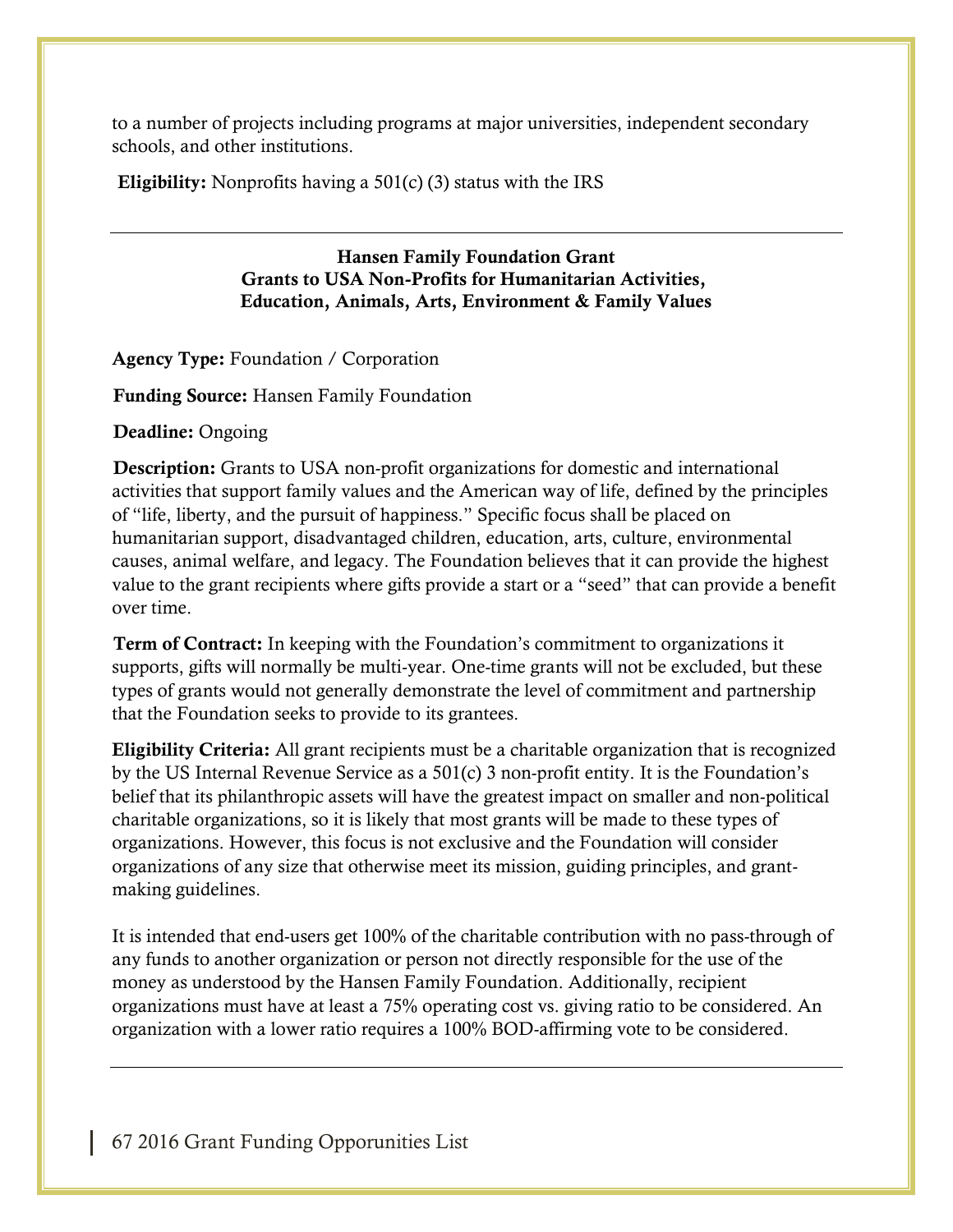to a number of projects including programs at major universities, independent secondary schools, and other institutions.

**Eligibility:** Nonprofits having a 501(c) (3) status with the IRS

---

**Hansen Family Foundation Grant**
**Grants to USA Non-Profits for Humanitarian Activities, Education, Animals, Arts, Environment & Family Values**

**Agency Type:** Foundation / Corporation

**Funding Source:** Hansen Family Foundation

**Deadline:** Ongoing

**Description:** Grants to USA non-profit organizations for domestic and international activities that support family values and the American way of life, defined by the principles of "life, liberty, and the pursuit of happiness." Specific focus shall be placed on humanitarian support, disadvantaged children, education, arts, culture, environmental causes, animal welfare, and legacy. The Foundation believes that it can provide the highest value to the grant recipients where gifts provide a start or a "seed" that can provide a benefit over time.

**Term of Contract:** In keeping with the Foundation's commitment to organizations it supports, gifts will normally be multi-year. One-time grants will not be excluded, but these types of grants would not generally demonstrate the level of commitment and partnership that the Foundation seeks to provide to its grantees.

**Eligibility Criteria:** All grant recipients must be a charitable organization that is recognized by the US Internal Revenue Service as a 501(c) 3 non-profit entity. It is the Foundation's belief that its philanthropic assets will have the greatest impact on smaller and non-political charitable organizations, so it is likely that most grants will be made to these types of organizations. However, this focus is not exclusive and the Foundation will consider organizations of any size that otherwise meet its mission, guiding principles, and grant-making guidelines.

It is intended that end-users get 100% of the charitable contribution with no pass-through of any funds to another organization or person not directly responsible for the use of the money as understood by the Hansen Family Foundation. Additionally, recipient organizations must have at least a 75% operating cost vs. giving ratio to be considered. An organization with a lower ratio requires a 100% BOD-affirming vote to be considered.

---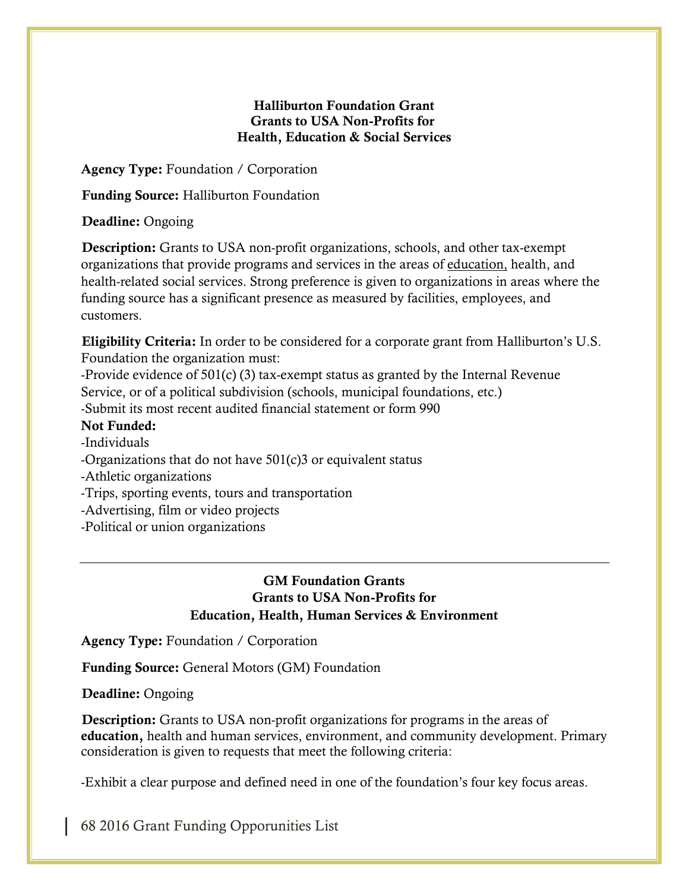### Halliburton Foundation Grant
### Grants to USA Non-Profits for
### Health, Education & Social Services

**Agency Type:** Foundation / Corporation

**Funding Source:** Halliburton Foundation

**Deadline:** Ongoing

**Description:** Grants to USA non-profit organizations, schools, and other tax-exempt organizations that provide programs and services in the areas of education, health, and health-related social services. Strong preference is given to organizations in areas where the funding source has a significant presence as measured by facilities, employees, and customers.

**Eligibility Criteria:** In order to be considered for a corporate grant from Halliburton's U.S. Foundation the organization must:
-Provide evidence of 501(c) (3) tax-exempt status as granted by the Internal Revenue Service, or of a political subdivision (schools, municipal foundations, etc.)
-Submit its most recent audited financial statement or form 990

**Not Funded:**
-Individuals
-Organizations that do not have 501(c)3 or equivalent status
-Athletic organizations
-Trips, sporting events, tours and transportation
-Advertising, film or video projects
-Political or union organizations

---

### GM Foundation Grants
### Grants to USA Non-Profits for
### Education, Health, Human Services & Environment

**Agency Type:** Foundation / Corporation

**Funding Source:** General Motors (GM) Foundation

**Deadline:** Ongoing

**Description:** Grants to USA non-profit organizations for programs in the areas of **education,** health and human services, environment, and community development. Primary consideration is given to requests that meet the following criteria:

-Exhibit a clear purpose and defined need in one of the foundation's four key focus areas.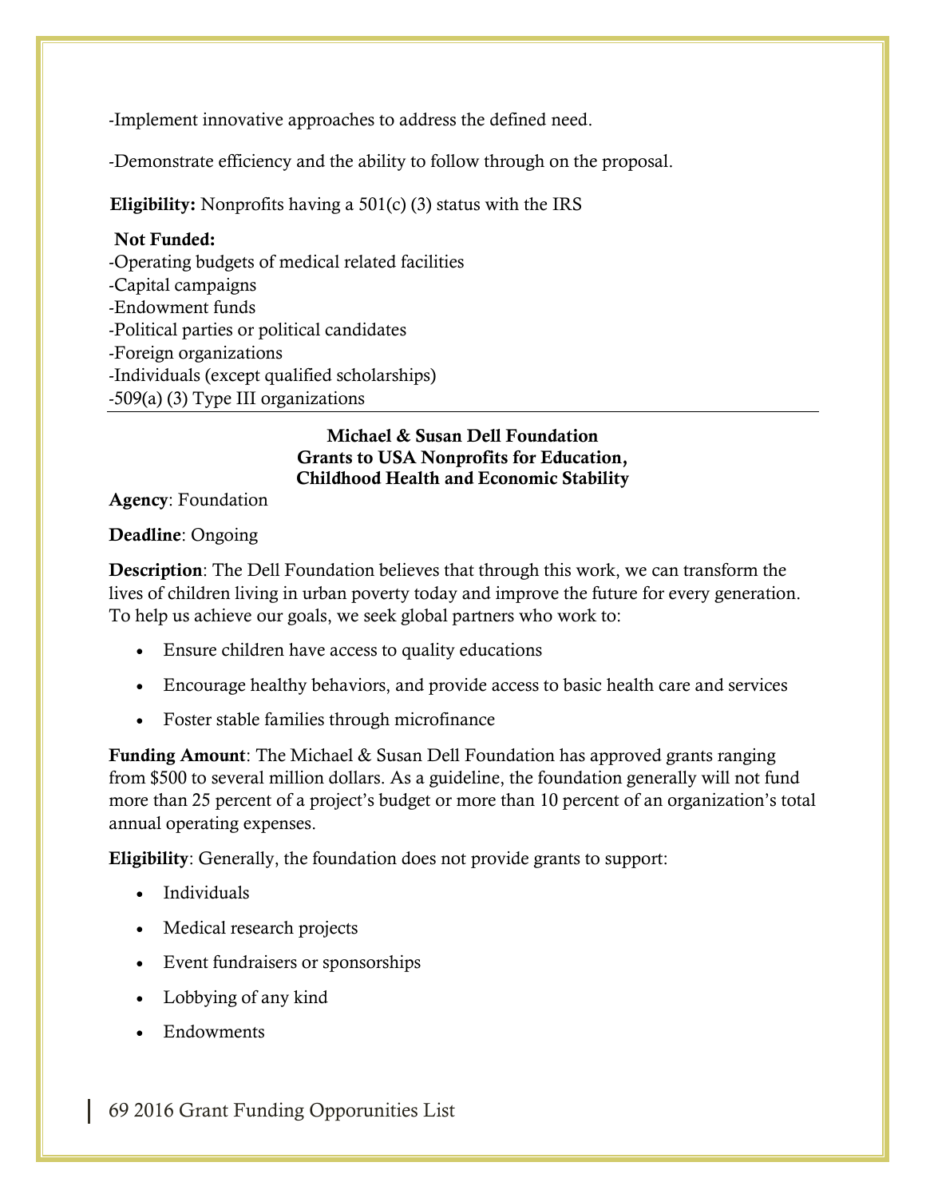-Implement innovative approaches to address the defined need.

-Demonstrate efficiency and the ability to follow through on the proposal.

**Eligibility:** Nonprofits having a 501(c) (3) status with the IRS

**Not Funded:**
-Operating budgets of medical related facilities
-Capital campaigns
-Endowment funds
-Political parties or political candidates
-Foreign organizations
-Individuals (except qualified scholarships)
-509(a) (3) Type III organizations

---

### Michael & Susan Dell Foundation
### Grants to USA Nonprofits for Education, Childhood Health and Economic Stability

**Agency**: Foundation

**Deadline**: Ongoing

**Description**: The Dell Foundation believes that through this work, we can transform the lives of children living in urban poverty today and improve the future for every generation. To help us achieve our goals, we seek global partners who work to:

- Ensure children have access to quality educations
- Encourage healthy behaviors, and provide access to basic health care and services
- Foster stable families through microfinance

**Funding Amount**: The Michael & Susan Dell Foundation has approved grants ranging from $500 to several million dollars. As a guideline, the foundation generally will not fund more than 25 percent of a project's budget or more than 10 percent of an organization's total annual operating expenses.

**Eligibility**: Generally, the foundation does not provide grants to support:

- Individuals
- Medical research projects
- Event fundraisers or sponsorships
- Lobbying of any kind
- Endowments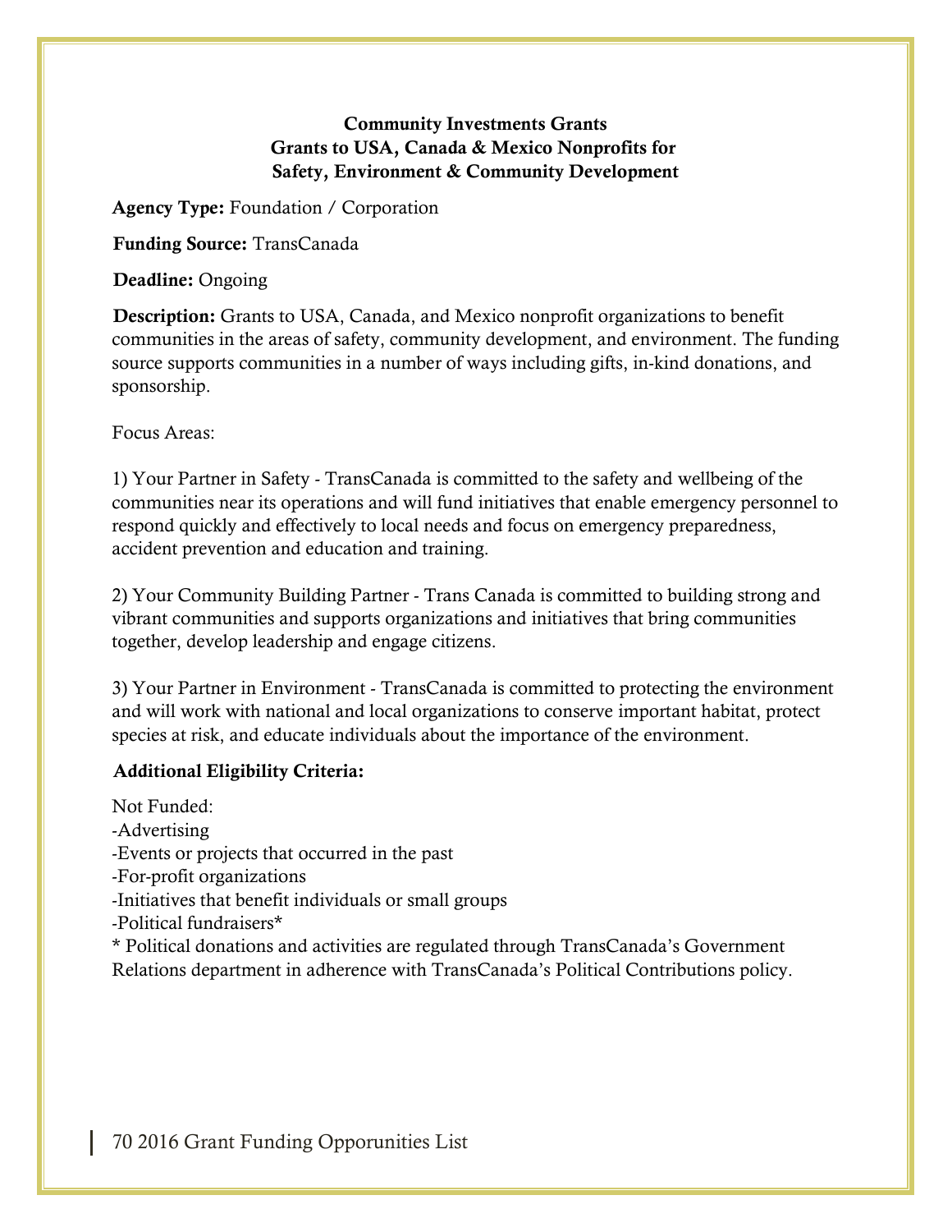### Community Investments Grants
### Grants to USA, Canada & Mexico Nonprofits for Safety, Environment & Community Development

**Agency Type:** Foundation / Corporation

**Funding Source:** TransCanada

**Deadline:** Ongoing

**Description:** Grants to USA, Canada, and Mexico nonprofit organizations to benefit communities in the areas of safety, community development, and environment. The funding source supports communities in a number of ways including gifts, in-kind donations, and sponsorship.

Focus Areas:

1) Your Partner in Safety - TransCanada is committed to the safety and wellbeing of the communities near its operations and will fund initiatives that enable emergency personnel to respond quickly and effectively to local needs and focus on emergency preparedness, accident prevention and education and training.

2) Your Community Building Partner - Trans Canada is committed to building strong and vibrant communities and supports organizations and initiatives that bring communities together, develop leadership and engage citizens.

3) Your Partner in Environment - TransCanada is committed to protecting the environment and will work with national and local organizations to conserve important habitat, protect species at risk, and educate individuals about the importance of the environment.

**Additional Eligibility Criteria:**

Not Funded:
-Advertising
-Events or projects that occurred in the past
-For-profit organizations
-Initiatives that benefit individuals or small groups
-Political fundraisers*
* Political donations and activities are regulated through TransCanada's Government Relations department in adherence with TransCanada's Political Contributions policy.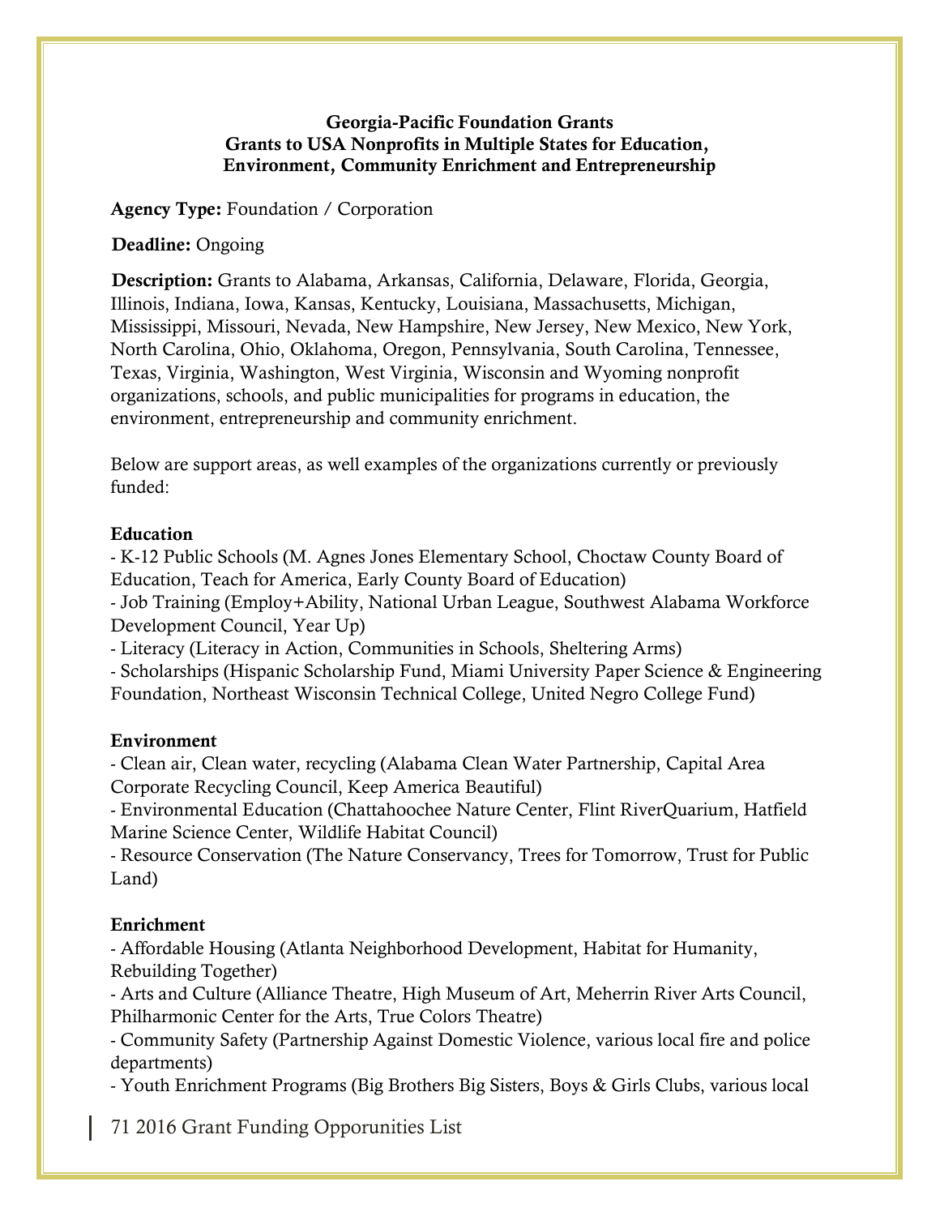**Georgia-Pacific Foundation Grants**
**Grants to USA Nonprofits in Multiple States for Education, Environment, Community Enrichment and Entrepreneurship**

**Agency Type:** Foundation / Corporation

**Deadline:** Ongoing

**Description:** Grants to Alabama, Arkansas, California, Delaware, Florida, Georgia, Illinois, Indiana, Iowa, Kansas, Kentucky, Louisiana, Massachusetts, Michigan, Mississippi, Missouri, Nevada, New Hampshire, New Jersey, New Mexico, New York, North Carolina, Ohio, Oklahoma, Oregon, Pennsylvania, South Carolina, Tennessee, Texas, Virginia, Washington, West Virginia, Wisconsin and Wyoming nonprofit organizations, schools, and public municipalities for programs in education, the environment, entrepreneurship and community enrichment.

Below are support areas, as well examples of the organizations currently or previously funded:

**Education**
- K-12 Public Schools (M. Agnes Jones Elementary School, Choctaw County Board of Education, Teach for America, Early County Board of Education)
- Job Training (Employ+Ability, National Urban League, Southwest Alabama Workforce Development Council, Year Up)
- Literacy (Literacy in Action, Communities in Schools, Sheltering Arms)
- Scholarships (Hispanic Scholarship Fund, Miami University Paper Science & Engineering Foundation, Northeast Wisconsin Technical College, United Negro College Fund)

**Environment**
- Clean air, Clean water, recycling (Alabama Clean Water Partnership, Capital Area Corporate Recycling Council, Keep America Beautiful)
- Environmental Education (Chattahoochee Nature Center, Flint RiverQuarium, Hatfield Marine Science Center, Wildlife Habitat Council)
- Resource Conservation (The Nature Conservancy, Trees for Tomorrow, Trust for Public Land)

**Enrichment**
- Affordable Housing (Atlanta Neighborhood Development, Habitat for Humanity, Rebuilding Together)
- Arts and Culture (Alliance Theatre, High Museum of Art, Meherrin River Arts Council, Philharmonic Center for the Arts, True Colors Theatre)
- Community Safety (Partnership Against Domestic Violence, various local fire and police departments)
- Youth Enrichment Programs (Big Brothers Big Sisters, Boys & Girls Clubs, various local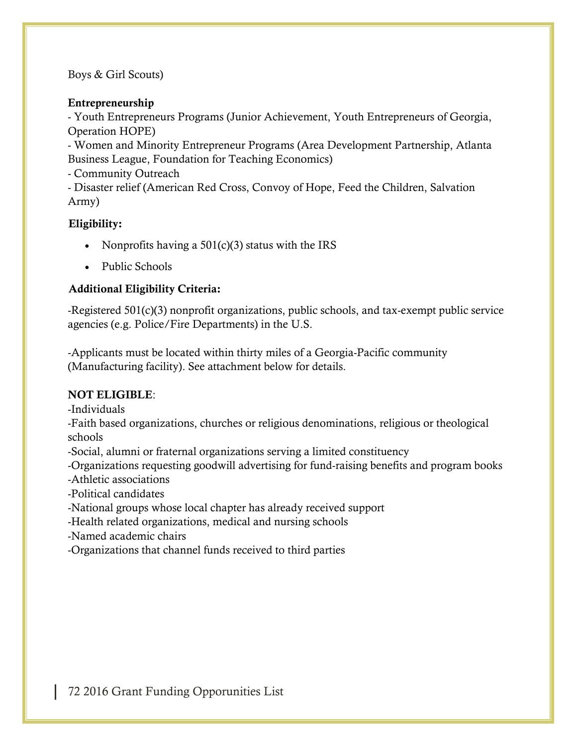Boys & Girl Scouts)

**Entrepreneurship**
- Youth Entrepreneurs Programs (Junior Achievement, Youth Entrepreneurs of Georgia, Operation HOPE)
- Women and Minority Entrepreneur Programs (Area Development Partnership, Atlanta Business League, Foundation for Teaching Economics)
- Community Outreach
- Disaster relief (American Red Cross, Convoy of Hope, Feed the Children, Salvation Army)

**Eligibility:**

- Nonprofits having a 501(c)(3) status with the IRS
- Public Schools

**Additional Eligibility Criteria:**

-Registered 501(c)(3) nonprofit organizations, public schools, and tax-exempt public service agencies (e.g. Police/Fire Departments) in the U.S.

-Applicants must be located within thirty miles of a Georgia-Pacific community (Manufacturing facility). See attachment below for details.

**NOT ELIGIBLE**:
-Individuals
-Faith based organizations, churches or religious denominations, religious or theological schools
-Social, alumni or fraternal organizations serving a limited constituency
-Organizations requesting goodwill advertising for fund-raising benefits and program books
-Athletic associations
-Political candidates
-National groups whose local chapter has already received support
-Health related organizations, medical and nursing schools
-Named academic chairs
-Organizations that channel funds received to third parties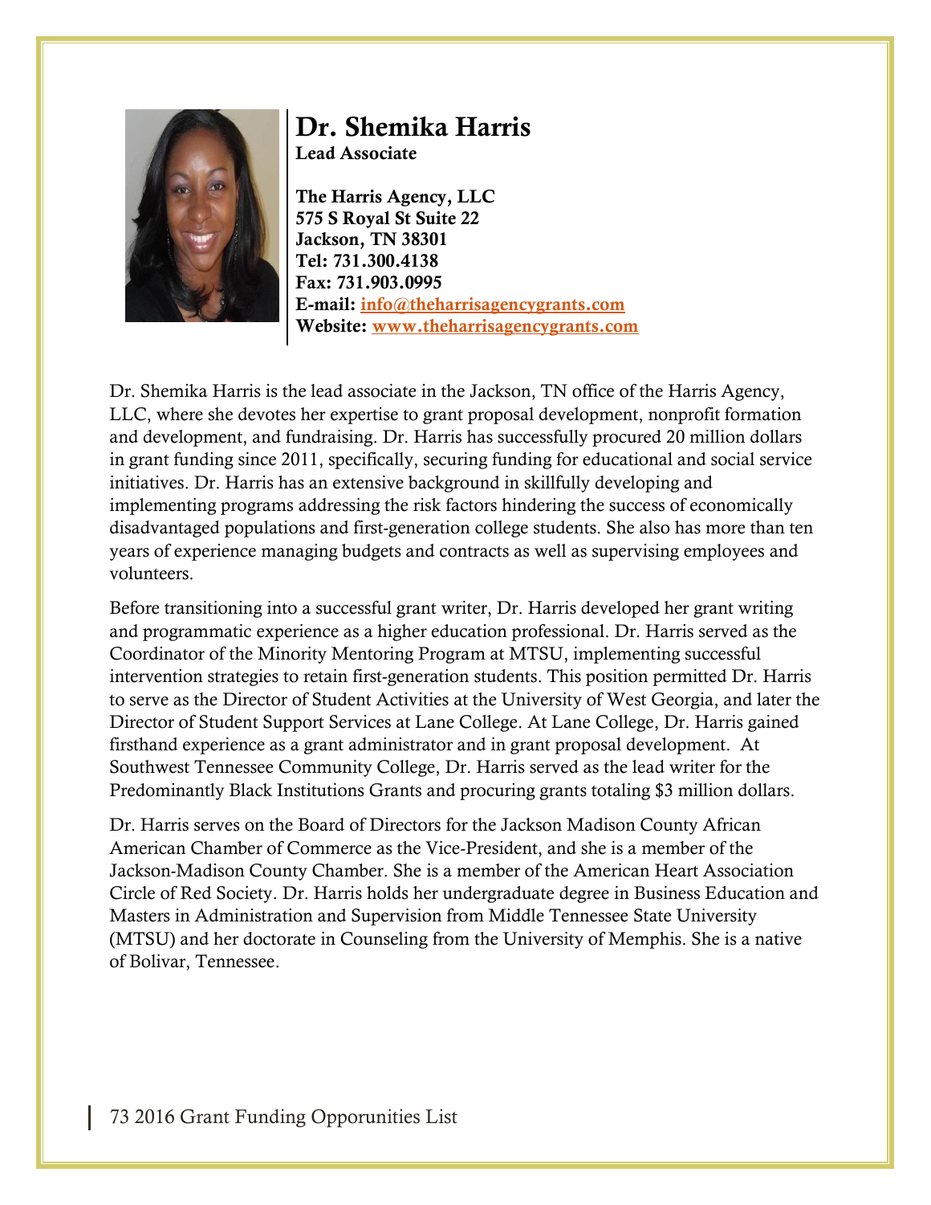# Dr. Shemika Harris

**Lead Associate**

**The Harris Agency, LLC**
**575 S Royal St Suite 22**
**Jackson, TN 38301**
**Tel: 731.300.4138**
**Fax: 731.903.0995**
**E-mail: info@theharrisagencygrants.com**
**Website: www.theharrisagencygrants.com**

Dr. Shemika Harris is the lead associate in the Jackson, TN office of the Harris Agency, LLC, where she devotes her expertise to grant proposal development, nonprofit formation and development, and fundraising. Dr. Harris has successfully procured 20 million dollars in grant funding since 2011, specifically, securing funding for educational and social service initiatives. Dr. Harris has an extensive background in skillfully developing and implementing programs addressing the risk factors hindering the success of economically disadvantaged populations and first-generation college students. She also has more than ten years of experience managing budgets and contracts as well as supervising employees and volunteers.

Before transitioning into a successful grant writer, Dr. Harris developed her grant writing and programmatic experience as a higher education professional. Dr. Harris served as the Coordinator of the Minority Mentoring Program at MTSU, implementing successful intervention strategies to retain first-generation students. This position permitted Dr. Harris to serve as the Director of Student Activities at the University of West Georgia, and later the Director of Student Support Services at Lane College. At Lane College, Dr. Harris gained firsthand experience as a grant administrator and in grant proposal development. At Southwest Tennessee Community College, Dr. Harris served as the lead writer for the Predominantly Black Institutions Grants and procuring grants totaling $3 million dollars.

Dr. Harris serves on the Board of Directors for the Jackson Madison County African American Chamber of Commerce as the Vice-President, and she is a member of the Jackson-Madison County Chamber. She is a member of the American Heart Association Circle of Red Society. Dr. Harris holds her undergraduate degree in Business Education and Masters in Administration and Supervision from Middle Tennessee State University (MTSU) and her doctorate in Counseling from the University of Memphis. She is a native of Bolivar, Tennessee.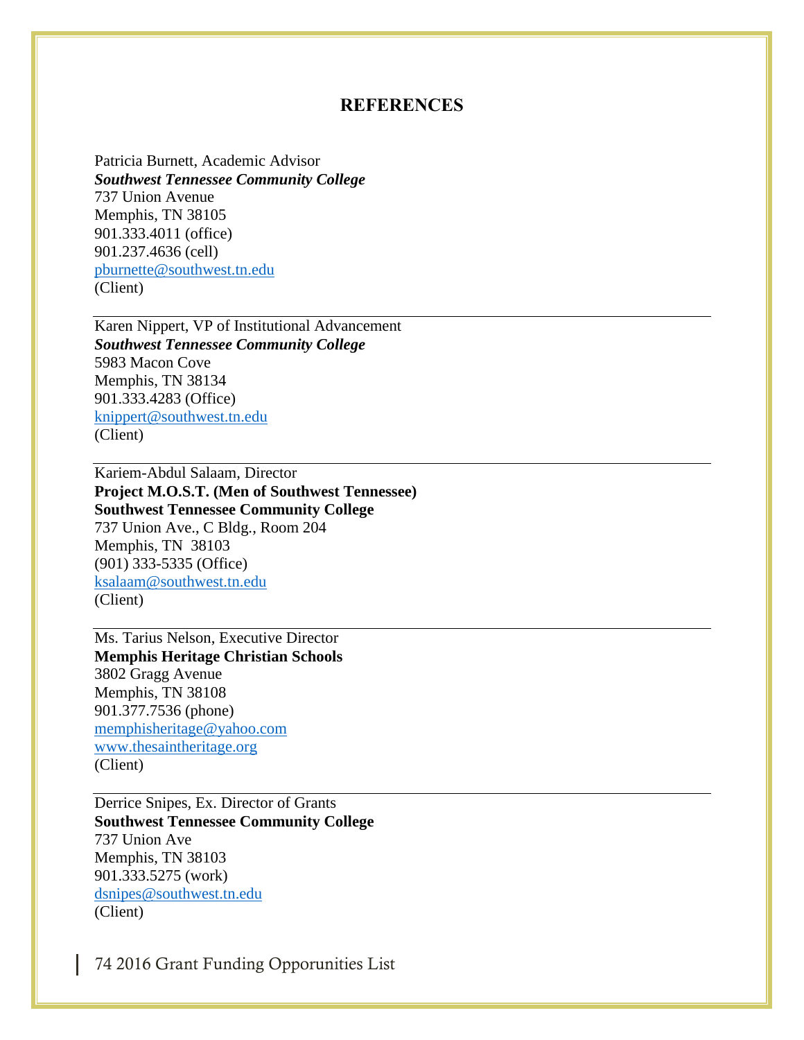# REFERENCES

Patricia Burnett, Academic Advisor
***Southwest Tennessee Community College***
737 Union Avenue
Memphis, TN 38105
901.333.4011 (office)
901.237.4636 (cell)
pburnette@southwest.tn.edu
(Client)

---

Karen Nippert, VP of Institutional Advancement
***Southwest Tennessee Community College***
5983 Macon Cove
Memphis, TN 38134
901.333.4283 (Office)
knippert@southwest.tn.edu
(Client)

---

Kariem-Abdul Salaam, Director
**Project M.O.S.T. (Men of Southwest Tennessee)**
**Southwest Tennessee Community College**
737 Union Ave., C Bldg., Room 204
Memphis, TN 38103
(901) 333-5335 (Office)
ksalaam@southwest.tn.edu
(Client)

---

Ms. Tarius Nelson, Executive Director
**Memphis Heritage Christian Schools**
3802 Gragg Avenue
Memphis, TN 38108
901.377.7536 (phone)
memphisheritage@yahoo.com
www.thesaintheritage.org
(Client)

---

Derrice Snipes, Ex. Director of Grants
**Southwest Tennessee Community College**
737 Union Ave
Memphis, TN 38103
901.333.5275 (work)
dsnipes@southwest.tn.edu
(Client)